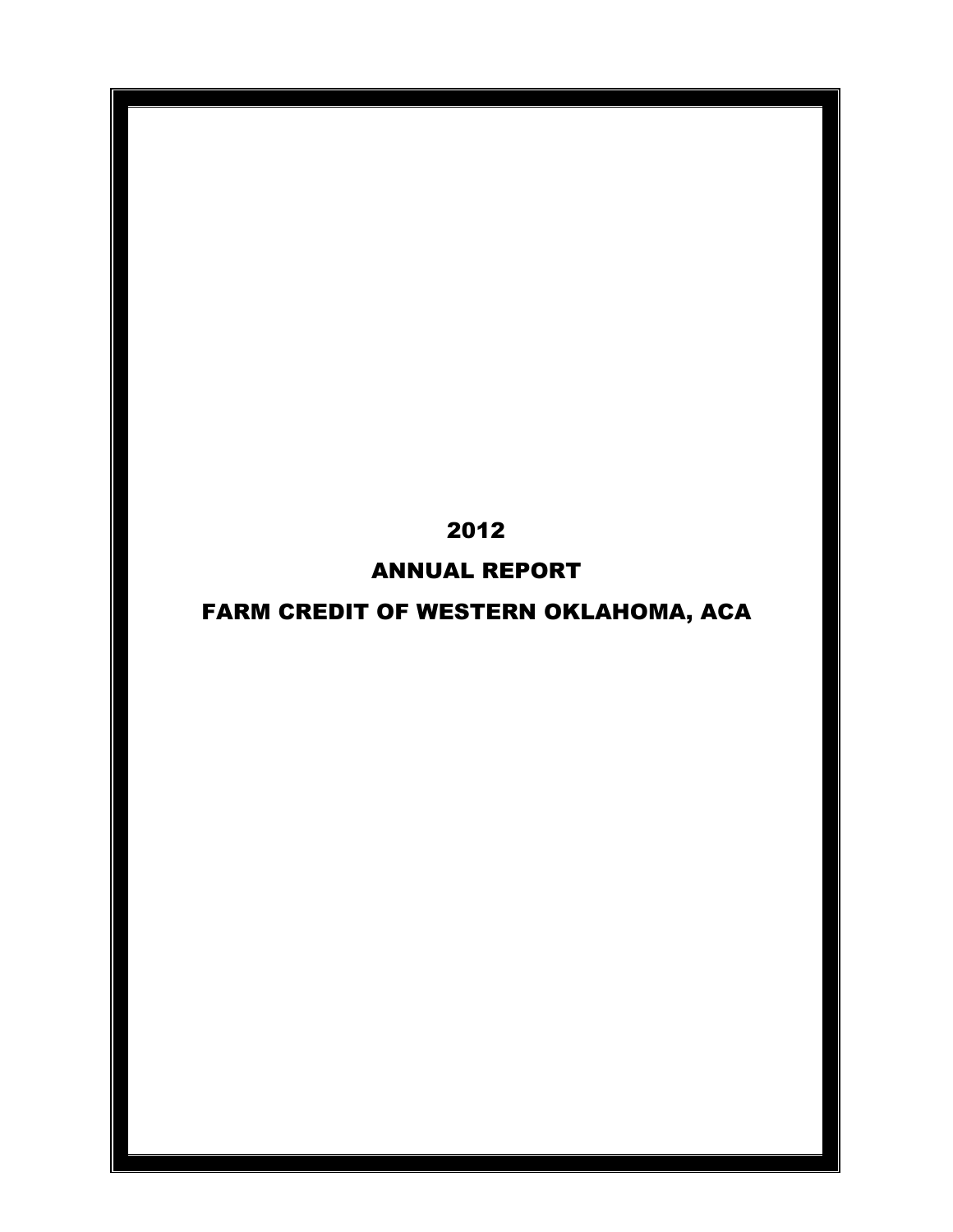# 2012

# ANNUAL REPORT

# FARM CREDIT OF WESTERN OKLAHOMA, ACA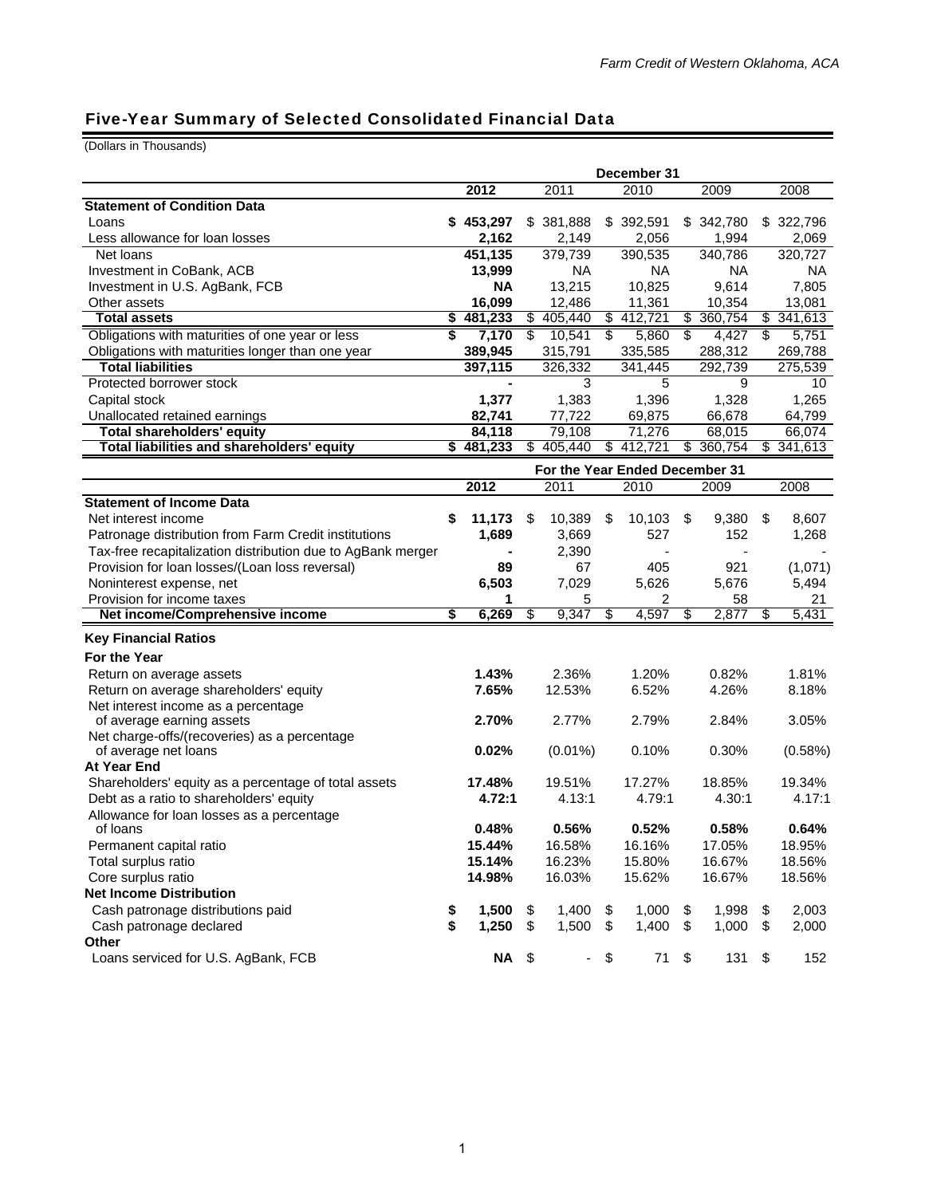## Five-Year Summary of Selected Consolidated Financial Data

(Dollars in Thousands)

| | December 31 | | | | |
|---|---|---|---|---|---|
| | **2012** | 2011 | 2010 | 2009 | 2008 |
| **Statement of Condition Data** | | | | | |
| Loans | **$ 453,297** | $ 381,888 | $ 392,591 | $ 342,780 | $ 322,796 |
| Less allowance for loan losses | **2,162** | 2,149 | 2,056 | 1,994 | 2,069 |
| Net loans | **451,135** | 379,739 | 390,535 | 340,786 | 320,727 |
| Investment in CoBank, ACB | **13,999** | NA | NA | NA | NA |
| Investment in U.S. AgBank, FCB | **NA** | 13,215 | 10,825 | 9,614 | 7,805 |
| Other assets | **16,099** | 12,486 | 11,361 | 10,354 | 13,081 |
| **Total assets** | **$ 481,233** | $ 405,440 | $ 412,721 | $ 360,754 | $ 341,613 |
| Obligations with maturities of one year or less | **$ 7,170** | $ 10,541 | $ 5,860 | $ 4,427 | $ 5,751 |
| Obligations with maturities longer than one year | **389,945** | 315,791 | 335,585 | 288,312 | 269,788 |
| **Total liabilities** | **397,115** | 326,332 | 341,445 | 292,739 | 275,539 |
| Protected borrower stock | **-** | 3 | 5 | 9 | 10 |
| Capital stock | **1,377** | 1,383 | 1,396 | 1,328 | 1,265 |
| Unallocated retained earnings | **82,741** | 77,722 | 69,875 | 66,678 | 64,799 |
| **Total shareholders' equity** | **84,118** | 79,108 | 71,276 | 68,015 | 66,074 |
| **Total liabilities and shareholders' equity** | **$ 481,233** | $ 405,440 | $ 412,721 | $ 360,754 | $ 341,613 |

| | For the Year Ended December 31 | | | | |
|---|---|---|---|---|---|
| | **2012** | 2011 | 2010 | 2009 | 2008 |
| **Statement of Income Data** | | | | | |
| Net interest income | **$ 11,173** | $ 10,389 | $ 10,103 | $ 9,380 | $ 8,607 |
| Patronage distribution from Farm Credit institutions | **1,689** | 3,669 | 527 | 152 | 1,268 |
| Tax-free recapitalization distribution due to AgBank merger | **-** | 2,390 | - | - | - |
| Provision for loan losses/(Loan loss reversal) | **89** | 67 | 405 | 921 | (1,071) |
| Noninterest expense, net | **6,503** | 7,029 | 5,626 | 5,676 | 5,494 |
| Provision for income taxes | **1** | 5 | 2 | 58 | 21 |
| **Net income/Comprehensive income** | **$ 6,269** | $ 9,347 | $ 4,597 | $ 2,877 | $ 5,431 |
| **Key Financial Ratios** | | | | | |
| **For the Year** | | | | | |
| Return on average assets | **1.43%** | 2.36% | 1.20% | 0.82% | 1.81% |
| Return on average shareholders' equity | **7.65%** | 12.53% | 6.52% | 4.26% | 8.18% |
| Net interest income as a percentage of average earning assets | **2.70%** | 2.77% | 2.79% | 2.84% | 3.05% |
| Net charge-offs/(recoveries) as a percentage of average net loans | **0.02%** | (0.01%) | 0.10% | 0.30% | (0.58%) |
| **At Year End** | | | | | |
| Shareholders' equity as a percentage of total assets | **17.48%** | 19.51% | 17.27% | 18.85% | 19.34% |
| Debt as a ratio to shareholders' equity | **4.72:1** | 4.13:1 | 4.79:1 | 4.30:1 | 4.17:1 |
| Allowance for loan losses as a percentage of loans | **0.48%** | **0.56%** | **0.52%** | **0.58%** | **0.64%** |
| Permanent capital ratio | **15.44%** | 16.58% | 16.16% | 17.05% | 18.95% |
| Total surplus ratio | **15.14%** | 16.23% | 15.80% | 16.67% | 18.56% |
| Core surplus ratio | **14.98%** | 16.03% | 15.62% | 16.67% | 18.56% |
| **Net Income Distribution** | | | | | |
| Cash patronage distributions paid | **$ 1,500** | $ 1,400 | $ 1,000 | $ 1,998 | $ 2,003 |
| Cash patronage declared | **$ 1,250** | $ 1,500 | $ 1,400 | $ 1,000 | $ 2,000 |
| **Other** | | | | | |
| Loans serviced for U.S. AgBank, FCB | **NA** | $ - | $ 71 | $ 131 | $ 152 |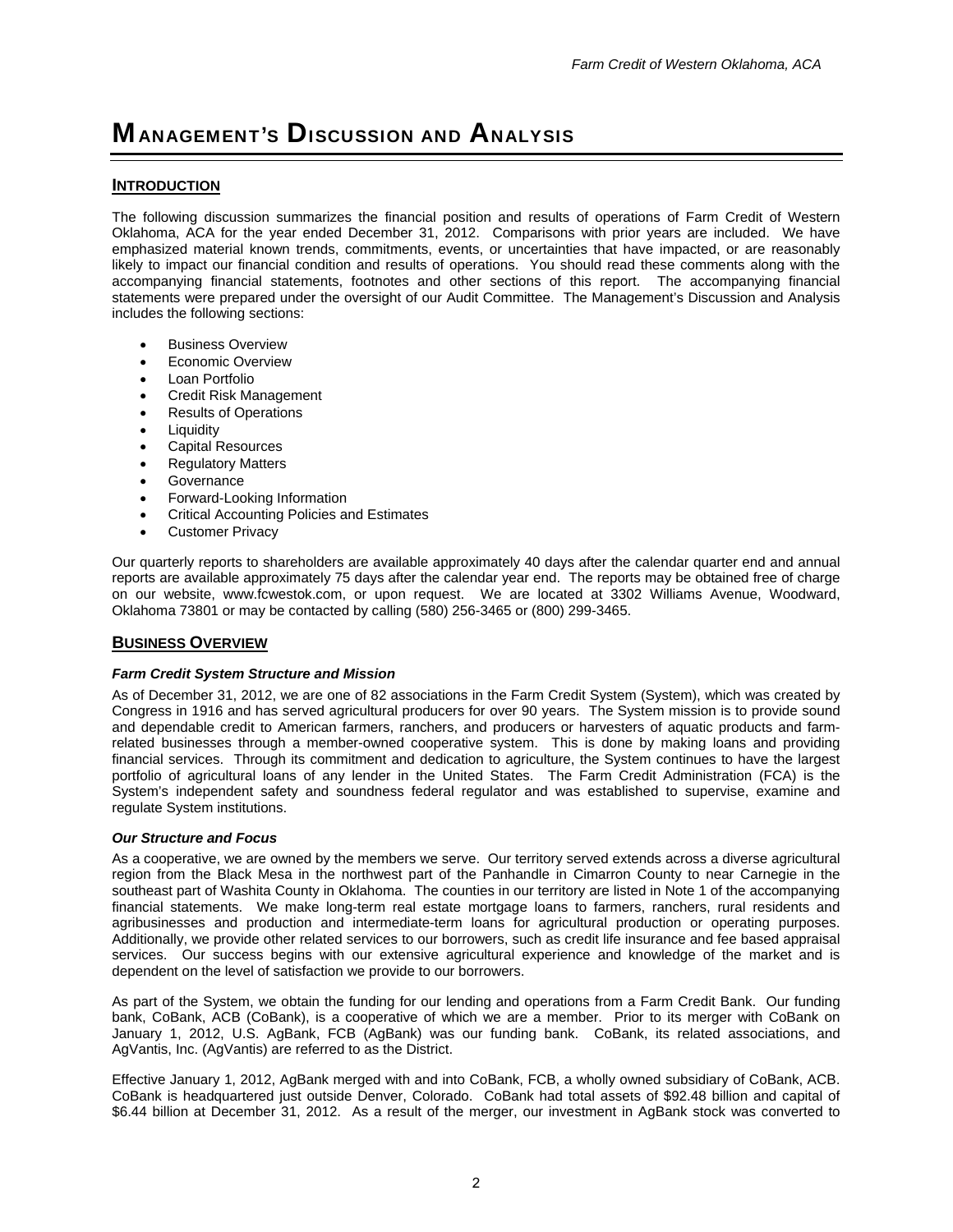# MANAGEMENT'S DISCUSSION AND ANALYSIS

## INTRODUCTION

The following discussion summarizes the financial position and results of operations of Farm Credit of Western Oklahoma, ACA for the year ended December 31, 2012. Comparisons with prior years are included. We have emphasized material known trends, commitments, events, or uncertainties that have impacted, or are reasonably likely to impact our financial condition and results of operations. You should read these comments along with the accompanying financial statements, footnotes and other sections of this report. The accompanying financial statements were prepared under the oversight of our Audit Committee. The Management's Discussion and Analysis includes the following sections:

- Business Overview
- Economic Overview
- Loan Portfolio
- Credit Risk Management
- Results of Operations
- Liquidity
- Capital Resources
- Regulatory Matters
- Governance
- Forward-Looking Information
- Critical Accounting Policies and Estimates
- Customer Privacy

Our quarterly reports to shareholders are available approximately 40 days after the calendar quarter end and annual reports are available approximately 75 days after the calendar year end. The reports may be obtained free of charge on our website, www.fcwestok.com, or upon request. We are located at 3302 Williams Avenue, Woodward, Oklahoma 73801 or may be contacted by calling (580) 256-3465 or (800) 299-3465.

## BUSINESS OVERVIEW

### *Farm Credit System Structure and Mission*

As of December 31, 2012, we are one of 82 associations in the Farm Credit System (System), which was created by Congress in 1916 and has served agricultural producers for over 90 years. The System mission is to provide sound and dependable credit to American farmers, ranchers, and producers or harvesters of aquatic products and farm-related businesses through a member-owned cooperative system. This is done by making loans and providing financial services. Through its commitment and dedication to agriculture, the System continues to have the largest portfolio of agricultural loans of any lender in the United States. The Farm Credit Administration (FCA) is the System's independent safety and soundness federal regulator and was established to supervise, examine and regulate System institutions.

### *Our Structure and Focus*

As a cooperative, we are owned by the members we serve. Our territory served extends across a diverse agricultural region from the Black Mesa in the northwest part of the Panhandle in Cimarron County to near Carnegie in the southeast part of Washita County in Oklahoma. The counties in our territory are listed in Note 1 of the accompanying financial statements. We make long-term real estate mortgage loans to farmers, ranchers, rural residents and agribusinesses and production and intermediate-term loans for agricultural production or operating purposes. Additionally, we provide other related services to our borrowers, such as credit life insurance and fee based appraisal services. Our success begins with our extensive agricultural experience and knowledge of the market and is dependent on the level of satisfaction we provide to our borrowers.

As part of the System, we obtain the funding for our lending and operations from a Farm Credit Bank. Our funding bank, CoBank, ACB (CoBank), is a cooperative of which we are a member. Prior to its merger with CoBank on January 1, 2012, U.S. AgBank, FCB (AgBank) was our funding bank. CoBank, its related associations, and AgVantis, Inc. (AgVantis) are referred to as the District.

Effective January 1, 2012, AgBank merged with and into CoBank, FCB, a wholly owned subsidiary of CoBank, ACB. CoBank is headquartered just outside Denver, Colorado. CoBank had total assets of $92.48 billion and capital of $6.44 billion at December 31, 2012. As a result of the merger, our investment in AgBank stock was converted to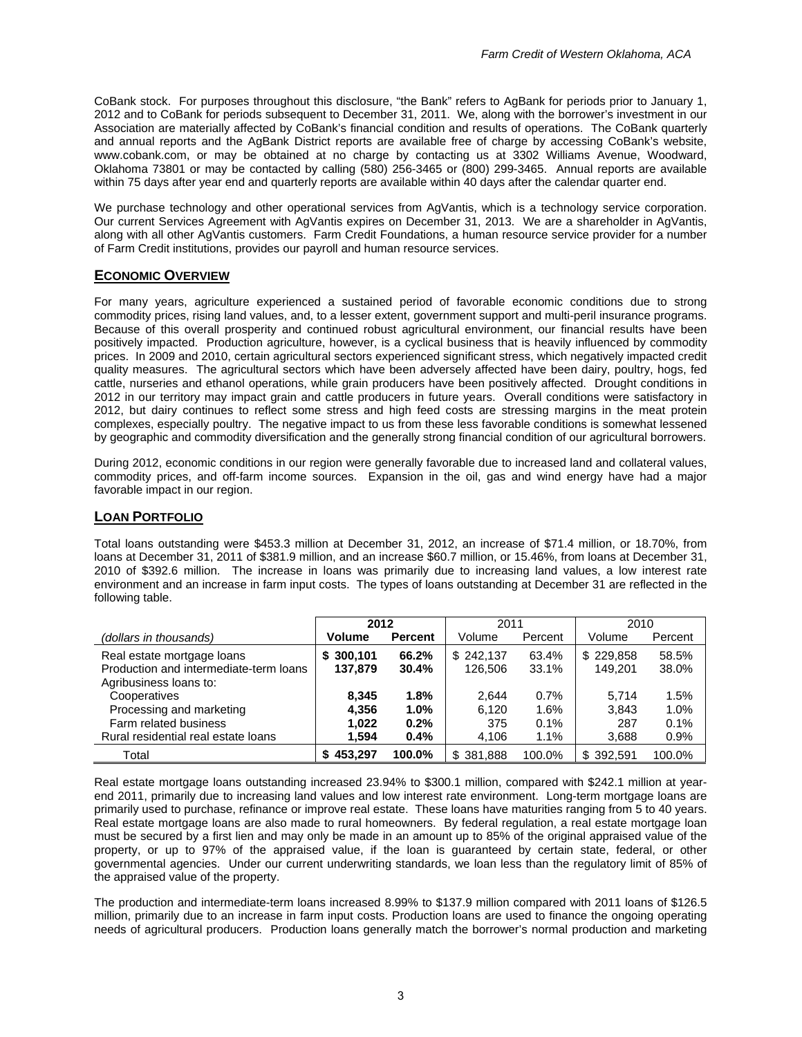CoBank stock. For purposes throughout this disclosure, "the Bank" refers to AgBank for periods prior to January 1, 2012 and to CoBank for periods subsequent to December 31, 2011. We, along with the borrower's investment in our Association are materially affected by CoBank's financial condition and results of operations. The CoBank quarterly and annual reports and the AgBank District reports are available free of charge by accessing CoBank's website, www.cobank.com, or may be obtained at no charge by contacting us at 3302 Williams Avenue, Woodward, Oklahoma 73801 or may be contacted by calling (580) 256-3465 or (800) 299-3465. Annual reports are available within 75 days after year end and quarterly reports are available within 40 days after the calendar quarter end.

We purchase technology and other operational services from AgVantis, which is a technology service corporation. Our current Services Agreement with AgVantis expires on December 31, 2013. We are a shareholder in AgVantis, along with all other AgVantis customers. Farm Credit Foundations, a human resource service provider for a number of Farm Credit institutions, provides our payroll and human resource services.

## ECONOMIC OVERVIEW

For many years, agriculture experienced a sustained period of favorable economic conditions due to strong commodity prices, rising land values, and, to a lesser extent, government support and multi-peril insurance programs. Because of this overall prosperity and continued robust agricultural environment, our financial results have been positively impacted. Production agriculture, however, is a cyclical business that is heavily influenced by commodity prices. In 2009 and 2010, certain agricultural sectors experienced significant stress, which negatively impacted credit quality measures. The agricultural sectors which have been adversely affected have been dairy, poultry, hogs, fed cattle, nurseries and ethanol operations, while grain producers have been positively affected. Drought conditions in 2012 in our territory may impact grain and cattle producers in future years. Overall conditions were satisfactory in 2012, but dairy continues to reflect some stress and high feed costs are stressing margins in the meat protein complexes, especially poultry. The negative impact to us from these less favorable conditions is somewhat lessened by geographic and commodity diversification and the generally strong financial condition of our agricultural borrowers.

During 2012, economic conditions in our region were generally favorable due to increased land and collateral values, commodity prices, and off-farm income sources. Expansion in the oil, gas and wind energy have had a major favorable impact in our region.

## LOAN PORTFOLIO

Total loans outstanding were $453.3 million at December 31, 2012, an increase of $71.4 million, or 18.70%, from loans at December 31, 2011 of $381.9 million, and an increase $60.7 million, or 15.46%, from loans at December 31, 2010 of $392.6 million. The increase in loans was primarily due to increasing land values, a low interest rate environment and an increase in farm input costs. The types of loans outstanding at December 31 are reflected in the following table.

| | **2012** | | 2011 | | 2010 | |
|---|---|---|---|---|---|---|
| *(dollars in thousands)* | **Volume** | **Percent** | Volume | Percent | Volume | Percent |
| Real estate mortgage loans | **$ 300,101** | **66.2%** | $ 242,137 | 63.4% | $ 229,858 | 58.5% |
| Production and intermediate-term loans | **137,879** | **30.4%** | 126,506 | 33.1% | 149,201 | 38.0% |
| Agribusiness loans to: | | | | | | |
| Cooperatives | **8,345** | **1.8%** | 2,644 | 0.7% | 5,714 | 1.5% |
| Processing and marketing | **4,356** | **1.0%** | 6,120 | 1.6% | 3,843 | 1.0% |
| Farm related business | **1,022** | **0.2%** | 375 | 0.1% | 287 | 0.1% |
| Rural residential real estate loans | **1,594** | **0.4%** | 4,106 | 1.1% | 3,688 | 0.9% |
| Total | **$ 453,297** | **100.0%** | $ 381,888 | 100.0% | $ 392,591 | 100.0% |

Real estate mortgage loans outstanding increased 23.94% to $300.1 million, compared with $242.1 million at year-end 2011, primarily due to increasing land values and low interest rate environment. Long-term mortgage loans are primarily used to purchase, refinance or improve real estate. These loans have maturities ranging from 5 to 40 years. Real estate mortgage loans are also made to rural homeowners. By federal regulation, a real estate mortgage loan must be secured by a first lien and may only be made in an amount up to 85% of the original appraised value of the property, or up to 97% of the appraised value, if the loan is guaranteed by certain state, federal, or other governmental agencies. Under our current underwriting standards, we loan less than the regulatory limit of 85% of the appraised value of the property.

The production and intermediate-term loans increased 8.99% to $137.9 million compared with 2011 loans of $126.5 million, primarily due to an increase in farm input costs. Production loans are used to finance the ongoing operating needs of agricultural producers. Production loans generally match the borrower's normal production and marketing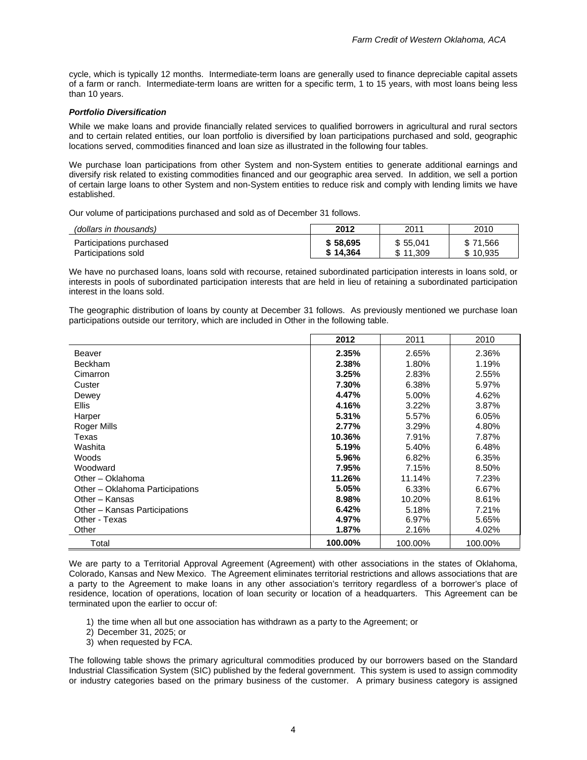cycle, which is typically 12 months. Intermediate-term loans are generally used to finance depreciable capital assets of a farm or ranch. Intermediate-term loans are written for a specific term, 1 to 15 years, with most loans being less than 10 years.

***Portfolio Diversification***

While we make loans and provide financially related services to qualified borrowers in agricultural and rural sectors and to certain related entities, our loan portfolio is diversified by loan participations purchased and sold, geographic locations served, commodities financed and loan size as illustrated in the following four tables.

We purchase loan participations from other System and non-System entities to generate additional earnings and diversify risk related to existing commodities financed and our geographic area served. In addition, we sell a portion of certain large loans to other System and non-System entities to reduce risk and comply with lending limits we have established.

Our volume of participations purchased and sold as of December 31 follows.

| *(dollars in thousands)* | **2012** | 2011 | 2010 |
|---|---|---|---|
| Participations purchased | **$ 58,695** | $ 55,041 | $ 71,566 |
| Participations sold | **$ 14,364** | $ 11,309 | $ 10,935 |

We have no purchased loans, loans sold with recourse, retained subordinated participation interests in loans sold, or interests in pools of subordinated participation interests that are held in lieu of retaining a subordinated participation interest in the loans sold.

The geographic distribution of loans by county at December 31 follows. As previously mentioned we purchase loan participations outside our territory, which are included in Other in the following table.

| | **2012** | 2011 | 2010 |
|---|---|---|---|
| Beaver | **2.35%** | 2.65% | 2.36% |
| Beckham | **2.38%** | 1.80% | 1.19% |
| Cimarron | **3.25%** | 2.83% | 2.55% |
| Custer | **7.30%** | 6.38% | 5.97% |
| Dewey | **4.47%** | 5.00% | 4.62% |
| Ellis | **4.16%** | 3.22% | 3.87% |
| Harper | **5.31%** | 5.57% | 6.05% |
| Roger Mills | **2.77%** | 3.29% | 4.80% |
| Texas | **10.36%** | 7.91% | 7.87% |
| Washita | **5.19%** | 5.40% | 6.48% |
| Woods | **5.96%** | 6.82% | 6.35% |
| Woodward | **7.95%** | 7.15% | 8.50% |
| Other – Oklahoma | **11.26%** | 11.14% | 7.23% |
| Other – Oklahoma Participations | **5.05%** | 6.33% | 6.67% |
| Other – Kansas | **8.98%** | 10.20% | 8.61% |
| Other – Kansas Participations | **6.42%** | 5.18% | 7.21% |
| Other - Texas | **4.97%** | 6.97% | 5.65% |
| Other | **1.87%** | 2.16% | 4.02% |
| Total | **100.00%** | 100.00% | 100.00% |

We are party to a Territorial Approval Agreement (Agreement) with other associations in the states of Oklahoma, Colorado, Kansas and New Mexico. The Agreement eliminates territorial restrictions and allows associations that are a party to the Agreement to make loans in any other association's territory regardless of a borrower's place of residence, location of operations, location of loan security or location of a headquarters. This Agreement can be terminated upon the earlier to occur of:

1) the time when all but one association has withdrawn as a party to the Agreement; or
2) December 31, 2025; or
3) when requested by FCA.

The following table shows the primary agricultural commodities produced by our borrowers based on the Standard Industrial Classification System (SIC) published by the federal government. This system is used to assign commodity or industry categories based on the primary business of the customer. A primary business category is assigned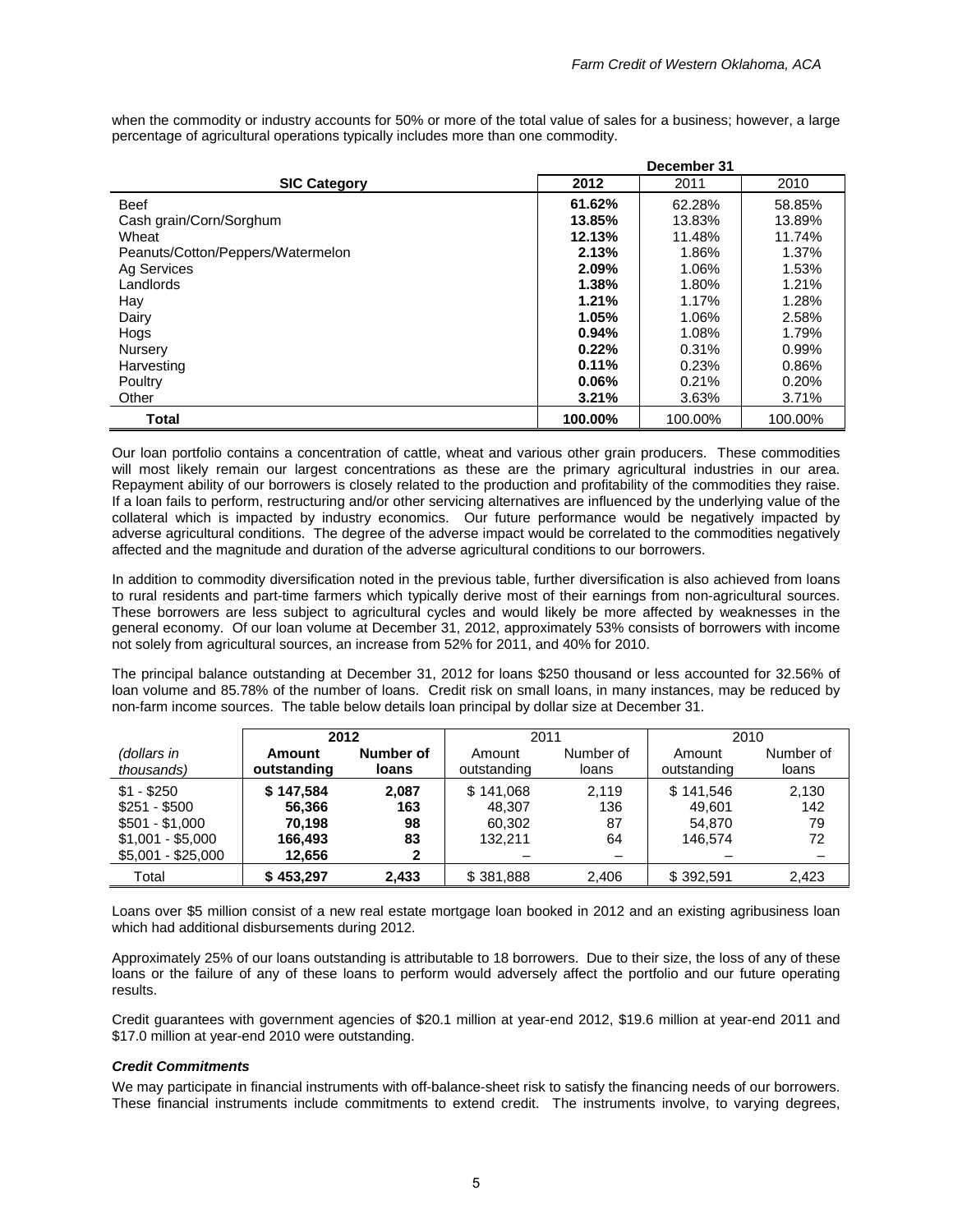when the commodity or industry accounts for 50% or more of the total value of sales for a business; however, a large percentage of agricultural operations typically includes more than one commodity.

| SIC Category | December 31 | | |
|---|---|---|---|
| | **2012** | 2011 | 2010 |
| Beef | **61.62%** | 62.28% | 58.85% |
| Cash grain/Corn/Sorghum | **13.85%** | 13.83% | 13.89% |
| Wheat | **12.13%** | 11.48% | 11.74% |
| Peanuts/Cotton/Peppers/Watermelon | **2.13%** | 1.86% | 1.37% |
| Ag Services | **2.09%** | 1.06% | 1.53% |
| Landlords | **1.38%** | 1.80% | 1.21% |
| Hay | **1.21%** | 1.17% | 1.28% |
| Dairy | **1.05%** | 1.06% | 2.58% |
| Hogs | **0.94%** | 1.08% | 1.79% |
| Nursery | **0.22%** | 0.31% | 0.99% |
| Harvesting | **0.11%** | 0.23% | 0.86% |
| Poultry | **0.06%** | 0.21% | 0.20% |
| Other | **3.21%** | 3.63% | 3.71% |
| **Total** | **100.00%** | 100.00% | 100.00% |

Our loan portfolio contains a concentration of cattle, wheat and various other grain producers. These commodities will most likely remain our largest concentrations as these are the primary agricultural industries in our area. Repayment ability of our borrowers is closely related to the production and profitability of the commodities they raise. If a loan fails to perform, restructuring and/or other servicing alternatives are influenced by the underlying value of the collateral which is impacted by industry economics. Our future performance would be negatively impacted by adverse agricultural conditions. The degree of the adverse impact would be correlated to the commodities negatively affected and the magnitude and duration of the adverse agricultural conditions to our borrowers.

In addition to commodity diversification noted in the previous table, further diversification is also achieved from loans to rural residents and part-time farmers which typically derive most of their earnings from non-agricultural sources. These borrowers are less subject to agricultural cycles and would likely be more affected by weaknesses in the general economy. Of our loan volume at December 31, 2012, approximately 53% consists of borrowers with income not solely from agricultural sources, an increase from 52% for 2011, and 40% for 2010.

The principal balance outstanding at December 31, 2012 for loans $250 thousand or less accounted for 32.56% of loan volume and 85.78% of the number of loans. Credit risk on small loans, in many instances, may be reduced by non-farm income sources. The table below details loan principal by dollar size at December 31.

| | **2012** | | 2011 | | 2010 | |
|---|---|---|---|---|---|---|
| *(dollars in thousands)* | **Amount outstanding** | **Number of loans** | Amount outstanding | Number of loans | Amount outstanding | Number of loans |
| $1 - $250 | **$ 147,584** | **2,087** | $ 141,068 | 2,119 | $ 141,546 | 2,130 |
| $251 - $500 | **56,366** | **163** | 48,307 | 136 | 49,601 | 142 |
| $501 - $1,000 | **70,198** | **98** | 60,302 | 87 | 54,870 | 79 |
| $1,001 - $5,000 | **166,493** | **83** | 132,211 | 64 | 146,574 | 72 |
| $5,001 - $25,000 | **12,656** | **2** | – | – | – | – |
| Total | **$ 453,297** | **2,433** | $ 381,888 | 2,406 | $ 392,591 | 2,423 |

Loans over $5 million consist of a new real estate mortgage loan booked in 2012 and an existing agribusiness loan which had additional disbursements during 2012.

Approximately 25% of our loans outstanding is attributable to 18 borrowers. Due to their size, the loss of any of these loans or the failure of any of these loans to perform would adversely affect the portfolio and our future operating results.

Credit guarantees with government agencies of $20.1 million at year-end 2012, $19.6 million at year-end 2011 and $17.0 million at year-end 2010 were outstanding.

***Credit Commitments***

We may participate in financial instruments with off-balance-sheet risk to satisfy the financing needs of our borrowers. These financial instruments include commitments to extend credit. The instruments involve, to varying degrees,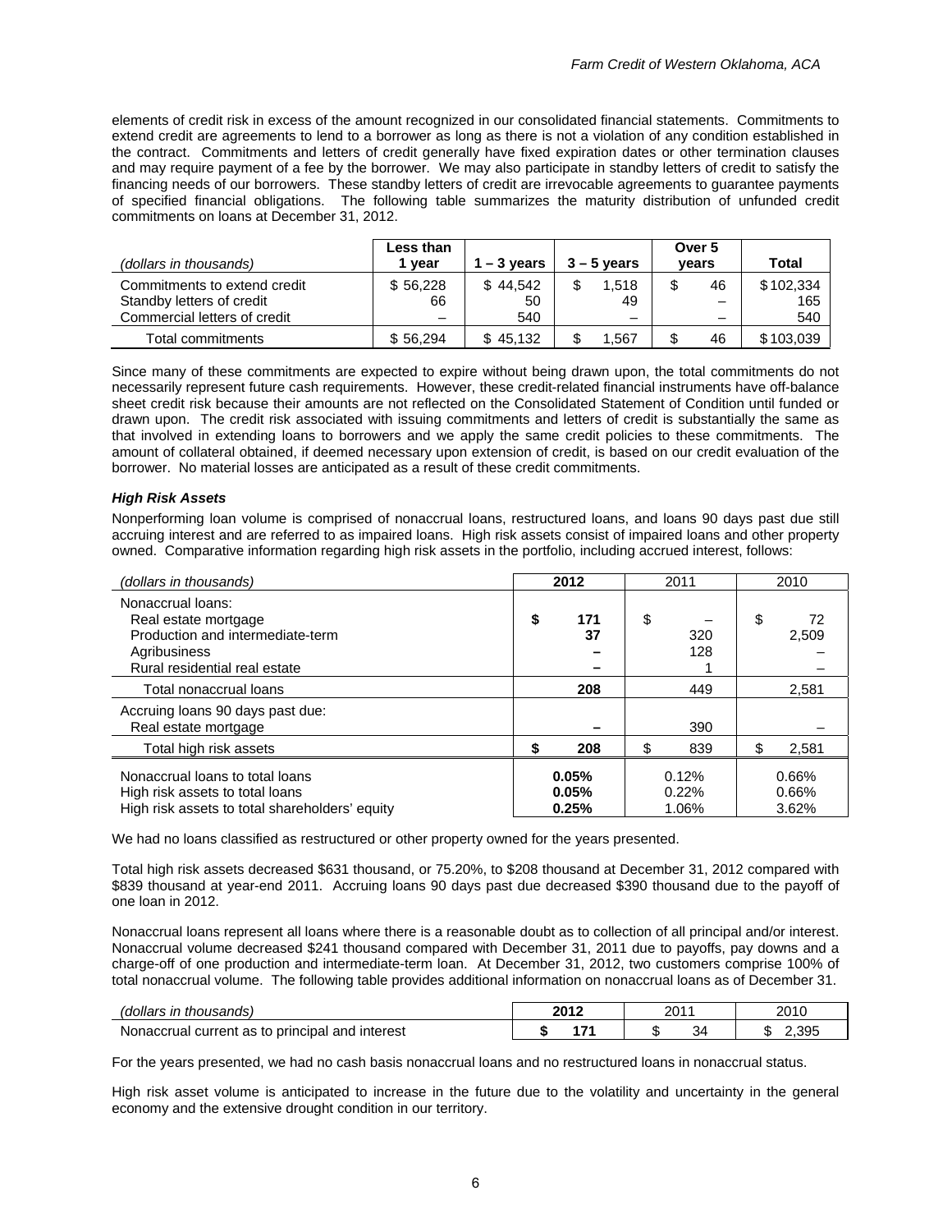elements of credit risk in excess of the amount recognized in our consolidated financial statements. Commitments to extend credit are agreements to lend to a borrower as long as there is not a violation of any condition established in the contract. Commitments and letters of credit generally have fixed expiration dates or other termination clauses and may require payment of a fee by the borrower. We may also participate in standby letters of credit to satisfy the financing needs of our borrowers. These standby letters of credit are irrevocable agreements to guarantee payments of specified financial obligations. The following table summarizes the maturity distribution of unfunded credit commitments on loans at December 31, 2012.

| (dollars in thousands) | Less than 1 year | 1 – 3 years | 3 – 5 years | Over 5 years | Total |
|---|---|---|---|---|---|
| Commitments to extend credit | $ 56,228 | $ 44,542 | $ 1,518 | $ 46 | $ 102,334 |
| Standby letters of credit | 66 | 50 | 49 | – | 165 |
| Commercial letters of credit | – | 540 | – | – | 540 |
| Total commitments | $ 56,294 | $ 45,132 | $ 1,567 | $ 46 | $ 103,039 |

Since many of these commitments are expected to expire without being drawn upon, the total commitments do not necessarily represent future cash requirements. However, these credit-related financial instruments have off-balance sheet credit risk because their amounts are not reflected on the Consolidated Statement of Condition until funded or drawn upon. The credit risk associated with issuing commitments and letters of credit is substantially the same as that involved in extending loans to borrowers and we apply the same credit policies to these commitments. The amount of collateral obtained, if deemed necessary upon extension of credit, is based on our credit evaluation of the borrower. No material losses are anticipated as a result of these credit commitments.

### *High Risk Assets*

Nonperforming loan volume is comprised of nonaccrual loans, restructured loans, and loans 90 days past due still accruing interest and are referred to as impaired loans. High risk assets consist of impaired loans and other property owned. Comparative information regarding high risk assets in the portfolio, including accrued interest, follows:

| (dollars in thousands) | 2012 | 2011 | 2010 |
|---|---|---|---|
| Nonaccrual loans: | | | |
| Real estate mortgage | **$ 171** | $ – | $ 72 |
| Production and intermediate-term | **37** | 320 | 2,509 |
| Agribusiness | **–** | 128 | – |
| Rural residential real estate | **–** | 1 | – |
| Total nonaccrual loans | **208** | 449 | 2,581 |
| Accruing loans 90 days past due: | | | |
| Real estate mortgage | **–** | 390 | – |
| Total high risk assets | **$ 208** | $ 839 | $ 2,581 |
| Nonaccrual loans to total loans | **0.05%** | 0.12% | 0.66% |
| High risk assets to total loans | **0.05%** | 0.22% | 0.66% |
| High risk assets to total shareholders' equity | **0.25%** | 1.06% | 3.62% |

We had no loans classified as restructured or other property owned for the years presented.

Total high risk assets decreased $631 thousand, or 75.20%, to $208 thousand at December 31, 2012 compared with $839 thousand at year-end 2011. Accruing loans 90 days past due decreased $390 thousand due to the payoff of one loan in 2012.

Nonaccrual loans represent all loans where there is a reasonable doubt as to collection of all principal and/or interest. Nonaccrual volume decreased $241 thousand compared with December 31, 2011 due to payoffs, pay downs and a charge-off of one production and intermediate-term loan. At December 31, 2012, two customers comprise 100% of total nonaccrual volume. The following table provides additional information on nonaccrual loans as of December 31.

| (dollars in thousands) | 2012 | 2011 | 2010 |
|---|---|---|---|
| Nonaccrual current as to principal and interest | **$ 171** | $ 34 | $ 2,395 |

For the years presented, we had no cash basis nonaccrual loans and no restructured loans in nonaccrual status.

High risk asset volume is anticipated to increase in the future due to the volatility and uncertainty in the general economy and the extensive drought condition in our territory.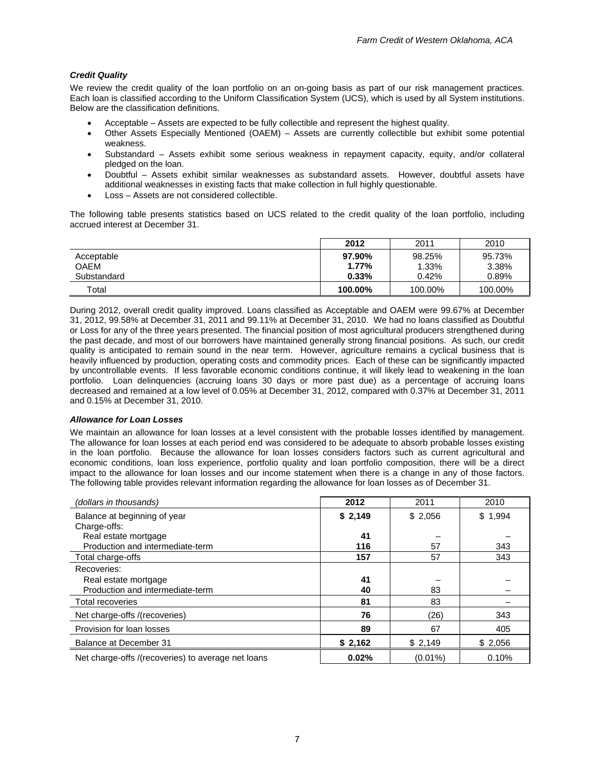### *Credit Quality*

We review the credit quality of the loan portfolio on an on-going basis as part of our risk management practices. Each loan is classified according to the Uniform Classification System (UCS), which is used by all System institutions. Below are the classification definitions.

- Acceptable – Assets are expected to be fully collectible and represent the highest quality.
- Other Assets Especially Mentioned (OAEM) – Assets are currently collectible but exhibit some potential weakness.
- Substandard – Assets exhibit some serious weakness in repayment capacity, equity, and/or collateral pledged on the loan.
- Doubtful – Assets exhibit similar weaknesses as substandard assets. However, doubtful assets have additional weaknesses in existing facts that make collection in full highly questionable.
- Loss – Assets are not considered collectible.

The following table presents statistics based on UCS related to the credit quality of the loan portfolio, including accrued interest at December 31.

| | **2012** | 2011 | 2010 |
|---|---|---|---|
| Acceptable | **97.90%** | 98.25% | 95.73% |
| OAEM | **1.77%** | 1.33% | 3.38% |
| Substandard | **0.33%** | 0.42% | 0.89% |
| Total | **100.00%** | 100.00% | 100.00% |

During 2012, overall credit quality improved. Loans classified as Acceptable and OAEM were 99.67% at December 31, 2012, 99.58% at December 31, 2011 and 99.11% at December 31, 2010. We had no loans classified as Doubtful or Loss for any of the three years presented. The financial position of most agricultural producers strengthened during the past decade, and most of our borrowers have maintained generally strong financial positions. As such, our credit quality is anticipated to remain sound in the near term. However, agriculture remains a cyclical business that is heavily influenced by production, operating costs and commodity prices. Each of these can be significantly impacted by uncontrollable events. If less favorable economic conditions continue, it will likely lead to weakening in the loan portfolio. Loan delinquencies (accruing loans 30 days or more past due) as a percentage of accruing loans decreased and remained at a low level of 0.05% at December 31, 2012, compared with 0.37% at December 31, 2011 and 0.15% at December 31, 2010.

### *Allowance for Loan Losses*

We maintain an allowance for loan losses at a level consistent with the probable losses identified by management. The allowance for loan losses at each period end was considered to be adequate to absorb probable losses existing in the loan portfolio. Because the allowance for loan losses considers factors such as current agricultural and economic conditions, loan loss experience, portfolio quality and loan portfolio composition, there will be a direct impact to the allowance for loan losses and our income statement when there is a change in any of those factors. The following table provides relevant information regarding the allowance for loan losses as of December 31.

| *(dollars in thousands)* | **2012** | 2011 | 2010 |
|---|---|---|---|
| Balance at beginning of year | **$ 2,149** | $ 2,056 | $ 1,994 |
| Charge-offs: | | | |
| Real estate mortgage | **41** | – | – |
| Production and intermediate-term | **116** | 57 | 343 |
| Total charge-offs | **157** | 57 | 343 |
| Recoveries: | | | |
| Real estate mortgage | **41** | – | – |
| Production and intermediate-term | **40** | 83 | – |
| Total recoveries | **81** | 83 | – |
| Net charge-offs /(recoveries) | **76** | (26) | 343 |
| Provision for loan losses | **89** | 67 | 405 |
| Balance at December 31 | **$ 2,162** | $ 2,149 | $ 2,056 |
| Net charge-offs /(recoveries) to average net loans | **0.02%** | (0.01%) | 0.10% |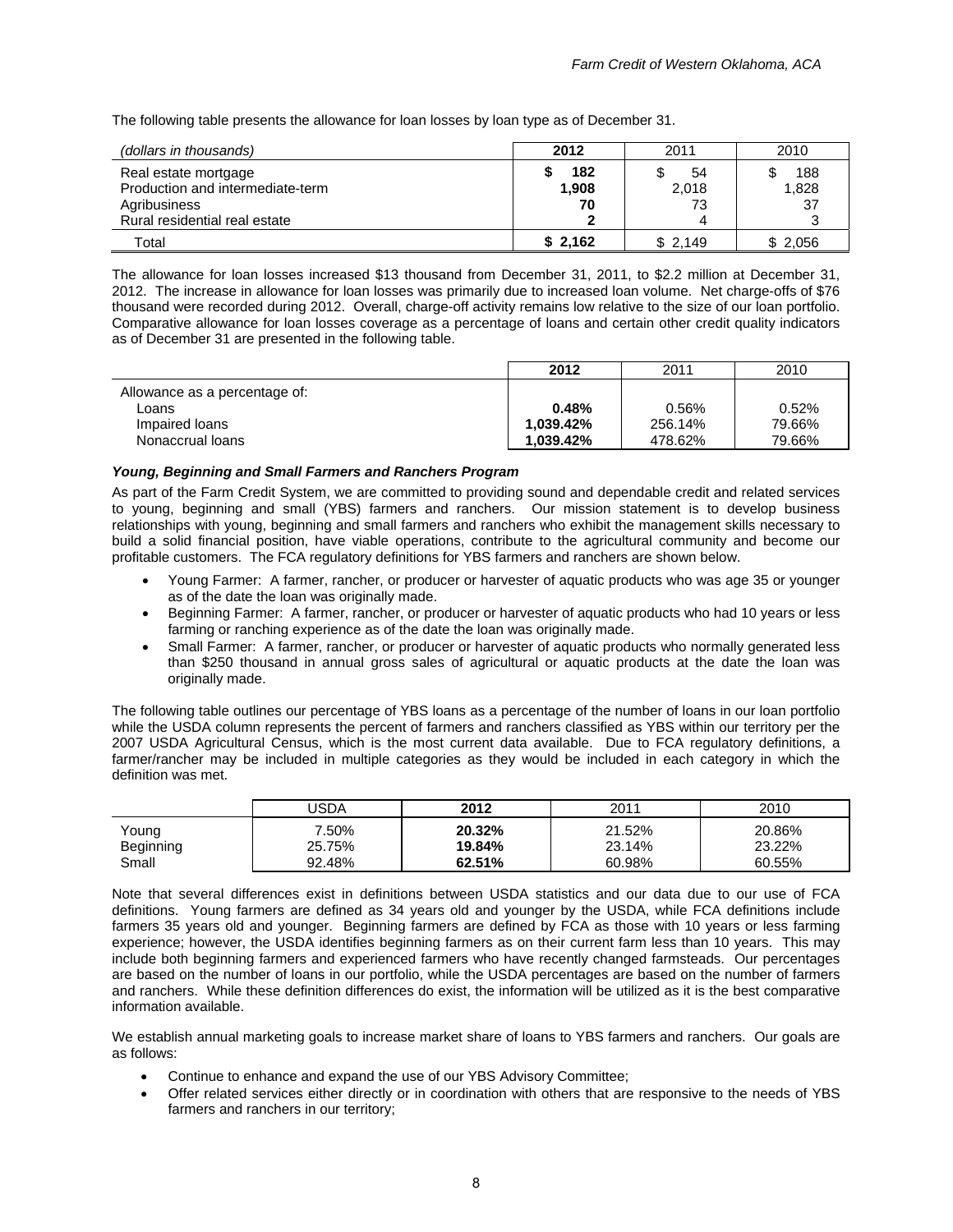The following table presents the allowance for loan losses by loan type as of December 31.

| *(dollars in thousands)* | **2012** | 2011 | 2010 |
|---|---|---|---|
| Real estate mortgage | **$ 182** | $ 54 | $ 188 |
| Production and intermediate-term | **1,908** | 2,018 | 1,828 |
| Agribusiness | **70** | 73 | 37 |
| Rural residential real estate | **2** | 4 | 3 |
| Total | **$ 2,162** | $ 2,149 | $ 2,056 |

The allowance for loan losses increased $13 thousand from December 31, 2011, to $2.2 million at December 31, 2012. The increase in allowance for loan losses was primarily due to increased loan volume. Net charge-offs of $76 thousand were recorded during 2012. Overall, charge-off activity remains low relative to the size of our loan portfolio. Comparative allowance for loan losses coverage as a percentage of loans and certain other credit quality indicators as of December 31 are presented in the following table.

| | **2012** | 2011 | 2010 |
|---|---|---|---|
| Allowance as a percentage of: | | | |
| Loans | **0.48%** | 0.56% | 0.52% |
| Impaired loans | **1,039.42%** | 256.14% | 79.66% |
| Nonaccrual loans | **1,039.42%** | 478.62% | 79.66% |

***Young, Beginning and Small Farmers and Ranchers Program***

As part of the Farm Credit System, we are committed to providing sound and dependable credit and related services to young, beginning and small (YBS) farmers and ranchers. Our mission statement is to develop business relationships with young, beginning and small farmers and ranchers who exhibit the management skills necessary to build a solid financial position, have viable operations, contribute to the agricultural community and become our profitable customers. The FCA regulatory definitions for YBS farmers and ranchers are shown below.

- Young Farmer: A farmer, rancher, or producer or harvester of aquatic products who was age 35 or younger as of the date the loan was originally made.
- Beginning Farmer: A farmer, rancher, or producer or harvester of aquatic products who had 10 years or less farming or ranching experience as of the date the loan was originally made.
- Small Farmer: A farmer, rancher, or producer or harvester of aquatic products who normally generated less than $250 thousand in annual gross sales of agricultural or aquatic products at the date the loan was originally made.

The following table outlines our percentage of YBS loans as a percentage of the number of loans in our loan portfolio while the USDA column represents the percent of farmers and ranchers classified as YBS within our territory per the 2007 USDA Agricultural Census, which is the most current data available. Due to FCA regulatory definitions, a farmer/rancher may be included in multiple categories as they would be included in each category in which the definition was met.

| | USDA | **2012** | 2011 | 2010 |
|---|---|---|---|---|
| Young | 7.50% | **20.32%** | 21.52% | 20.86% |
| Beginning | 25.75% | **19.84%** | 23.14% | 23.22% |
| Small | 92.48% | **62.51%** | 60.98% | 60.55% |

Note that several differences exist in definitions between USDA statistics and our data due to our use of FCA definitions. Young farmers are defined as 34 years old and younger by the USDA, while FCA definitions include farmers 35 years old and younger. Beginning farmers are defined by FCA as those with 10 years or less farming experience; however, the USDA identifies beginning farmers as on their current farm less than 10 years. This may include both beginning farmers and experienced farmers who have recently changed farmsteads. Our percentages are based on the number of loans in our portfolio, while the USDA percentages are based on the number of farmers and ranchers. While these definition differences do exist, the information will be utilized as it is the best comparative information available.

We establish annual marketing goals to increase market share of loans to YBS farmers and ranchers. Our goals are as follows:

- Continue to enhance and expand the use of our YBS Advisory Committee;
- Offer related services either directly or in coordination with others that are responsive to the needs of YBS farmers and ranchers in our territory;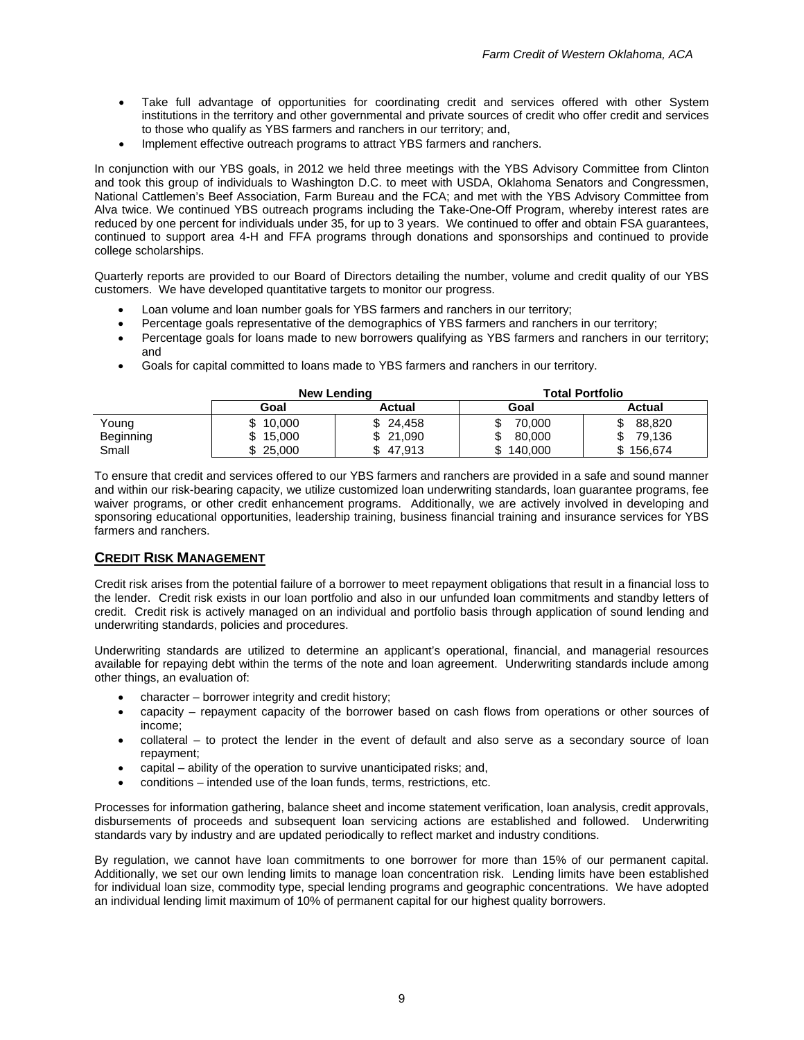- Take full advantage of opportunities for coordinating credit and services offered with other System institutions in the territory and other governmental and private sources of credit who offer credit and services to those who qualify as YBS farmers and ranchers in our territory; and,
- Implement effective outreach programs to attract YBS farmers and ranchers.

In conjunction with our YBS goals, in 2012 we held three meetings with the YBS Advisory Committee from Clinton and took this group of individuals to Washington D.C. to meet with USDA, Oklahoma Senators and Congressmen, National Cattlemen's Beef Association, Farm Bureau and the FCA; and met with the YBS Advisory Committee from Alva twice. We continued YBS outreach programs including the Take-One-Off Program, whereby interest rates are reduced by one percent for individuals under 35, for up to 3 years. We continued to offer and obtain FSA guarantees, continued to support area 4-H and FFA programs through donations and sponsorships and continued to provide college scholarships.

Quarterly reports are provided to our Board of Directors detailing the number, volume and credit quality of our YBS customers. We have developed quantitative targets to monitor our progress.

- Loan volume and loan number goals for YBS farmers and ranchers in our territory;
- Percentage goals representative of the demographics of YBS farmers and ranchers in our territory;
- Percentage goals for loans made to new borrowers qualifying as YBS farmers and ranchers in our territory; and
- Goals for capital committed to loans made to YBS farmers and ranchers in our territory.

| | New Lending | | Total Portfolio | |
|---|---|---|---|---|
| | Goal | Actual | Goal | Actual |
| Young | $ 10,000 | $ 24,458 | $ 70,000 | $ 88,820 |
| Beginning | $ 15,000 | $ 21,090 | $ 80,000 | $ 79,136 |
| Small | $ 25,000 | $ 47,913 | $ 140,000 | $ 156,674 |

To ensure that credit and services offered to our YBS farmers and ranchers are provided in a safe and sound manner and within our risk-bearing capacity, we utilize customized loan underwriting standards, loan guarantee programs, fee waiver programs, or other credit enhancement programs. Additionally, we are actively involved in developing and sponsoring educational opportunities, leadership training, business financial training and insurance services for YBS farmers and ranchers.

## CREDIT RISK MANAGEMENT

Credit risk arises from the potential failure of a borrower to meet repayment obligations that result in a financial loss to the lender. Credit risk exists in our loan portfolio and also in our unfunded loan commitments and standby letters of credit. Credit risk is actively managed on an individual and portfolio basis through application of sound lending and underwriting standards, policies and procedures.

Underwriting standards are utilized to determine an applicant's operational, financial, and managerial resources available for repaying debt within the terms of the note and loan agreement. Underwriting standards include among other things, an evaluation of:

- character – borrower integrity and credit history;
- capacity – repayment capacity of the borrower based on cash flows from operations or other sources of income;
- collateral – to protect the lender in the event of default and also serve as a secondary source of loan repayment;
- capital – ability of the operation to survive unanticipated risks; and,
- conditions – intended use of the loan funds, terms, restrictions, etc.

Processes for information gathering, balance sheet and income statement verification, loan analysis, credit approvals, disbursements of proceeds and subsequent loan servicing actions are established and followed. Underwriting standards vary by industry and are updated periodically to reflect market and industry conditions.

By regulation, we cannot have loan commitments to one borrower for more than 15% of our permanent capital. Additionally, we set our own lending limits to manage loan concentration risk. Lending limits have been established for individual loan size, commodity type, special lending programs and geographic concentrations. We have adopted an individual lending limit maximum of 10% of permanent capital for our highest quality borrowers.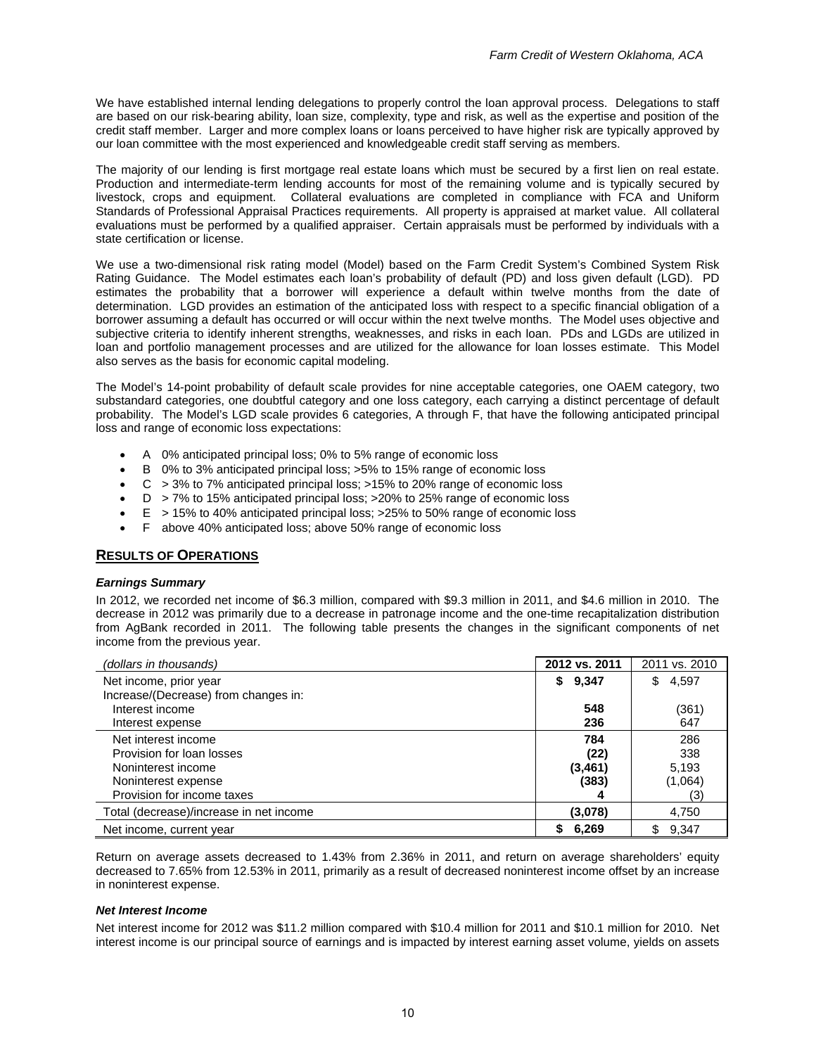We have established internal lending delegations to properly control the loan approval process. Delegations to staff are based on our risk-bearing ability, loan size, complexity, type and risk, as well as the expertise and position of the credit staff member. Larger and more complex loans or loans perceived to have higher risk are typically approved by our loan committee with the most experienced and knowledgeable credit staff serving as members.

The majority of our lending is first mortgage real estate loans which must be secured by a first lien on real estate. Production and intermediate-term lending accounts for most of the remaining volume and is typically secured by livestock, crops and equipment. Collateral evaluations are completed in compliance with FCA and Uniform Standards of Professional Appraisal Practices requirements. All property is appraised at market value. All collateral evaluations must be performed by a qualified appraiser. Certain appraisals must be performed by individuals with a state certification or license.

We use a two-dimensional risk rating model (Model) based on the Farm Credit System's Combined System Risk Rating Guidance. The Model estimates each loan's probability of default (PD) and loss given default (LGD). PD estimates the probability that a borrower will experience a default within twelve months from the date of determination. LGD provides an estimation of the anticipated loss with respect to a specific financial obligation of a borrower assuming a default has occurred or will occur within the next twelve months. The Model uses objective and subjective criteria to identify inherent strengths, weaknesses, and risks in each loan. PDs and LGDs are utilized in loan and portfolio management processes and are utilized for the allowance for loan losses estimate. This Model also serves as the basis for economic capital modeling.

The Model's 14-point probability of default scale provides for nine acceptable categories, one OAEM category, two substandard categories, one doubtful category and one loss category, each carrying a distinct percentage of default probability. The Model's LGD scale provides 6 categories, A through F, that have the following anticipated principal loss and range of economic loss expectations:

- A 0% anticipated principal loss; 0% to 5% range of economic loss
- B 0% to 3% anticipated principal loss; >5% to 15% range of economic loss
- C > 3% to 7% anticipated principal loss; >15% to 20% range of economic loss
- D > 7% to 15% anticipated principal loss; >20% to 25% range of economic loss
- E > 15% to 40% anticipated principal loss; >25% to 50% range of economic loss
- F above 40% anticipated loss; above 50% range of economic loss

## RESULTS OF OPERATIONS

### *Earnings Summary*

In 2012, we recorded net income of $6.3 million, compared with $9.3 million in 2011, and $4.6 million in 2010. The decrease in 2012 was primarily due to a decrease in patronage income and the one-time recapitalization distribution from AgBank recorded in 2011. The following table presents the changes in the significant components of net income from the previous year.

| *(dollars in thousands)* | 2012 vs. 2011 | 2011 vs. 2010 |
|---|---|---|
| Net income, prior year | $ 9,347 | $ 4,597 |
| Increase/(Decrease) from changes in: | | |
| Interest income | 548 | (361) |
| Interest expense | 236 | 647 |
| Net interest income | 784 | 286 |
| Provision for loan losses | (22) | 338 |
| Noninterest income | (3,461) | 5,193 |
| Noninterest expense | (383) | (1,064) |
| Provision for income taxes | 4 | (3) |
| Total (decrease)/increase in net income | (3,078) | 4,750 |
| Net income, current year | $ 6,269 | $ 9,347 |

Return on average assets decreased to 1.43% from 2.36% in 2011, and return on average shareholders' equity decreased to 7.65% from 12.53% in 2011, primarily as a result of decreased noninterest income offset by an increase in noninterest expense.

### *Net Interest Income*

Net interest income for 2012 was $11.2 million compared with $10.4 million for 2011 and $10.1 million for 2010. Net interest income is our principal source of earnings and is impacted by interest earning asset volume, yields on assets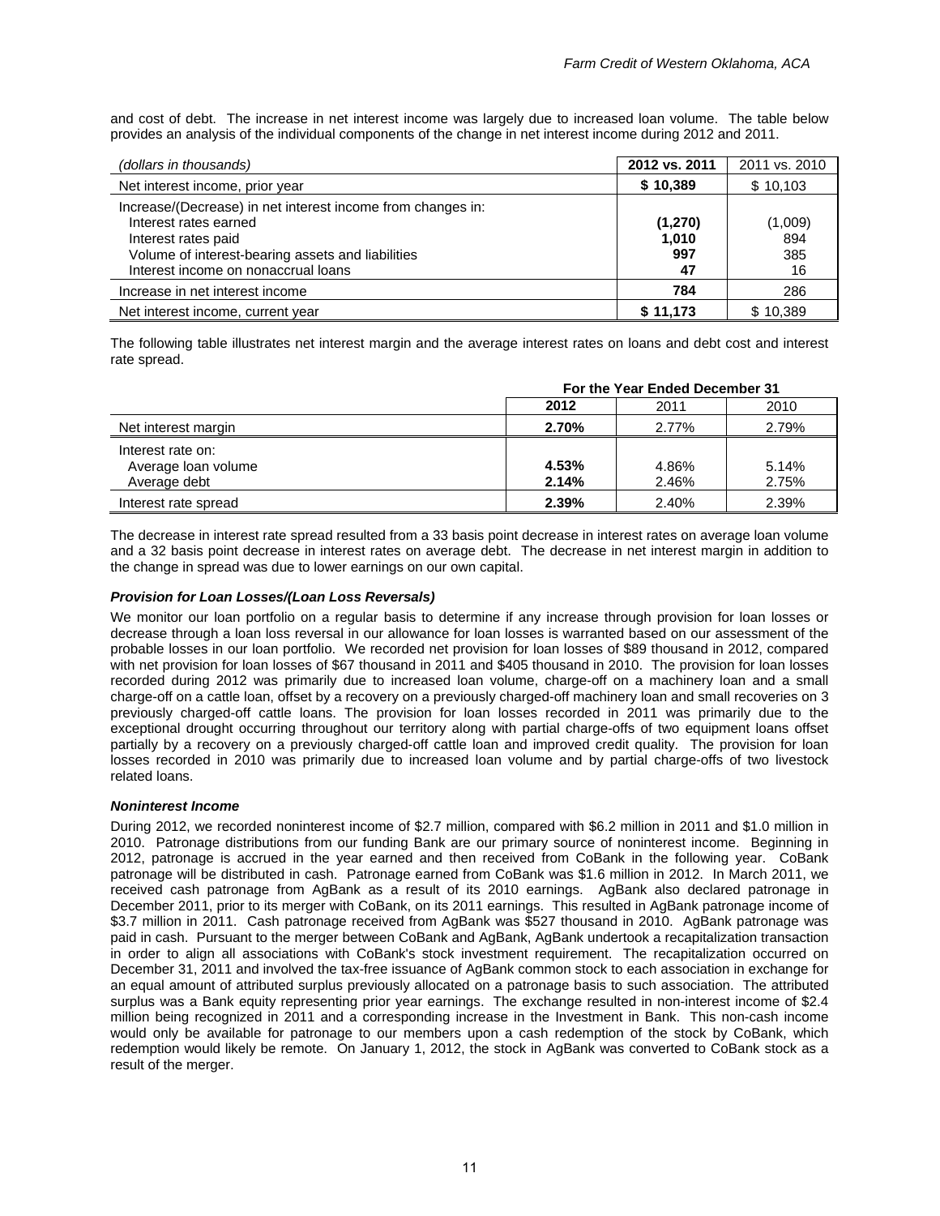and cost of debt. The increase in net interest income was largely due to increased loan volume. The table below provides an analysis of the individual components of the change in net interest income during 2012 and 2011.

| *(dollars in thousands)* | **2012 vs. 2011** | 2011 vs. 2010 |
|---|---|---|
| Net interest income, prior year | **$ 10,389** | $ 10,103 |
| Increase/(Decrease) in net interest income from changes in: | | |
| Interest rates earned | **(1,270)** | (1,009) |
| Interest rates paid | **1,010** | 894 |
| Volume of interest-bearing assets and liabilities | **997** | 385 |
| Interest income on nonaccrual loans | **47** | 16 |
| Increase in net interest income | **784** | 286 |
| Net interest income, current year | **$ 11,173** | $ 10,389 |

The following table illustrates net interest margin and the average interest rates on loans and debt cost and interest rate spread.

| | For the Year Ended December 31 | | |
|---|---|---|---|
| | **2012** | 2011 | 2010 |
| Net interest margin | **2.70%** | 2.77% | 2.79% |
| Interest rate on: | | | |
| Average loan volume | **4.53%** | 4.86% | 5.14% |
| Average debt | **2.14%** | 2.46% | 2.75% |
| Interest rate spread | **2.39%** | 2.40% | 2.39% |

The decrease in interest rate spread resulted from a 33 basis point decrease in interest rates on average loan volume and a 32 basis point decrease in interest rates on average debt. The decrease in net interest margin in addition to the change in spread was due to lower earnings on our own capital.

***Provision for Loan Losses/(Loan Loss Reversals)***

We monitor our loan portfolio on a regular basis to determine if any increase through provision for loan losses or decrease through a loan loss reversal in our allowance for loan losses is warranted based on our assessment of the probable losses in our loan portfolio. We recorded net provision for loan losses of $89 thousand in 2012, compared with net provision for loan losses of $67 thousand in 2011 and $405 thousand in 2010. The provision for loan losses recorded during 2012 was primarily due to increased loan volume, charge-off on a machinery loan and a small charge-off on a cattle loan, offset by a recovery on a previously charged-off machinery loan and small recoveries on 3 previously charged-off cattle loans. The provision for loan losses recorded in 2011 was primarily due to the exceptional drought occurring throughout our territory along with partial charge-offs of two equipment loans offset partially by a recovery on a previously charged-off cattle loan and improved credit quality. The provision for loan losses recorded in 2010 was primarily due to increased loan volume and by partial charge-offs of two livestock related loans.

***Noninterest Income***

During 2012, we recorded noninterest income of $2.7 million, compared with $6.2 million in 2011 and $1.0 million in 2010. Patronage distributions from our funding Bank are our primary source of noninterest income. Beginning in 2012, patronage is accrued in the year earned and then received from CoBank in the following year. CoBank patronage will be distributed in cash. Patronage earned from CoBank was $1.6 million in 2012. In March 2011, we received cash patronage from AgBank as a result of its 2010 earnings. AgBank also declared patronage in December 2011, prior to its merger with CoBank, on its 2011 earnings. This resulted in AgBank patronage income of $3.7 million in 2011. Cash patronage received from AgBank was $527 thousand in 2010. AgBank patronage was paid in cash. Pursuant to the merger between CoBank and AgBank, AgBank undertook a recapitalization transaction in order to align all associations with CoBank's stock investment requirement. The recapitalization occurred on December 31, 2011 and involved the tax-free issuance of AgBank common stock to each association in exchange for an equal amount of attributed surplus previously allocated on a patronage basis to such association. The attributed surplus was a Bank equity representing prior year earnings. The exchange resulted in non-interest income of $2.4 million being recognized in 2011 and a corresponding increase in the Investment in Bank. This non-cash income would only be available for patronage to our members upon a cash redemption of the stock by CoBank, which redemption would likely be remote. On January 1, 2012, the stock in AgBank was converted to CoBank stock as a result of the merger.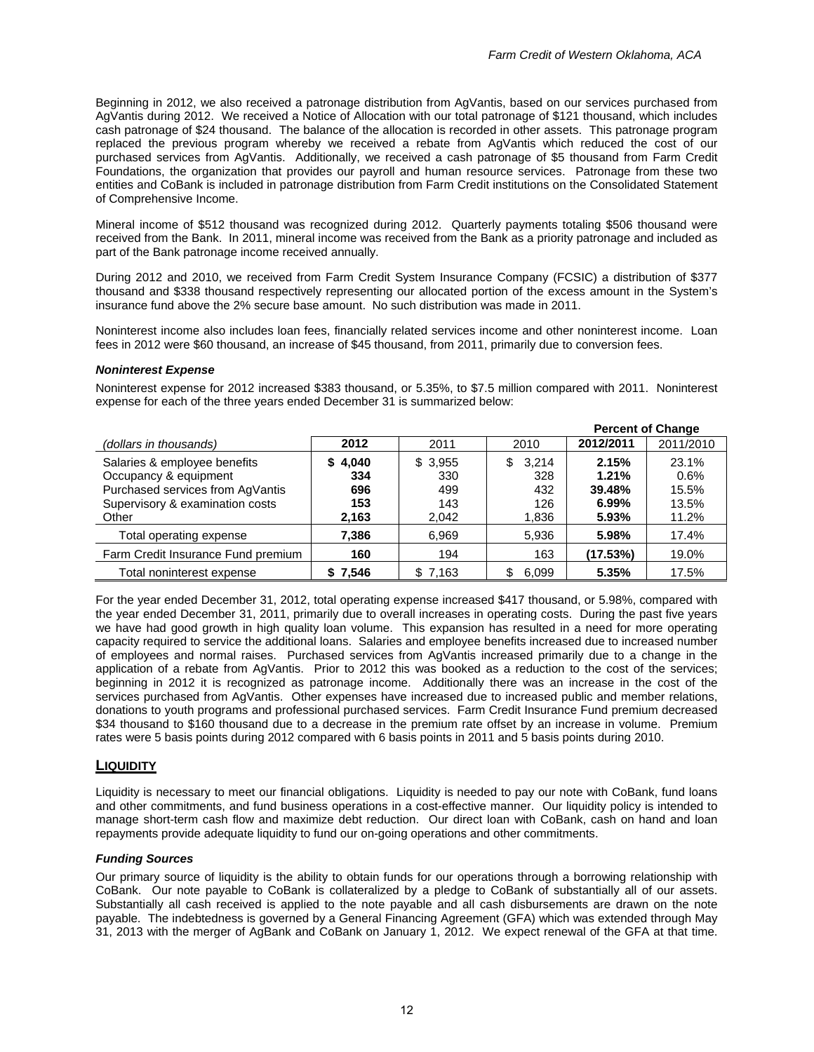Beginning in 2012, we also received a patronage distribution from AgVantis, based on our services purchased from AgVantis during 2012. We received a Notice of Allocation with our total patronage of $121 thousand, which includes cash patronage of $24 thousand. The balance of the allocation is recorded in other assets. This patronage program replaced the previous program whereby we received a rebate from AgVantis which reduced the cost of our purchased services from AgVantis. Additionally, we received a cash patronage of $5 thousand from Farm Credit Foundations, the organization that provides our payroll and human resource services. Patronage from these two entities and CoBank is included in patronage distribution from Farm Credit institutions on the Consolidated Statement of Comprehensive Income.

Mineral income of $512 thousand was recognized during 2012. Quarterly payments totaling $506 thousand were received from the Bank. In 2011, mineral income was received from the Bank as a priority patronage and included as part of the Bank patronage income received annually.

During 2012 and 2010, we received from Farm Credit System Insurance Company (FCSIC) a distribution of $377 thousand and $338 thousand respectively representing our allocated portion of the excess amount in the System's insurance fund above the 2% secure base amount. No such distribution was made in 2011.

Noninterest income also includes loan fees, financially related services income and other noninterest income. Loan fees in 2012 were $60 thousand, an increase of $45 thousand, from 2011, primarily due to conversion fees.

### *Noninterest Expense*

Noninterest expense for 2012 increased $383 thousand, or 5.35%, to $7.5 million compared with 2011. Noninterest expense for each of the three years ended December 31 is summarized below:

| | | | | Percent of Change | |
|---|---|---|---|---|---|
| *(dollars in thousands)* | **2012** | 2011 | 2010 | **2012/2011** | 2011/2010 |
| Salaries & employee benefits | **$ 4,040** | $ 3,955 | $ 3,214 | **2.15%** | 23.1% |
| Occupancy & equipment | **334** | 330 | 328 | **1.21%** | 0.6% |
| Purchased services from AgVantis | **696** | 499 | 432 | **39.48%** | 15.5% |
| Supervisory & examination costs | **153** | 143 | 126 | **6.99%** | 13.5% |
| Other | **2,163** | 2,042 | 1,836 | **5.93%** | 11.2% |
| Total operating expense | **7,386** | 6,969 | 5,936 | **5.98%** | 17.4% |
| Farm Credit Insurance Fund premium | **160** | 194 | 163 | **(17.53%)** | 19.0% |
| Total noninterest expense | **$ 7,546** | $ 7,163 | $ 6,099 | **5.35%** | 17.5% |

For the year ended December 31, 2012, total operating expense increased $417 thousand, or 5.98%, compared with the year ended December 31, 2011, primarily due to overall increases in operating costs. During the past five years we have had good growth in high quality loan volume. This expansion has resulted in a need for more operating capacity required to service the additional loans. Salaries and employee benefits increased due to increased number of employees and normal raises. Purchased services from AgVantis increased primarily due to a change in the application of a rebate from AgVantis. Prior to 2012 this was booked as a reduction to the cost of the services; beginning in 2012 it is recognized as patronage income. Additionally there was an increase in the cost of the services purchased from AgVantis. Other expenses have increased due to increased public and member relations, donations to youth programs and professional purchased services. Farm Credit Insurance Fund premium decreased $34 thousand to $160 thousand due to a decrease in the premium rate offset by an increase in volume. Premium rates were 5 basis points during 2012 compared with 6 basis points in 2011 and 5 basis points during 2010.

## LIQUIDITY

Liquidity is necessary to meet our financial obligations. Liquidity is needed to pay our note with CoBank, fund loans and other commitments, and fund business operations in a cost-effective manner. Our liquidity policy is intended to manage short-term cash flow and maximize debt reduction. Our direct loan with CoBank, cash on hand and loan repayments provide adequate liquidity to fund our on-going operations and other commitments.

### *Funding Sources*

Our primary source of liquidity is the ability to obtain funds for our operations through a borrowing relationship with CoBank. Our note payable to CoBank is collateralized by a pledge to CoBank of substantially all of our assets. Substantially all cash received is applied to the note payable and all cash disbursements are drawn on the note payable. The indebtedness is governed by a General Financing Agreement (GFA) which was extended through May 31, 2013 with the merger of AgBank and CoBank on January 1, 2012. We expect renewal of the GFA at that time.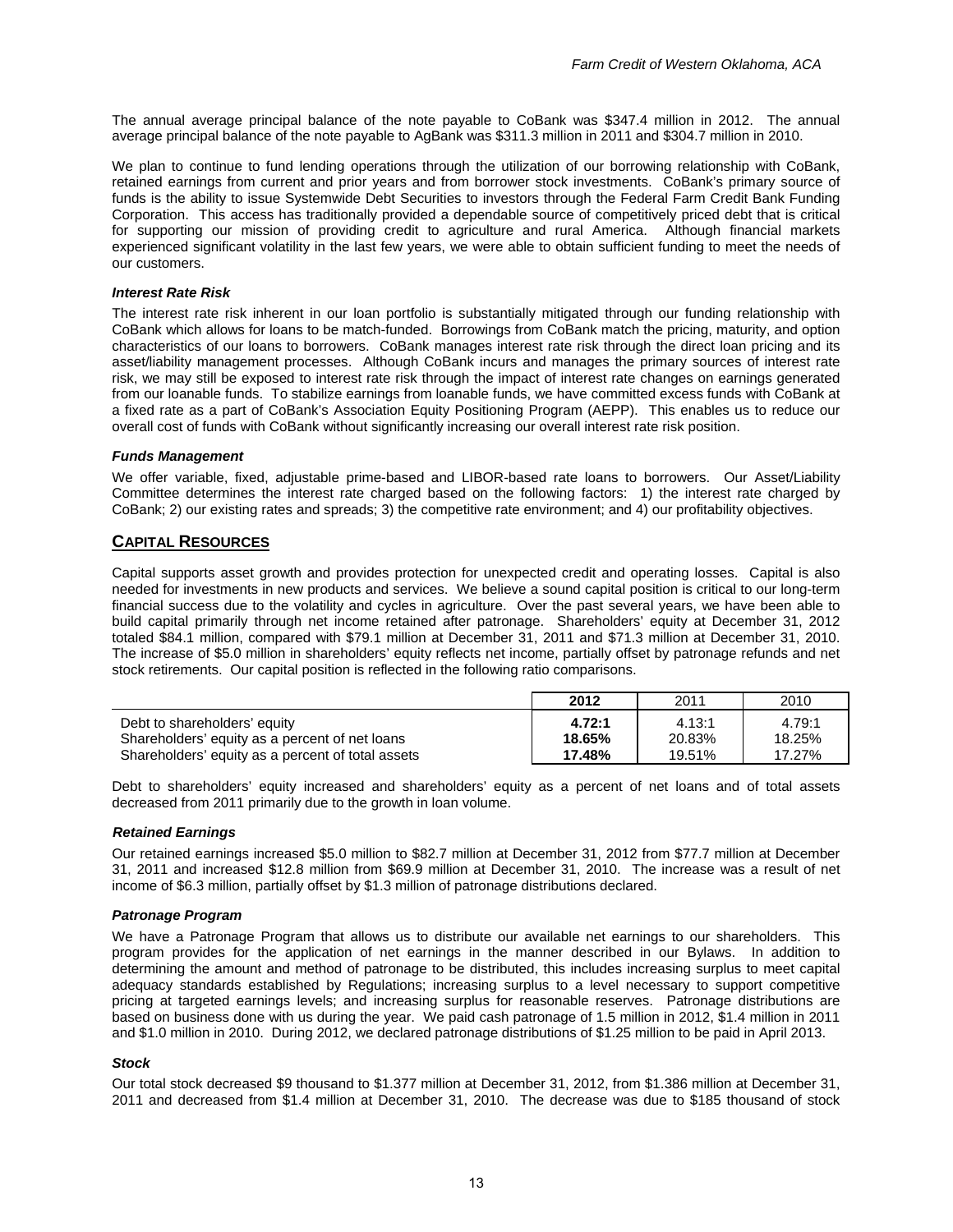The annual average principal balance of the note payable to CoBank was $347.4 million in 2012. The annual average principal balance of the note payable to AgBank was $311.3 million in 2011 and $304.7 million in 2010.

We plan to continue to fund lending operations through the utilization of our borrowing relationship with CoBank, retained earnings from current and prior years and from borrower stock investments. CoBank's primary source of funds is the ability to issue Systemwide Debt Securities to investors through the Federal Farm Credit Bank Funding Corporation. This access has traditionally provided a dependable source of competitively priced debt that is critical for supporting our mission of providing credit to agriculture and rural America. Although financial markets experienced significant volatility in the last few years, we were able to obtain sufficient funding to meet the needs of our customers.

### *Interest Rate Risk*

The interest rate risk inherent in our loan portfolio is substantially mitigated through our funding relationship with CoBank which allows for loans to be match-funded. Borrowings from CoBank match the pricing, maturity, and option characteristics of our loans to borrowers. CoBank manages interest rate risk through the direct loan pricing and its asset/liability management processes. Although CoBank incurs and manages the primary sources of interest rate risk, we may still be exposed to interest rate risk through the impact of interest rate changes on earnings generated from our loanable funds. To stabilize earnings from loanable funds, we have committed excess funds with CoBank at a fixed rate as a part of CoBank's Association Equity Positioning Program (AEPP). This enables us to reduce our overall cost of funds with CoBank without significantly increasing our overall interest rate risk position.

### *Funds Management*

We offer variable, fixed, adjustable prime-based and LIBOR-based rate loans to borrowers. Our Asset/Liability Committee determines the interest rate charged based on the following factors: 1) the interest rate charged by CoBank; 2) our existing rates and spreads; 3) the competitive rate environment; and 4) our profitability objectives.

## CAPITAL RESOURCES

Capital supports asset growth and provides protection for unexpected credit and operating losses. Capital is also needed for investments in new products and services. We believe a sound capital position is critical to our long-term financial success due to the volatility and cycles in agriculture. Over the past several years, we have been able to build capital primarily through net income retained after patronage. Shareholders' equity at December 31, 2012 totaled $84.1 million, compared with $79.1 million at December 31, 2011 and $71.3 million at December 31, 2010. The increase of $5.0 million in shareholders' equity reflects net income, partially offset by patronage refunds and net stock retirements. Our capital position is reflected in the following ratio comparisons.

| | **2012** | 2011 | 2010 |
|---|---|---|---|
| Debt to shareholders' equity | **4.72:1** | 4.13:1 | 4.79:1 |
| Shareholders' equity as a percent of net loans | **18.65%** | 20.83% | 18.25% |
| Shareholders' equity as a percent of total assets | **17.48%** | 19.51% | 17.27% |

Debt to shareholders' equity increased and shareholders' equity as a percent of net loans and of total assets decreased from 2011 primarily due to the growth in loan volume.

### *Retained Earnings*

Our retained earnings increased $5.0 million to $82.7 million at December 31, 2012 from $77.7 million at December 31, 2011 and increased $12.8 million from $69.9 million at December 31, 2010. The increase was a result of net income of $6.3 million, partially offset by $1.3 million of patronage distributions declared.

### *Patronage Program*

We have a Patronage Program that allows us to distribute our available net earnings to our shareholders. This program provides for the application of net earnings in the manner described in our Bylaws. In addition to determining the amount and method of patronage to be distributed, this includes increasing surplus to meet capital adequacy standards established by Regulations; increasing surplus to a level necessary to support competitive pricing at targeted earnings levels; and increasing surplus for reasonable reserves. Patronage distributions are based on business done with us during the year. We paid cash patronage of 1.5 million in 2012, $1.4 million in 2011 and $1.0 million in 2010. During 2012, we declared patronage distributions of $1.25 million to be paid in April 2013.

### *Stock*

Our total stock decreased $9 thousand to $1.377 million at December 31, 2012, from $1.386 million at December 31, 2011 and decreased from $1.4 million at December 31, 2010. The decrease was due to $185 thousand of stock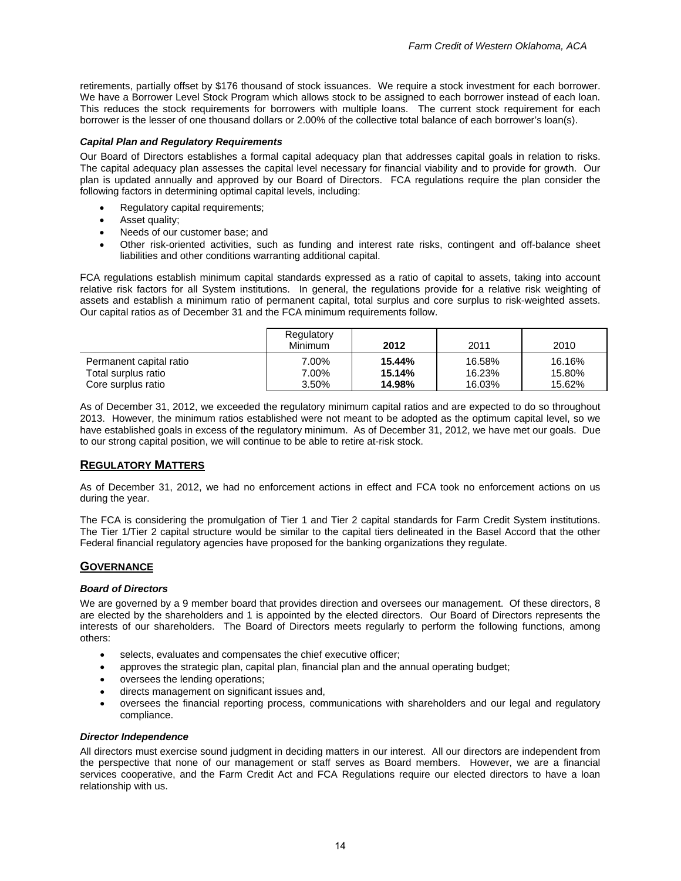retirements, partially offset by $176 thousand of stock issuances. We require a stock investment for each borrower. We have a Borrower Level Stock Program which allows stock to be assigned to each borrower instead of each loan. This reduces the stock requirements for borrowers with multiple loans. The current stock requirement for each borrower is the lesser of one thousand dollars or 2.00% of the collective total balance of each borrower's loan(s).

### *Capital Plan and Regulatory Requirements*

Our Board of Directors establishes a formal capital adequacy plan that addresses capital goals in relation to risks. The capital adequacy plan assesses the capital level necessary for financial viability and to provide for growth. Our plan is updated annually and approved by our Board of Directors. FCA regulations require the plan consider the following factors in determining optimal capital levels, including:

- Regulatory capital requirements;
- Asset quality;
- Needs of our customer base; and
- Other risk-oriented activities, such as funding and interest rate risks, contingent and off-balance sheet liabilities and other conditions warranting additional capital.

FCA regulations establish minimum capital standards expressed as a ratio of capital to assets, taking into account relative risk factors for all System institutions. In general, the regulations provide for a relative risk weighting of assets and establish a minimum ratio of permanent capital, total surplus and core surplus to risk-weighted assets. Our capital ratios as of December 31 and the FCA minimum requirements follow.

| | Regulatory Minimum | **2012** | 2011 | 2010 |
|---|---|---|---|---|
| Permanent capital ratio | 7.00% | **15.44%** | 16.58% | 16.16% |
| Total surplus ratio | 7.00% | **15.14%** | 16.23% | 15.80% |
| Core surplus ratio | 3.50% | **14.98%** | 16.03% | 15.62% |

As of December 31, 2012, we exceeded the regulatory minimum capital ratios and are expected to do so throughout 2013. However, the minimum ratios established were not meant to be adopted as the optimum capital level, so we have established goals in excess of the regulatory minimum. As of December 31, 2012, we have met our goals. Due to our strong capital position, we will continue to be able to retire at-risk stock.

## REGULATORY MATTERS

As of December 31, 2012, we had no enforcement actions in effect and FCA took no enforcement actions on us during the year.

The FCA is considering the promulgation of Tier 1 and Tier 2 capital standards for Farm Credit System institutions. The Tier 1/Tier 2 capital structure would be similar to the capital tiers delineated in the Basel Accord that the other Federal financial regulatory agencies have proposed for the banking organizations they regulate.

## GOVERNANCE

### *Board of Directors*

We are governed by a 9 member board that provides direction and oversees our management. Of these directors, 8 are elected by the shareholders and 1 is appointed by the elected directors. Our Board of Directors represents the interests of our shareholders. The Board of Directors meets regularly to perform the following functions, among others:

- selects, evaluates and compensates the chief executive officer;
- approves the strategic plan, capital plan, financial plan and the annual operating budget;
- oversees the lending operations;
- directs management on significant issues and,
- oversees the financial reporting process, communications with shareholders and our legal and regulatory compliance.

### *Director Independence*

All directors must exercise sound judgment in deciding matters in our interest. All our directors are independent from the perspective that none of our management or staff serves as Board members. However, we are a financial services cooperative, and the Farm Credit Act and FCA Regulations require our elected directors to have a loan relationship with us.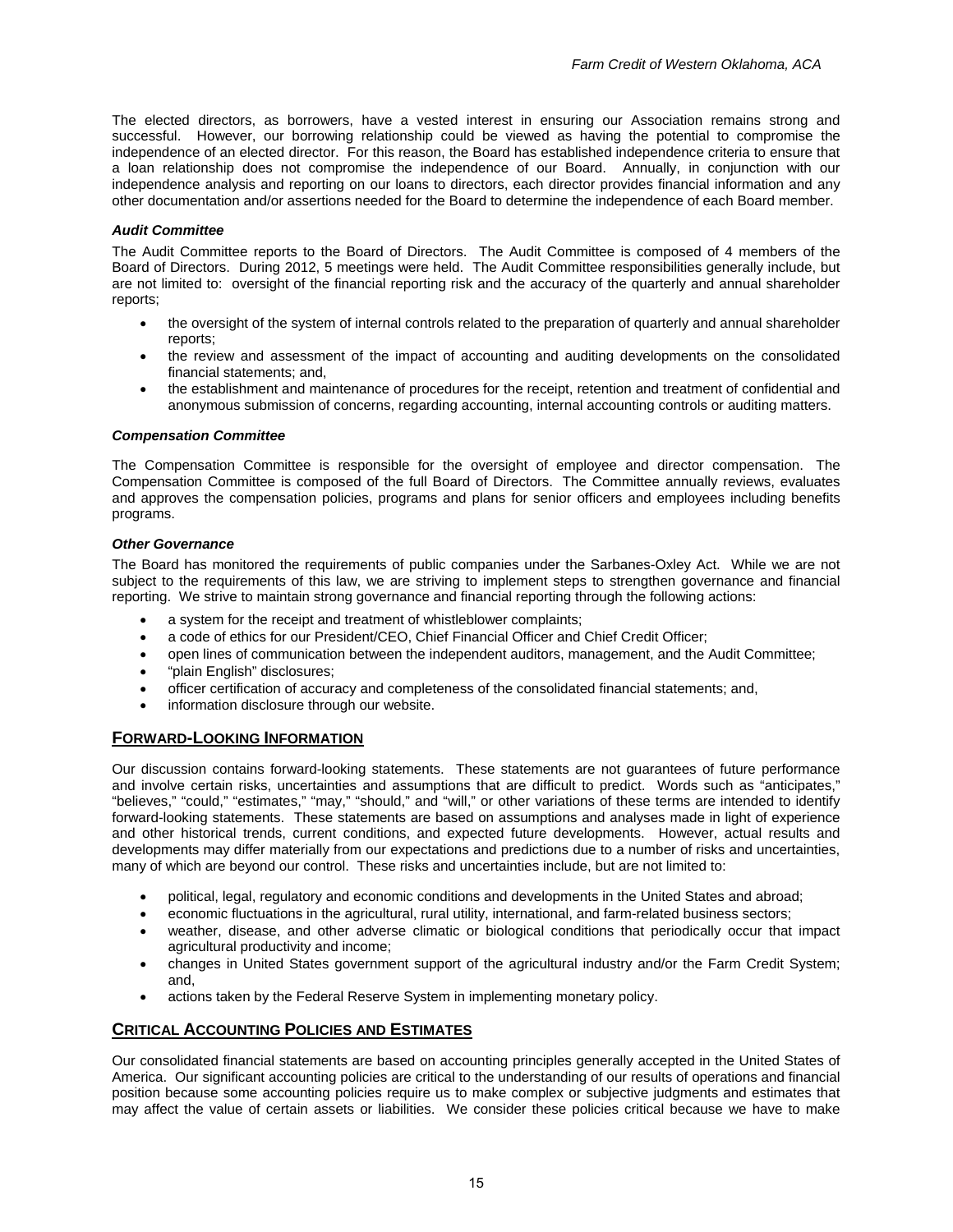The elected directors, as borrowers, have a vested interest in ensuring our Association remains strong and successful. However, our borrowing relationship could be viewed as having the potential to compromise the independence of an elected director. For this reason, the Board has established independence criteria to ensure that a loan relationship does not compromise the independence of our Board. Annually, in conjunction with our independence analysis and reporting on our loans to directors, each director provides financial information and any other documentation and/or assertions needed for the Board to determine the independence of each Board member.

***Audit Committee***

The Audit Committee reports to the Board of Directors. The Audit Committee is composed of 4 members of the Board of Directors. During 2012, 5 meetings were held. The Audit Committee responsibilities generally include, but are not limited to: oversight of the financial reporting risk and the accuracy of the quarterly and annual shareholder reports;

- the oversight of the system of internal controls related to the preparation of quarterly and annual shareholder reports;
- the review and assessment of the impact of accounting and auditing developments on the consolidated financial statements; and,
- the establishment and maintenance of procedures for the receipt, retention and treatment of confidential and anonymous submission of concerns, regarding accounting, internal accounting controls or auditing matters.

***Compensation Committee***

The Compensation Committee is responsible for the oversight of employee and director compensation. The Compensation Committee is composed of the full Board of Directors. The Committee annually reviews, evaluates and approves the compensation policies, programs and plans for senior officers and employees including benefits programs.

***Other Governance***

The Board has monitored the requirements of public companies under the Sarbanes-Oxley Act. While we are not subject to the requirements of this law, we are striving to implement steps to strengthen governance and financial reporting. We strive to maintain strong governance and financial reporting through the following actions:

- a system for the receipt and treatment of whistleblower complaints;
- a code of ethics for our President/CEO, Chief Financial Officer and Chief Credit Officer;
- open lines of communication between the independent auditors, management, and the Audit Committee;
- "plain English" disclosures;
- officer certification of accuracy and completeness of the consolidated financial statements; and,
- information disclosure through our website.

## FORWARD-LOOKING INFORMATION

Our discussion contains forward-looking statements. These statements are not guarantees of future performance and involve certain risks, uncertainties and assumptions that are difficult to predict. Words such as "anticipates," "believes," "could," "estimates," "may," "should," and "will," or other variations of these terms are intended to identify forward-looking statements. These statements are based on assumptions and analyses made in light of experience and other historical trends, current conditions, and expected future developments. However, actual results and developments may differ materially from our expectations and predictions due to a number of risks and uncertainties, many of which are beyond our control. These risks and uncertainties include, but are not limited to:

- political, legal, regulatory and economic conditions and developments in the United States and abroad;
- economic fluctuations in the agricultural, rural utility, international, and farm-related business sectors;
- weather, disease, and other adverse climatic or biological conditions that periodically occur that impact agricultural productivity and income;
- changes in United States government support of the agricultural industry and/or the Farm Credit System; and,
- actions taken by the Federal Reserve System in implementing monetary policy.

## CRITICAL ACCOUNTING POLICIES AND ESTIMATES

Our consolidated financial statements are based on accounting principles generally accepted in the United States of America. Our significant accounting policies are critical to the understanding of our results of operations and financial position because some accounting policies require us to make complex or subjective judgments and estimates that may affect the value of certain assets or liabilities. We consider these policies critical because we have to make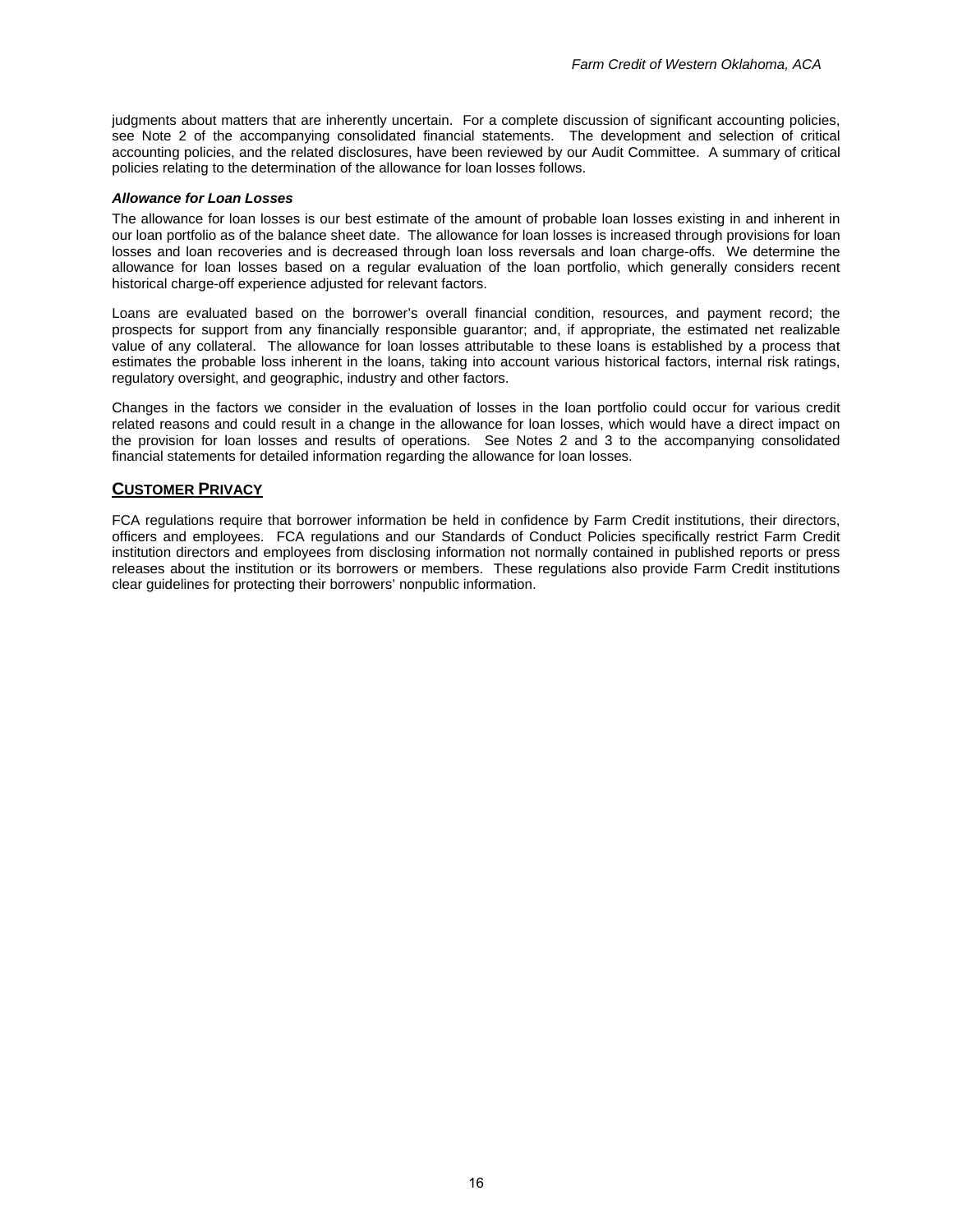judgments about matters that are inherently uncertain. For a complete discussion of significant accounting policies, see Note 2 of the accompanying consolidated financial statements. The development and selection of critical accounting policies, and the related disclosures, have been reviewed by our Audit Committee. A summary of critical policies relating to the determination of the allowance for loan losses follows.

***Allowance for Loan Losses***

The allowance for loan losses is our best estimate of the amount of probable loan losses existing in and inherent in our loan portfolio as of the balance sheet date. The allowance for loan losses is increased through provisions for loan losses and loan recoveries and is decreased through loan loss reversals and loan charge-offs. We determine the allowance for loan losses based on a regular evaluation of the loan portfolio, which generally considers recent historical charge-off experience adjusted for relevant factors.

Loans are evaluated based on the borrower's overall financial condition, resources, and payment record; the prospects for support from any financially responsible guarantor; and, if appropriate, the estimated net realizable value of any collateral. The allowance for loan losses attributable to these loans is established by a process that estimates the probable loss inherent in the loans, taking into account various historical factors, internal risk ratings, regulatory oversight, and geographic, industry and other factors.

Changes in the factors we consider in the evaluation of losses in the loan portfolio could occur for various credit related reasons and could result in a change in the allowance for loan losses, which would have a direct impact on the provision for loan losses and results of operations. See Notes 2 and 3 to the accompanying consolidated financial statements for detailed information regarding the allowance for loan losses.

## CUSTOMER PRIVACY

FCA regulations require that borrower information be held in confidence by Farm Credit institutions, their directors, officers and employees. FCA regulations and our Standards of Conduct Policies specifically restrict Farm Credit institution directors and employees from disclosing information not normally contained in published reports or press releases about the institution or its borrowers or members. These regulations also provide Farm Credit institutions clear guidelines for protecting their borrowers' nonpublic information.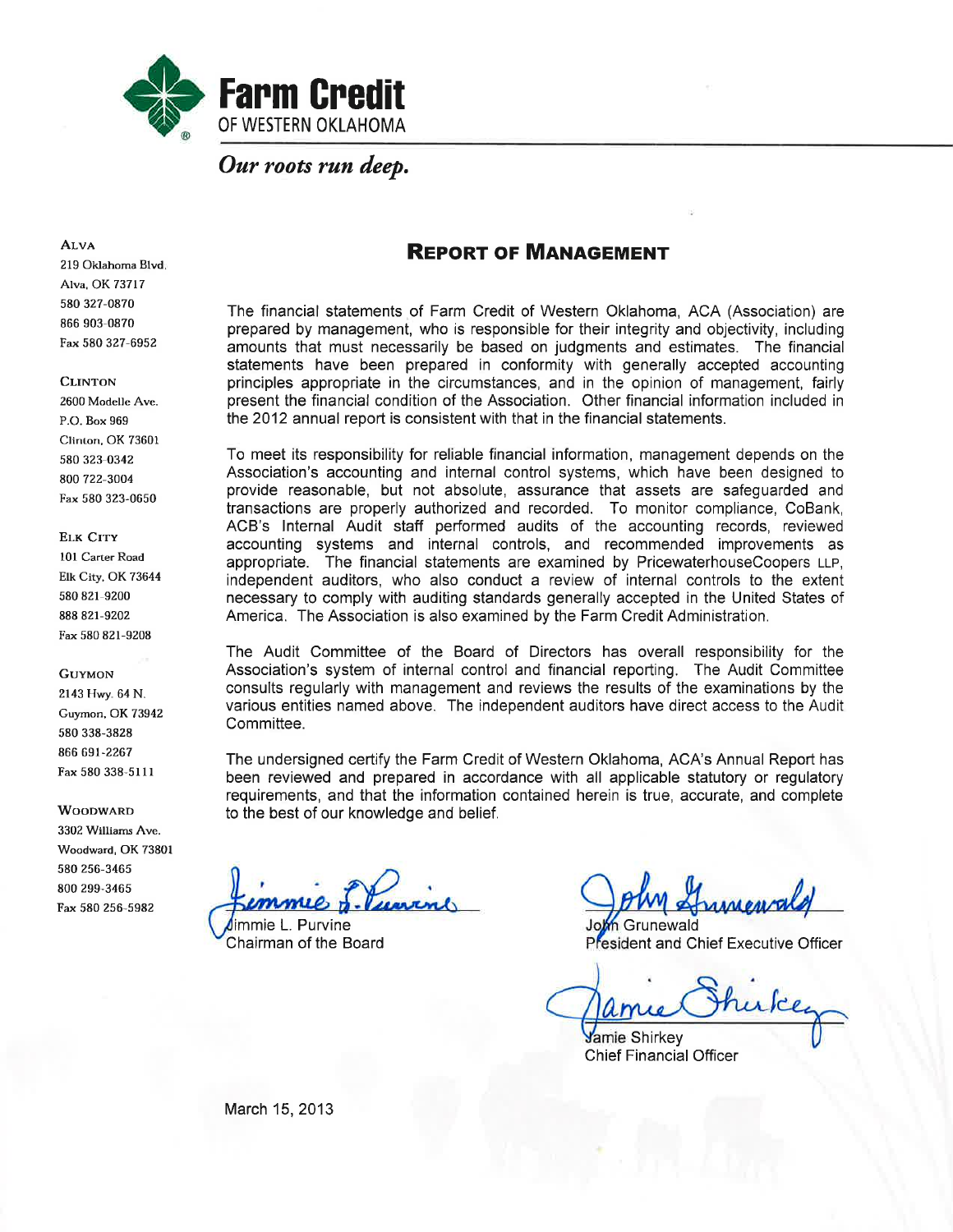**Farm Credit**
OF WESTERN OKLAHOMA

*Our roots run deep.*

**Alva**
219 Oklahoma Blvd.
Alva, OK 73717
580 327-0870
866 903-0870
Fax 580 327-6952

**Clinton**
2600 Modelle Ave.
P.O. Box 969
Clinton, OK 73601
580 323-0342
800 722-3004
Fax 580 323-0650

**Elk City**
101 Carter Road
Elk City, OK 73644
580 821-9200
888 821-9202
Fax 580 821-9208

**Guymon**
2143 Hwy. 64 N.
Guymon, OK 73942
580 338-3828
866 691-2267
Fax 580 338-5111

**Woodward**
3302 Williams Ave.
Woodward, OK 73801
580 256-3465
800 299-3465
Fax 580 256-5982

# Report of Management

The financial statements of Farm Credit of Western Oklahoma, ACA (Association) are prepared by management, who is responsible for their integrity and objectivity, including amounts that must necessarily be based on judgments and estimates. The financial statements have been prepared in conformity with generally accepted accounting principles appropriate in the circumstances, and in the opinion of management, fairly present the financial condition of the Association. Other financial information included in the 2012 annual report is consistent with that in the financial statements.

To meet its responsibility for reliable financial information, management depends on the Association's accounting and internal control systems, which have been designed to provide reasonable, but not absolute, assurance that assets are safeguarded and transactions are properly authorized and recorded. To monitor compliance, CoBank, ACB's Internal Audit staff performed audits of the accounting records, reviewed accounting systems and internal controls, and recommended improvements as appropriate. The financial statements are examined by PricewaterhouseCoopers LLP, independent auditors, who also conduct a review of internal controls to the extent necessary to comply with auditing standards generally accepted in the United States of America. The Association is also examined by the Farm Credit Administration.

The Audit Committee of the Board of Directors has overall responsibility for the Association's system of internal control and financial reporting. The Audit Committee consults regularly with management and reviews the results of the examinations by the various entities named above. The independent auditors have direct access to the Audit Committee.

The undersigned certify the Farm Credit of Western Oklahoma, ACA's Annual Report has been reviewed and prepared in accordance with all applicable statutory or regulatory requirements, and that the information contained herein is true, accurate, and complete to the best of our knowledge and belief.

Jimmie L. Purvine
Chairman of the Board

John Grunewald
President and Chief Executive Officer

Jamie Shirkey
Chief Financial Officer

March 15, 2013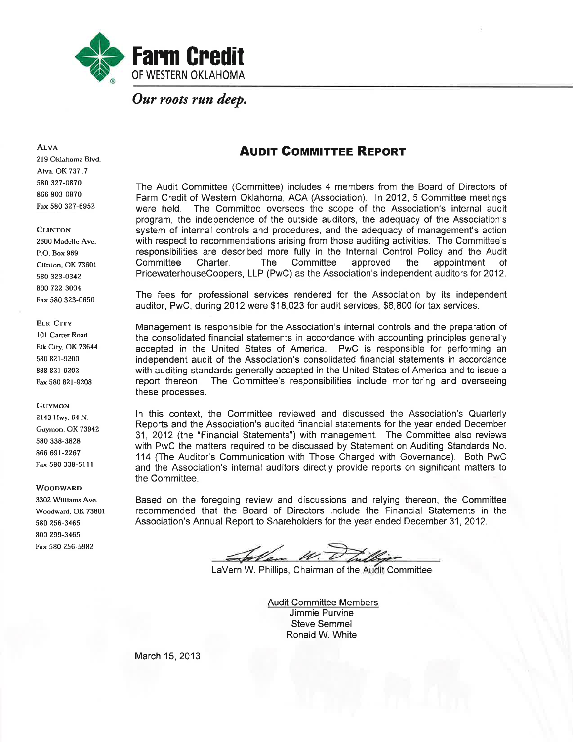**Farm Credit**
OF WESTERN OKLAHOMA

*Our roots run deep.*

**ALVA**
219 Oklahoma Blvd.
Alva, OK 73717
580 327-0870
866 903-0870
Fax 580 327-6952

**CLINTON**
2600 Modelle Ave.
P.O. Box 969
Clinton, OK 73601
580 323-0342
800 722-3004
Fax 580 323-0650

**ELK CITY**
101 Carter Road
Elk City, OK 73644
580 821-9200
888 821-9202
Fax 580 821-9208

**GUYMON**
2143 Hwy. 64 N.
Guymon, OK 73942
580 338-3828
866 691-2267
Fax 580 338-5111

**WOODWARD**
3302 Williams Ave.
Woodward, OK 73801
580 256-3465
800 299-3465
Fax 580 256-5982

# AUDIT COMMITTEE REPORT

The Audit Committee (Committee) includes 4 members from the Board of Directors of Farm Credit of Western Oklahoma, ACA (Association). In 2012, 5 Committee meetings were held. The Committee oversees the scope of the Association's internal audit program, the independence of the outside auditors, the adequacy of the Association's system of internal controls and procedures, and the adequacy of management's action with respect to recommendations arising from those auditing activities. The Committee's responsibilities are described more fully in the Internal Control Policy and the Audit Committee Charter. The Committee approved the appointment of PricewaterhouseCoopers, LLP (PwC) as the Association's independent auditors for 2012.

The fees for professional services rendered for the Association by its independent auditor, PwC, during 2012 were $18,023 for audit services, $6,800 for tax services.

Management is responsible for the Association's internal controls and the preparation of the consolidated financial statements in accordance with accounting principles generally accepted in the United States of America. PwC is responsible for performing an independent audit of the Association's consolidated financial statements in accordance with auditing standards generally accepted in the United States of America and to issue a report thereon. The Committee's responsibilities include monitoring and overseeing these processes.

In this context, the Committee reviewed and discussed the Association's Quarterly Reports and the Association's audited financial statements for the year ended December 31, 2012 (the "Financial Statements") with management. The Committee also reviews with PwC the matters required to be discussed by Statement on Auditing Standards No. 114 (The Auditor's Communication with Those Charged with Governance). Both PwC and the Association's internal auditors directly provide reports on significant matters to the Committee.

Based on the foregoing review and discussions and relying thereon, the Committee recommended that the Board of Directors include the Financial Statements in the Association's Annual Report to Shareholders for the year ended December 31, 2012.

LaVern W. Phillips, Chairman of the Audit Committee

Audit Committee Members
Jimmie Purvine
Steve Semmel
Ronald W. White

March 15, 2013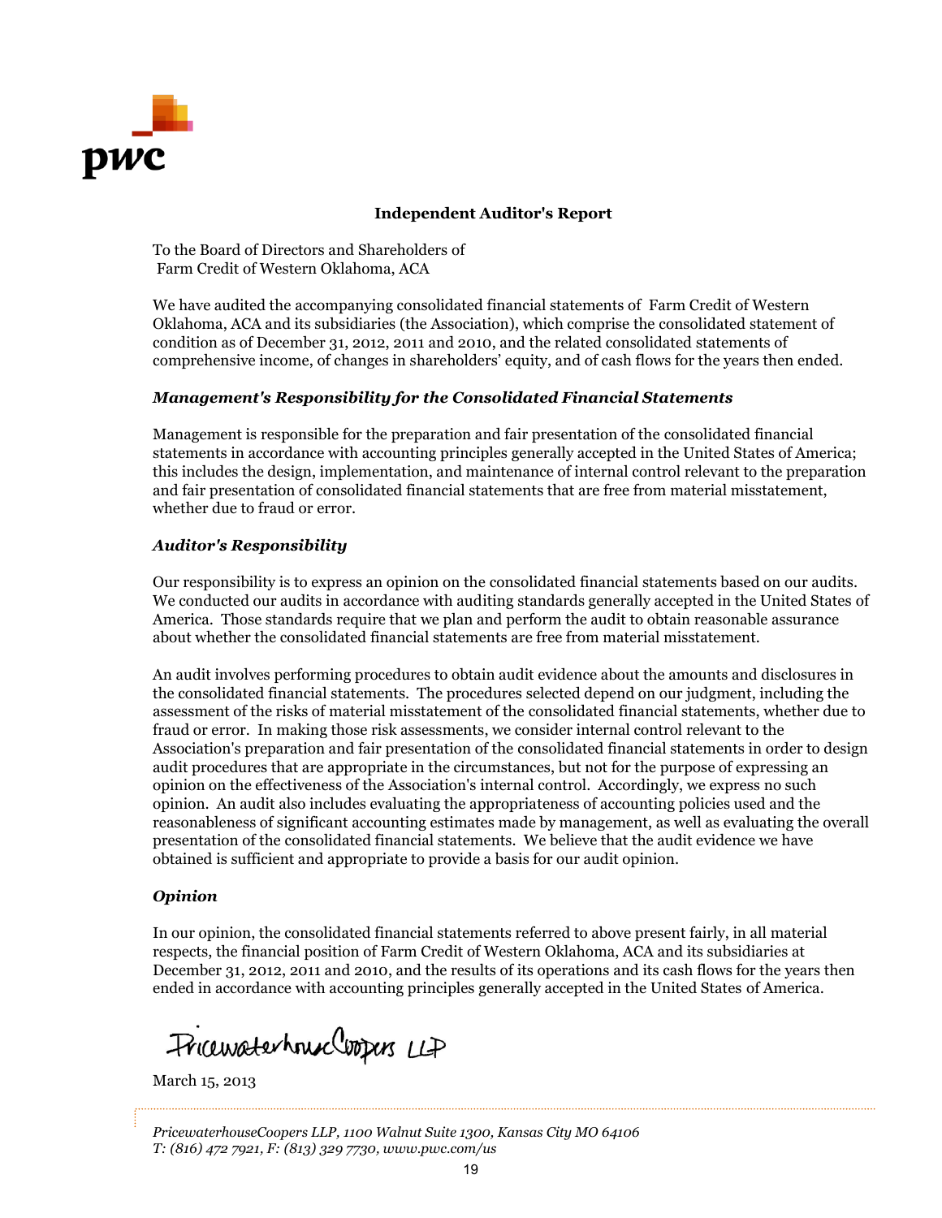## Independent Auditor's Report

To the Board of Directors and Shareholders of
Farm Credit of Western Oklahoma, ACA

We have audited the accompanying consolidated financial statements of Farm Credit of Western Oklahoma, ACA and its subsidiaries (the Association), which comprise the consolidated statement of condition as of December 31, 2012, 2011 and 2010, and the related consolidated statements of comprehensive income, of changes in shareholders' equity, and of cash flows for the years then ended.

### *Management's Responsibility for the Consolidated Financial Statements*

Management is responsible for the preparation and fair presentation of the consolidated financial statements in accordance with accounting principles generally accepted in the United States of America; this includes the design, implementation, and maintenance of internal control relevant to the preparation and fair presentation of consolidated financial statements that are free from material misstatement, whether due to fraud or error.

### *Auditor's Responsibility*

Our responsibility is to express an opinion on the consolidated financial statements based on our audits. We conducted our audits in accordance with auditing standards generally accepted in the United States of America. Those standards require that we plan and perform the audit to obtain reasonable assurance about whether the consolidated financial statements are free from material misstatement.

An audit involves performing procedures to obtain audit evidence about the amounts and disclosures in the consolidated financial statements. The procedures selected depend on our judgment, including the assessment of the risks of material misstatement of the consolidated financial statements, whether due to fraud or error. In making those risk assessments, we consider internal control relevant to the Association's preparation and fair presentation of the consolidated financial statements in order to design audit procedures that are appropriate in the circumstances, but not for the purpose of expressing an opinion on the effectiveness of the Association's internal control. Accordingly, we express no such opinion. An audit also includes evaluating the appropriateness of accounting policies used and the reasonableness of significant accounting estimates made by management, as well as evaluating the overall presentation of the consolidated financial statements. We believe that the audit evidence we have obtained is sufficient and appropriate to provide a basis for our audit opinion.

### *Opinion*

In our opinion, the consolidated financial statements referred to above present fairly, in all material respects, the financial position of Farm Credit of Western Oklahoma, ACA and its subsidiaries at December 31, 2012, 2011 and 2010, and the results of its operations and its cash flows for the years then ended in accordance with accounting principles generally accepted in the United States of America.

PricewaterhouseCoopers LLP

March 15, 2013

*PricewaterhouseCoopers LLP, 1100 Walnut Suite 1300, Kansas City MO 64106*
*T: (816) 472 7921, F: (813) 329 7730, www.pwc.com/us*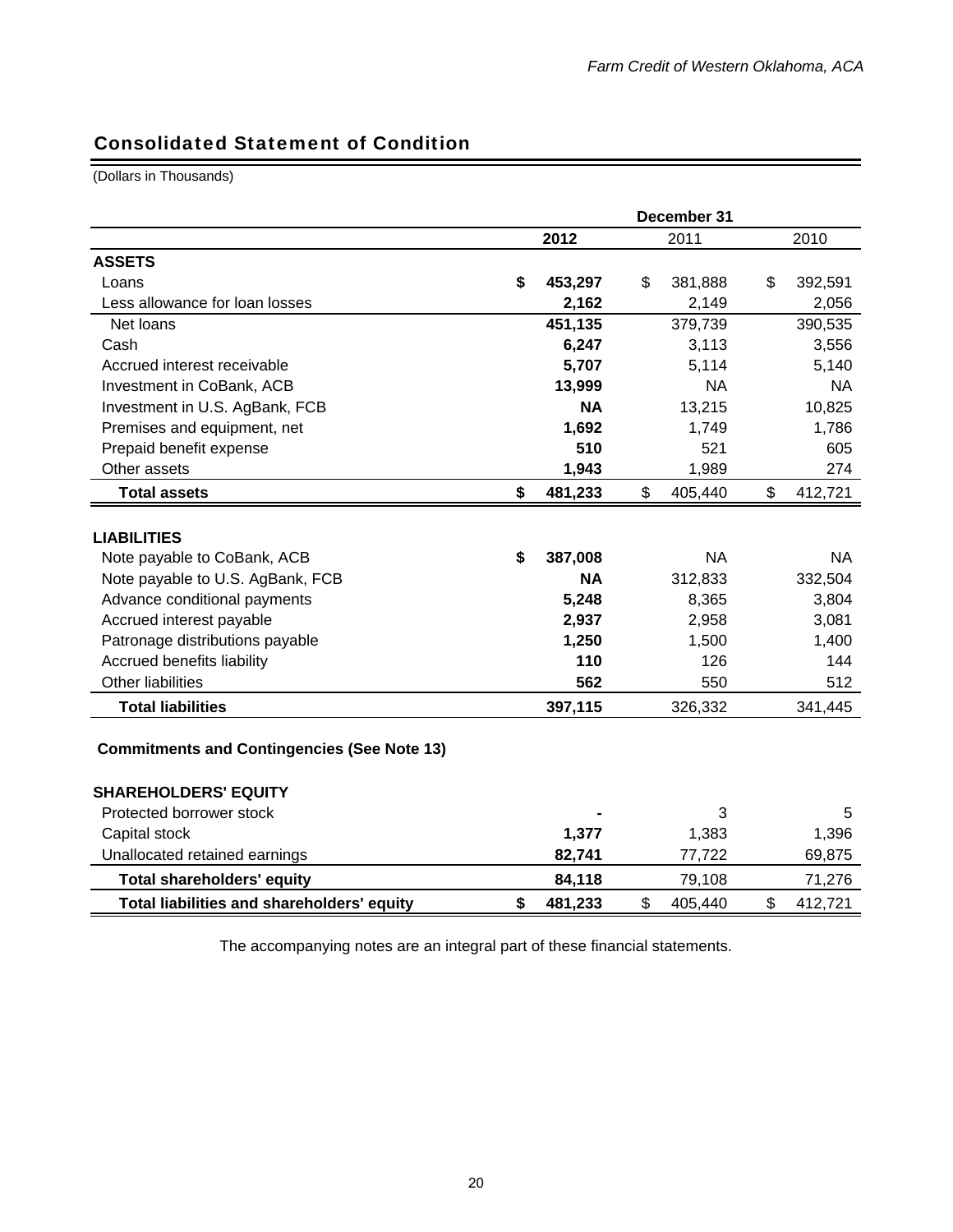## Consolidated Statement of Condition

(Dollars in Thousands)

| | December 31 | | |
|---|---|---|---|
| | **2012** | 2011 | 2010 |
| **ASSETS** | | | |
| Loans | **$ 453,297** | $ 381,888 | $ 392,591 |
| Less allowance for loan losses | **2,162** | 2,149 | 2,056 |
| Net loans | **451,135** | 379,739 | 390,535 |
| Cash | **6,247** | 3,113 | 3,556 |
| Accrued interest receivable | **5,707** | 5,114 | 5,140 |
| Investment in CoBank, ACB | **13,999** | NA | NA |
| Investment in U.S. AgBank, FCB | **NA** | 13,215 | 10,825 |
| Premises and equipment, net | **1,692** | 1,749 | 1,786 |
| Prepaid benefit expense | **510** | 521 | 605 |
| Other assets | **1,943** | 1,989 | 274 |
| **Total assets** | **$ 481,233** | $ 405,440 | $ 412,721 |
| | | | |
| **LIABILITIES** | | | |
| Note payable to CoBank, ACB | **$ 387,008** | NA | NA |
| Note payable to U.S. AgBank, FCB | **NA** | 312,833 | 332,504 |
| Advance conditional payments | **5,248** | 8,365 | 3,804 |
| Accrued interest payable | **2,937** | 2,958 | 3,081 |
| Patronage distributions payable | **1,250** | 1,500 | 1,400 |
| Accrued benefits liability | **110** | 126 | 144 |
| Other liabilities | **562** | 550 | 512 |
| **Total liabilities** | **397,115** | 326,332 | 341,445 |
| | | | |
| **Commitments and Contingencies (See Note 13)** | | | |
| | | | |
| **SHAREHOLDERS' EQUITY** | | | |
| Protected borrower stock | **-** | 3 | 5 |
| Capital stock | **1,377** | 1,383 | 1,396 |
| Unallocated retained earnings | **82,741** | 77,722 | 69,875 |
| **Total shareholders' equity** | **84,118** | 79,108 | 71,276 |
| **Total liabilities and shareholders' equity** | **$ 481,233** | $ 405,440 | $ 412,721 |

The accompanying notes are an integral part of these financial statements.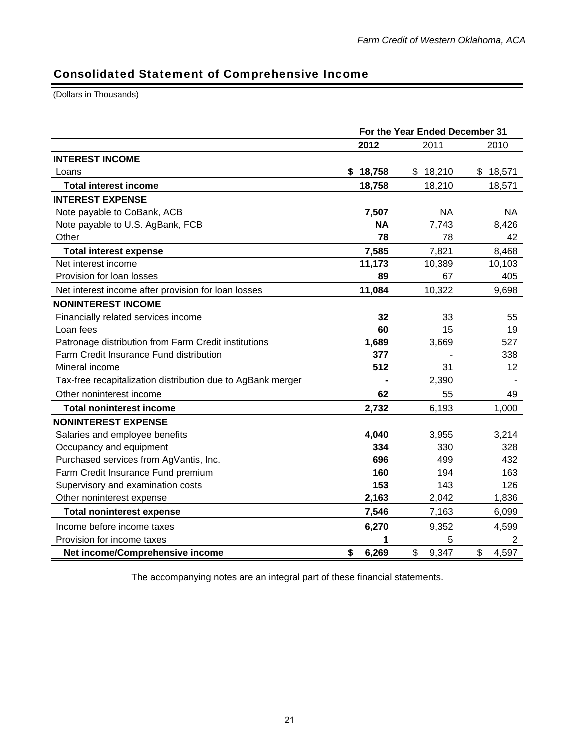## Consolidated Statement of Comprehensive Income

(Dollars in Thousands)

| | For the Year Ended December 31 | | |
|---|---|---|---|
| | **2012** | 2011 | 2010 |
| **INTEREST INCOME** | | | |
| Loans | **$ 18,758** | $ 18,210 | $ 18,571 |
| **Total interest income** | **18,758** | 18,210 | 18,571 |
| **INTEREST EXPENSE** | | | |
| Note payable to CoBank, ACB | **7,507** | NA | NA |
| Note payable to U.S. AgBank, FCB | **NA** | 7,743 | 8,426 |
| Other | **78** | 78 | 42 |
| **Total interest expense** | **7,585** | 7,821 | 8,468 |
| Net interest income | **11,173** | 10,389 | 10,103 |
| Provision for loan losses | **89** | 67 | 405 |
| Net interest income after provision for loan losses | **11,084** | 10,322 | 9,698 |
| **NONINTEREST INCOME** | | | |
| Financially related services income | **32** | 33 | 55 |
| Loan fees | **60** | 15 | 19 |
| Patronage distribution from Farm Credit institutions | **1,689** | 3,669 | 527 |
| Farm Credit Insurance Fund distribution | **377** | - | 338 |
| Mineral income | **512** | 31 | 12 |
| Tax-free recapitalization distribution due to AgBank merger | **-** | 2,390 | - |
| Other noninterest income | **62** | 55 | 49 |
| **Total noninterest income** | **2,732** | 6,193 | 1,000 |
| **NONINTEREST EXPENSE** | | | |
| Salaries and employee benefits | **4,040** | 3,955 | 3,214 |
| Occupancy and equipment | **334** | 330 | 328 |
| Purchased services from AgVantis, Inc. | **696** | 499 | 432 |
| Farm Credit Insurance Fund premium | **160** | 194 | 163 |
| Supervisory and examination costs | **153** | 143 | 126 |
| Other noninterest expense | **2,163** | 2,042 | 1,836 |
| **Total noninterest expense** | **7,546** | 7,163 | 6,099 |
| Income before income taxes | **6,270** | 9,352 | 4,599 |
| Provision for income taxes | **1** | 5 | 2 |
| **Net income/Comprehensive income** | **$ 6,269** | $ 9,347 | $ 4,597 |

The accompanying notes are an integral part of these financial statements.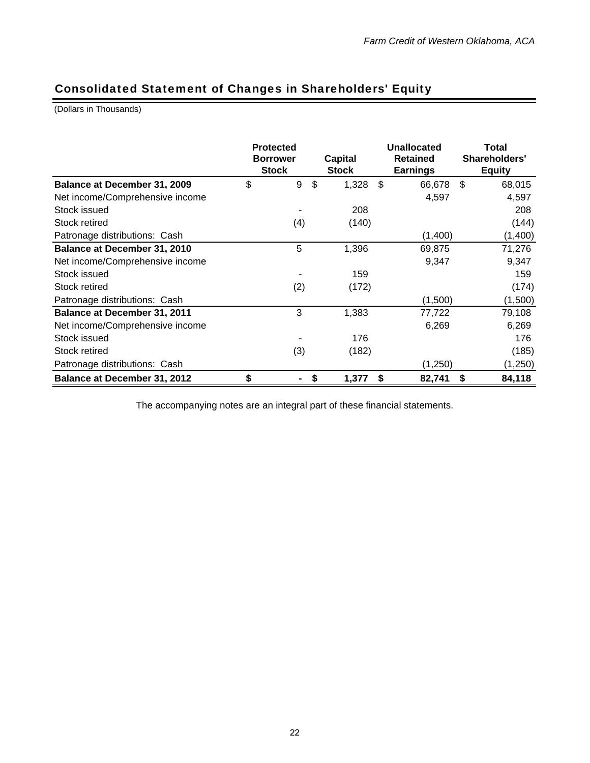## Consolidated Statement of Changes in Shareholders' Equity

(Dollars in Thousands)

| | Protected Borrower Stock | Capital Stock | Unallocated Retained Earnings | Total Shareholders' Equity |
|---|---|---|---|---|
| **Balance at December 31, 2009** | $ 9 | $ 1,328 | $ 66,678 | $ 68,015 |
| Net income/Comprehensive income | | | 4,597 | 4,597 |
| Stock issued | - | 208 | | 208 |
| Stock retired | (4) | (140) | | (144) |
| Patronage distributions: Cash | | | (1,400) | (1,400) |
| **Balance at December 31, 2010** | 5 | 1,396 | 69,875 | 71,276 |
| Net income/Comprehensive income | | | 9,347 | 9,347 |
| Stock issued | - | 159 | | 159 |
| Stock retired | (2) | (172) | | (174) |
| Patronage distributions: Cash | | | (1,500) | (1,500) |
| **Balance at December 31, 2011** | 3 | 1,383 | 77,722 | 79,108 |
| Net income/Comprehensive income | | | 6,269 | 6,269 |
| Stock issued | - | 176 | | 176 |
| Stock retired | (3) | (182) | | (185) |
| Patronage distributions: Cash | | | (1,250) | (1,250) |
| **Balance at December 31, 2012** | **$ -** | **$ 1,377** | **$ 82,741** | **$ 84,118** |

The accompanying notes are an integral part of these financial statements.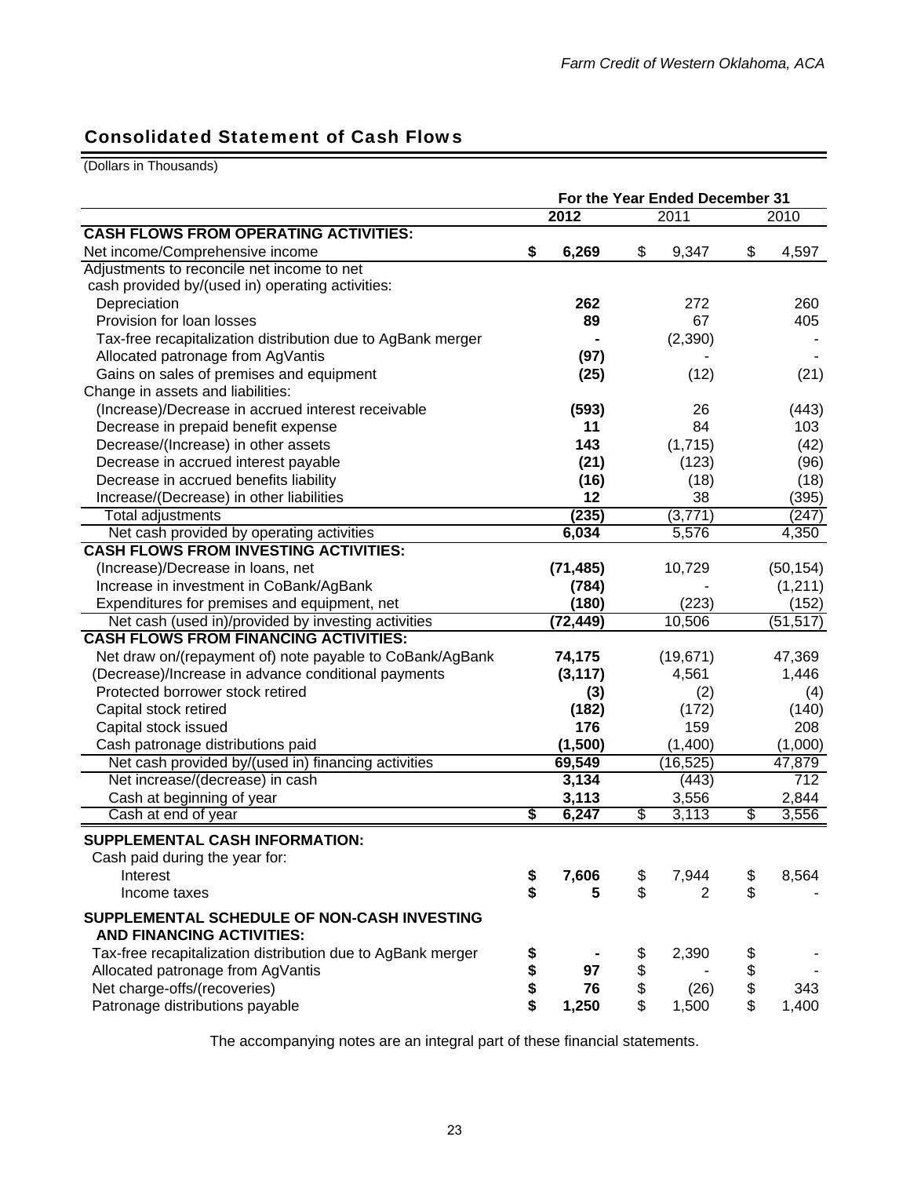## Consolidated Statement of Cash Flows

(Dollars in Thousands)

| | For the Year Ended December 31 | | |
|---|---|---|---|
| | **2012** | 2011 | 2010 |
| **CASH FLOWS FROM OPERATING ACTIVITIES:** | | | |
| Net income/Comprehensive income | **$ 6,269** | $ 9,347 | $ 4,597 |
| Adjustments to reconcile net income to net cash provided by/(used in) operating activities: | | | |
| Depreciation | **262** | 272 | 260 |
| Provision for loan losses | **89** | 67 | 405 |
| Tax-free recapitalization distribution due to AgBank merger | **-** | (2,390) | - |
| Allocated patronage from AgVantis | **(97)** | - | - |
| Gains on sales of premises and equipment | **(25)** | (12) | (21) |
| Change in assets and liabilities: | | | |
| (Increase)/Decrease in accrued interest receivable | **(593)** | 26 | (443) |
| Decrease in prepaid benefit expense | **11** | 84 | 103 |
| Decrease/(Increase) in other assets | **143** | (1,715) | (42) |
| Decrease in accrued interest payable | **(21)** | (123) | (96) |
| Decrease in accrued benefits liability | **(16)** | (18) | (18) |
| Increase/(Decrease) in other liabilities | **12** | 38 | (395) |
| Total adjustments | **(235)** | (3,771) | (247) |
| Net cash provided by operating activities | **6,034** | 5,576 | 4,350 |
| **CASH FLOWS FROM INVESTING ACTIVITIES:** | | | |
| (Increase)/Decrease in loans, net | **(71,485)** | 10,729 | (50,154) |
| Increase in investment in CoBank/AgBank | **(784)** | - | (1,211) |
| Expenditures for premises and equipment, net | **(180)** | (223) | (152) |
| Net cash (used in)/provided by investing activities | **(72,449)** | 10,506 | (51,517) |
| **CASH FLOWS FROM FINANCING ACTIVITIES:** | | | |
| Net draw on/(repayment of) note payable to CoBank/AgBank | **74,175** | (19,671) | 47,369 |
| (Decrease)/Increase in advance conditional payments | **(3,117)** | 4,561 | 1,446 |
| Protected borrower stock retired | **(3)** | (2) | (4) |
| Capital stock retired | **(182)** | (172) | (140) |
| Capital stock issued | **176** | 159 | 208 |
| Cash patronage distributions paid | **(1,500)** | (1,400) | (1,000) |
| Net cash provided by/(used in) financing activities | **69,549** | (16,525) | 47,879 |
| Net increase/(decrease) in cash | **3,134** | (443) | 712 |
| Cash at beginning of year | **3,113** | 3,556 | 2,844 |
| Cash at end of year | **$ 6,247** | $ 3,113 | $ 3,556 |
| **SUPPLEMENTAL CASH INFORMATION:** | | | |
| Cash paid during the year for: | | | |
| Interest | **$ 7,606** | $ 7,944 | $ 8,564 |
| Income taxes | **$ 5** | $ 2 | $ - |
| **SUPPLEMENTAL SCHEDULE OF NON-CASH INVESTING AND FINANCING ACTIVITIES:** | | | |
| Tax-free recapitalization distribution due to AgBank merger | **$ -** | $ 2,390 | $ - |
| Allocated patronage from AgVantis | **$ 97** | $ - | $ - |
| Net charge-offs/(recoveries) | **$ 76** | $ (26) | $ 343 |
| Patronage distributions payable | **$ 1,250** | $ 1,500 | $ 1,400 |

The accompanying notes are an integral part of these financial statements.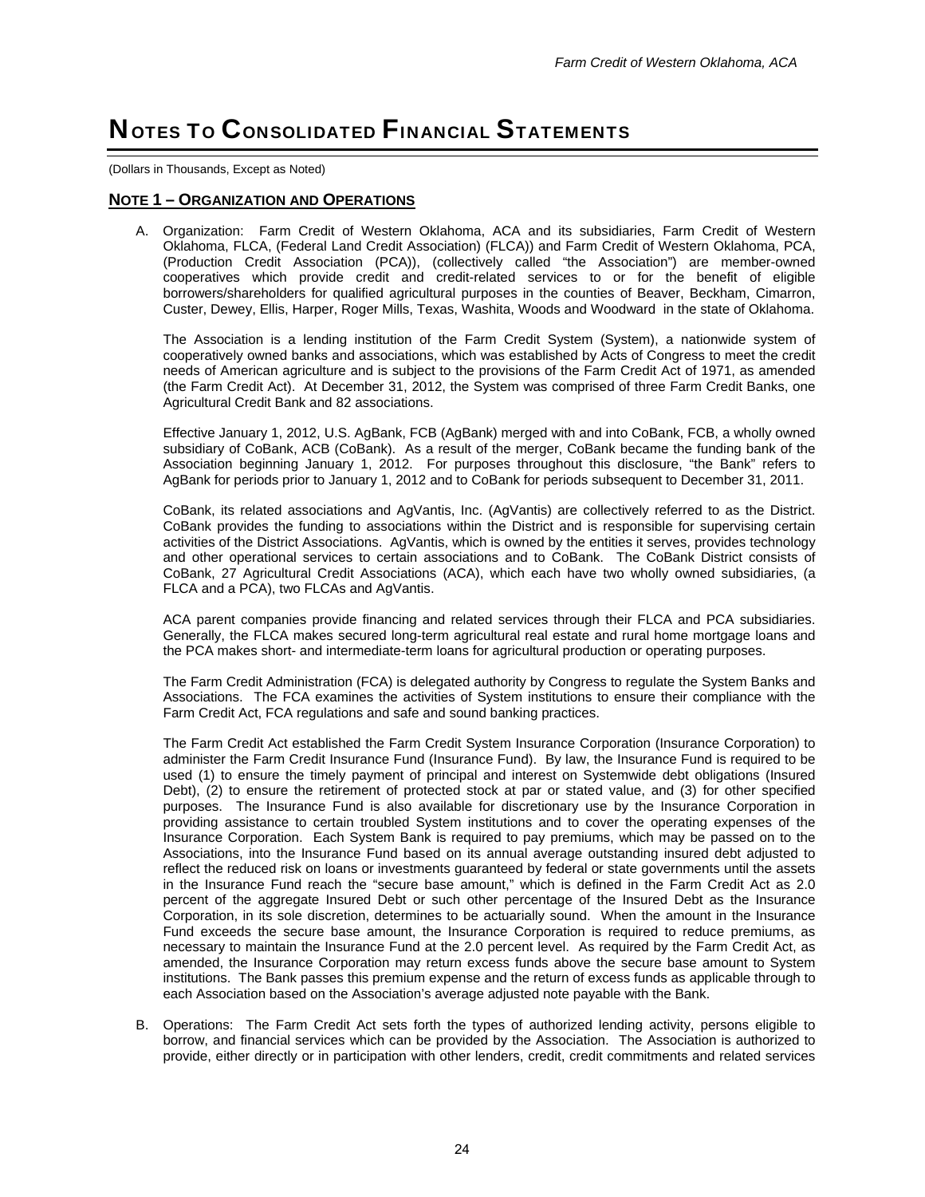# NOTES TO CONSOLIDATED FINANCIAL STATEMENTS

(Dollars in Thousands, Except as Noted)

## NOTE 1 – ORGANIZATION AND OPERATIONS

A. Organization: Farm Credit of Western Oklahoma, ACA and its subsidiaries, Farm Credit of Western Oklahoma, FLCA, (Federal Land Credit Association) (FLCA)) and Farm Credit of Western Oklahoma, PCA, (Production Credit Association (PCA)), (collectively called "the Association") are member-owned cooperatives which provide credit and credit-related services to or for the benefit of eligible borrowers/shareholders for qualified agricultural purposes in the counties of Beaver, Beckham, Cimarron, Custer, Dewey, Ellis, Harper, Roger Mills, Texas, Washita, Woods and Woodward in the state of Oklahoma.

   The Association is a lending institution of the Farm Credit System (System), a nationwide system of cooperatively owned banks and associations, which was established by Acts of Congress to meet the credit needs of American agriculture and is subject to the provisions of the Farm Credit Act of 1971, as amended (the Farm Credit Act). At December 31, 2012, the System was comprised of three Farm Credit Banks, one Agricultural Credit Bank and 82 associations.

   Effective January 1, 2012, U.S. AgBank, FCB (AgBank) merged with and into CoBank, FCB, a wholly owned subsidiary of CoBank, ACB (CoBank). As a result of the merger, CoBank became the funding bank of the Association beginning January 1, 2012. For purposes throughout this disclosure, "the Bank" refers to AgBank for periods prior to January 1, 2012 and to CoBank for periods subsequent to December 31, 2011.

   CoBank, its related associations and AgVantis, Inc. (AgVantis) are collectively referred to as the District. CoBank provides the funding to associations within the District and is responsible for supervising certain activities of the District Associations. AgVantis, which is owned by the entities it serves, provides technology and other operational services to certain associations and to CoBank. The CoBank District consists of CoBank, 27 Agricultural Credit Associations (ACA), which each have two wholly owned subsidiaries, (a FLCA and a PCA), two FLCAs and AgVantis.

   ACA parent companies provide financing and related services through their FLCA and PCA subsidiaries. Generally, the FLCA makes secured long-term agricultural real estate and rural home mortgage loans and the PCA makes short- and intermediate-term loans for agricultural production or operating purposes.

   The Farm Credit Administration (FCA) is delegated authority by Congress to regulate the System Banks and Associations. The FCA examines the activities of System institutions to ensure their compliance with the Farm Credit Act, FCA regulations and safe and sound banking practices.

   The Farm Credit Act established the Farm Credit System Insurance Corporation (Insurance Corporation) to administer the Farm Credit Insurance Fund (Insurance Fund). By law, the Insurance Fund is required to be used (1) to ensure the timely payment of principal and interest on Systemwide debt obligations (Insured Debt), (2) to ensure the retirement of protected stock at par or stated value, and (3) for other specified purposes. The Insurance Fund is also available for discretionary use by the Insurance Corporation in providing assistance to certain troubled System institutions and to cover the operating expenses of the Insurance Corporation. Each System Bank is required to pay premiums, which may be passed on to the Associations, into the Insurance Fund based on its annual average outstanding insured debt adjusted to reflect the reduced risk on loans or investments guaranteed by federal or state governments until the assets in the Insurance Fund reach the "secure base amount," which is defined in the Farm Credit Act as 2.0 percent of the aggregate Insured Debt or such other percentage of the Insured Debt as the Insurance Corporation, in its sole discretion, determines to be actuarially sound. When the amount in the Insurance Fund exceeds the secure base amount, the Insurance Corporation is required to reduce premiums, as necessary to maintain the Insurance Fund at the 2.0 percent level. As required by the Farm Credit Act, as amended, the Insurance Corporation may return excess funds above the secure base amount to System institutions. The Bank passes this premium expense and the return of excess funds as applicable through to each Association based on the Association's average adjusted note payable with the Bank.

B. Operations: The Farm Credit Act sets forth the types of authorized lending activity, persons eligible to borrow, and financial services which can be provided by the Association. The Association is authorized to provide, either directly or in participation with other lenders, credit, credit commitments and related services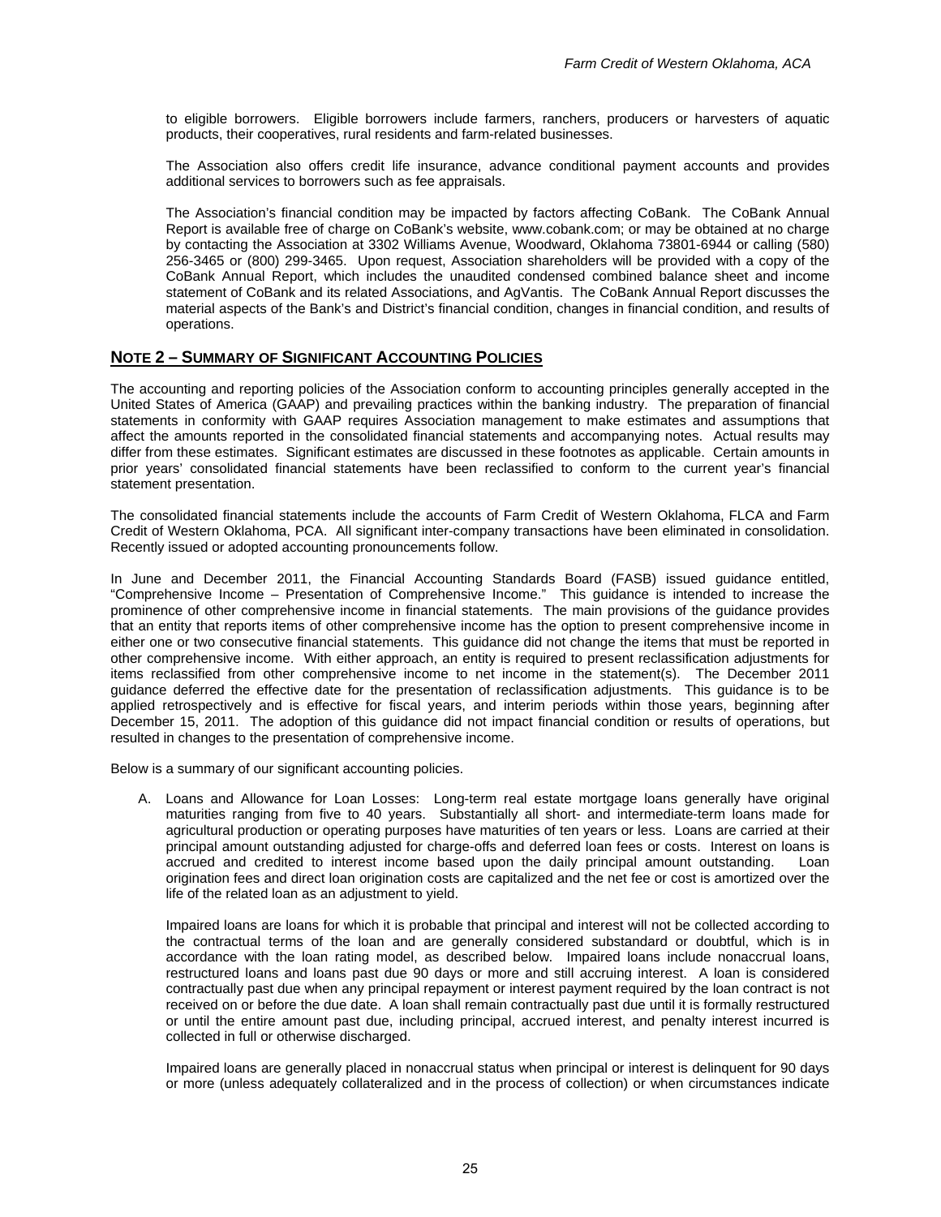to eligible borrowers. Eligible borrowers include farmers, ranchers, producers or harvesters of aquatic products, their cooperatives, rural residents and farm-related businesses.

The Association also offers credit life insurance, advance conditional payment accounts and provides additional services to borrowers such as fee appraisals.

The Association's financial condition may be impacted by factors affecting CoBank. The CoBank Annual Report is available free of charge on CoBank's website, www.cobank.com; or may be obtained at no charge by contacting the Association at 3302 Williams Avenue, Woodward, Oklahoma 73801-6944 or calling (580) 256-3465 or (800) 299-3465. Upon request, Association shareholders will be provided with a copy of the CoBank Annual Report, which includes the unaudited condensed combined balance sheet and income statement of CoBank and its related Associations, and AgVantis. The CoBank Annual Report discusses the material aspects of the Bank's and District's financial condition, changes in financial condition, and results of operations.

## NOTE 2 – SUMMARY OF SIGNIFICANT ACCOUNTING POLICIES

The accounting and reporting policies of the Association conform to accounting principles generally accepted in the United States of America (GAAP) and prevailing practices within the banking industry. The preparation of financial statements in conformity with GAAP requires Association management to make estimates and assumptions that affect the amounts reported in the consolidated financial statements and accompanying notes. Actual results may differ from these estimates. Significant estimates are discussed in these footnotes as applicable. Certain amounts in prior years' consolidated financial statements have been reclassified to conform to the current year's financial statement presentation.

The consolidated financial statements include the accounts of Farm Credit of Western Oklahoma, FLCA and Farm Credit of Western Oklahoma, PCA. All significant inter-company transactions have been eliminated in consolidation. Recently issued or adopted accounting pronouncements follow.

In June and December 2011, the Financial Accounting Standards Board (FASB) issued guidance entitled, "Comprehensive Income – Presentation of Comprehensive Income." This guidance is intended to increase the prominence of other comprehensive income in financial statements. The main provisions of the guidance provides that an entity that reports items of other comprehensive income has the option to present comprehensive income in either one or two consecutive financial statements. This guidance did not change the items that must be reported in other comprehensive income. With either approach, an entity is required to present reclassification adjustments for items reclassified from other comprehensive income to net income in the statement(s). The December 2011 guidance deferred the effective date for the presentation of reclassification adjustments. This guidance is to be applied retrospectively and is effective for fiscal years, and interim periods within those years, beginning after December 15, 2011. The adoption of this guidance did not impact financial condition or results of operations, but resulted in changes to the presentation of comprehensive income.

Below is a summary of our significant accounting policies.

A. Loans and Allowance for Loan Losses: Long-term real estate mortgage loans generally have original maturities ranging from five to 40 years. Substantially all short- and intermediate-term loans made for agricultural production or operating purposes have maturities of ten years or less. Loans are carried at their principal amount outstanding adjusted for charge-offs and deferred loan fees or costs. Interest on loans is accrued and credited to interest income based upon the daily principal amount outstanding. Loan origination fees and direct loan origination costs are capitalized and the net fee or cost is amortized over the life of the related loan as an adjustment to yield.

   Impaired loans are loans for which it is probable that principal and interest will not be collected according to the contractual terms of the loan and are generally considered substandard or doubtful, which is in accordance with the loan rating model, as described below. Impaired loans include nonaccrual loans, restructured loans and loans past due 90 days or more and still accruing interest. A loan is considered contractually past due when any principal repayment or interest payment required by the loan contract is not received on or before the due date. A loan shall remain contractually past due until it is formally restructured or until the entire amount past due, including principal, accrued interest, and penalty interest incurred is collected in full or otherwise discharged.

   Impaired loans are generally placed in nonaccrual status when principal or interest is delinquent for 90 days or more (unless adequately collateralized and in the process of collection) or when circumstances indicate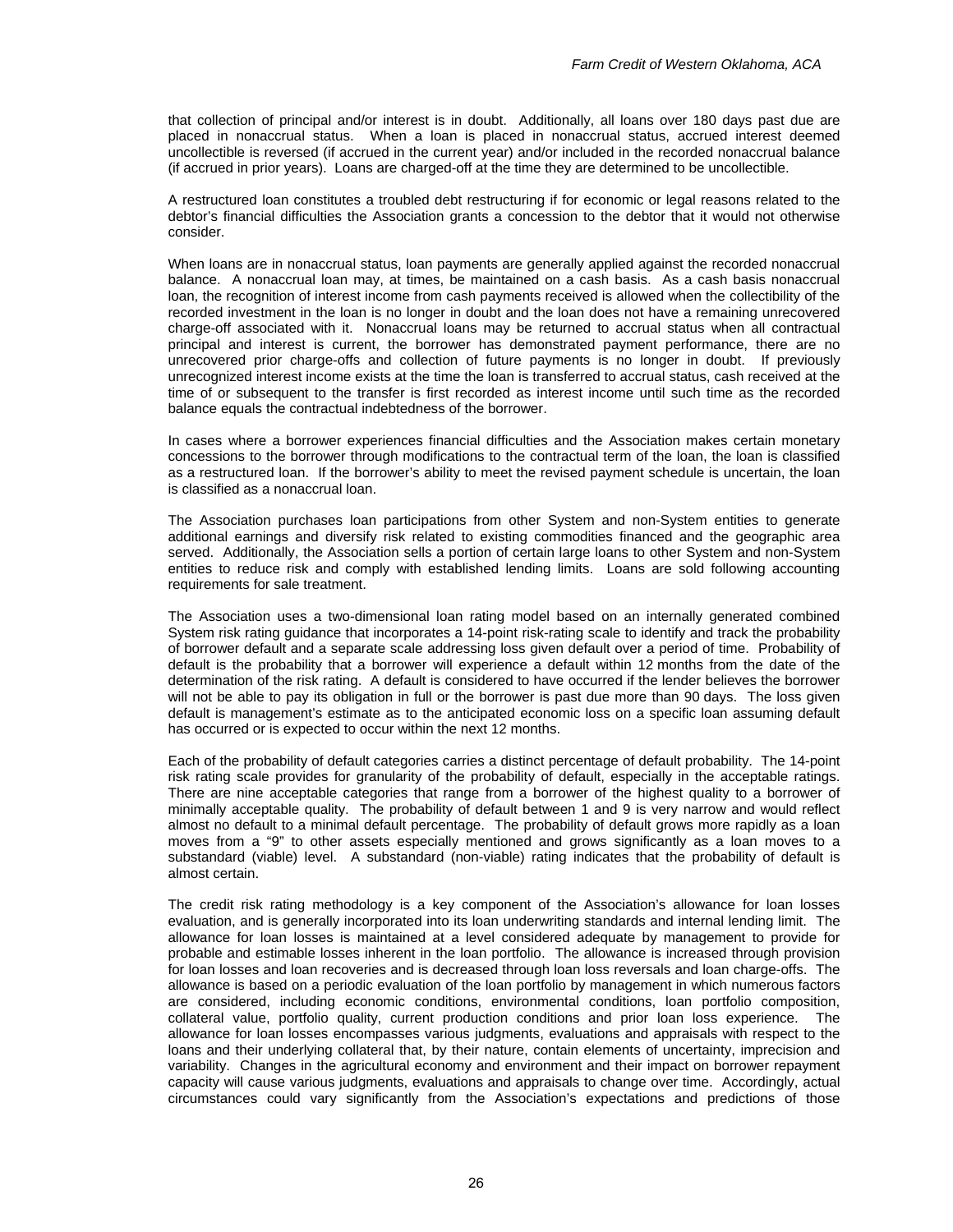that collection of principal and/or interest is in doubt. Additionally, all loans over 180 days past due are placed in nonaccrual status. When a loan is placed in nonaccrual status, accrued interest deemed uncollectible is reversed (if accrued in the current year) and/or included in the recorded nonaccrual balance (if accrued in prior years). Loans are charged-off at the time they are determined to be uncollectible.

A restructured loan constitutes a troubled debt restructuring if for economic or legal reasons related to the debtor's financial difficulties the Association grants a concession to the debtor that it would not otherwise consider.

When loans are in nonaccrual status, loan payments are generally applied against the recorded nonaccrual balance. A nonaccrual loan may, at times, be maintained on a cash basis. As a cash basis nonaccrual loan, the recognition of interest income from cash payments received is allowed when the collectibility of the recorded investment in the loan is no longer in doubt and the loan does not have a remaining unrecovered charge-off associated with it. Nonaccrual loans may be returned to accrual status when all contractual principal and interest is current, the borrower has demonstrated payment performance, there are no unrecovered prior charge-offs and collection of future payments is no longer in doubt. If previously unrecognized interest income exists at the time the loan is transferred to accrual status, cash received at the time of or subsequent to the transfer is first recorded as interest income until such time as the recorded balance equals the contractual indebtedness of the borrower.

In cases where a borrower experiences financial difficulties and the Association makes certain monetary concessions to the borrower through modifications to the contractual term of the loan, the loan is classified as a restructured loan. If the borrower's ability to meet the revised payment schedule is uncertain, the loan is classified as a nonaccrual loan.

The Association purchases loan participations from other System and non-System entities to generate additional earnings and diversify risk related to existing commodities financed and the geographic area served. Additionally, the Association sells a portion of certain large loans to other System and non-System entities to reduce risk and comply with established lending limits. Loans are sold following accounting requirements for sale treatment.

The Association uses a two-dimensional loan rating model based on an internally generated combined System risk rating guidance that incorporates a 14-point risk-rating scale to identify and track the probability of borrower default and a separate scale addressing loss given default over a period of time. Probability of default is the probability that a borrower will experience a default within 12 months from the date of the determination of the risk rating. A default is considered to have occurred if the lender believes the borrower will not be able to pay its obligation in full or the borrower is past due more than 90 days. The loss given default is management's estimate as to the anticipated economic loss on a specific loan assuming default has occurred or is expected to occur within the next 12 months.

Each of the probability of default categories carries a distinct percentage of default probability. The 14-point risk rating scale provides for granularity of the probability of default, especially in the acceptable ratings. There are nine acceptable categories that range from a borrower of the highest quality to a borrower of minimally acceptable quality. The probability of default between 1 and 9 is very narrow and would reflect almost no default to a minimal default percentage. The probability of default grows more rapidly as a loan moves from a "9" to other assets especially mentioned and grows significantly as a loan moves to a substandard (viable) level. A substandard (non-viable) rating indicates that the probability of default is almost certain.

The credit risk rating methodology is a key component of the Association's allowance for loan losses evaluation, and is generally incorporated into its loan underwriting standards and internal lending limit. The allowance for loan losses is maintained at a level considered adequate by management to provide for probable and estimable losses inherent in the loan portfolio. The allowance is increased through provision for loan losses and loan recoveries and is decreased through loan loss reversals and loan charge-offs. The allowance is based on a periodic evaluation of the loan portfolio by management in which numerous factors are considered, including economic conditions, environmental conditions, loan portfolio composition, collateral value, portfolio quality, current production conditions and prior loan loss experience. The allowance for loan losses encompasses various judgments, evaluations and appraisals with respect to the loans and their underlying collateral that, by their nature, contain elements of uncertainty, imprecision and variability. Changes in the agricultural economy and environment and their impact on borrower repayment capacity will cause various judgments, evaluations and appraisals to change over time. Accordingly, actual circumstances could vary significantly from the Association's expectations and predictions of those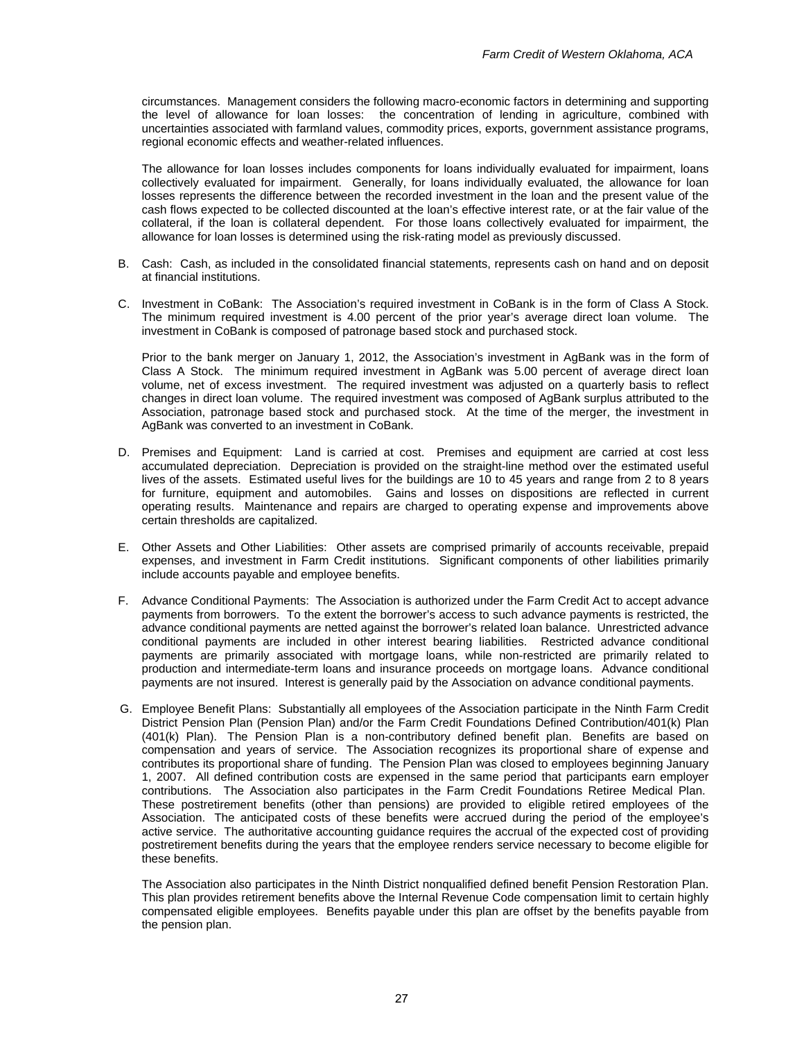circumstances. Management considers the following macro-economic factors in determining and supporting the level of allowance for loan losses: the concentration of lending in agriculture, combined with uncertainties associated with farmland values, commodity prices, exports, government assistance programs, regional economic effects and weather-related influences.

The allowance for loan losses includes components for loans individually evaluated for impairment, loans collectively evaluated for impairment. Generally, for loans individually evaluated, the allowance for loan losses represents the difference between the recorded investment in the loan and the present value of the cash flows expected to be collected discounted at the loan's effective interest rate, or at the fair value of the collateral, if the loan is collateral dependent. For those loans collectively evaluated for impairment, the allowance for loan losses is determined using the risk-rating model as previously discussed.

B. Cash: Cash, as included in the consolidated financial statements, represents cash on hand and on deposit at financial institutions.

C. Investment in CoBank: The Association's required investment in CoBank is in the form of Class A Stock. The minimum required investment is 4.00 percent of the prior year's average direct loan volume. The investment in CoBank is composed of patronage based stock and purchased stock.

   Prior to the bank merger on January 1, 2012, the Association's investment in AgBank was in the form of Class A Stock. The minimum required investment in AgBank was 5.00 percent of average direct loan volume, net of excess investment. The required investment was adjusted on a quarterly basis to reflect changes in direct loan volume. The required investment was composed of AgBank surplus attributed to the Association, patronage based stock and purchased stock. At the time of the merger, the investment in AgBank was converted to an investment in CoBank.

D. Premises and Equipment: Land is carried at cost. Premises and equipment are carried at cost less accumulated depreciation. Depreciation is provided on the straight-line method over the estimated useful lives of the assets. Estimated useful lives for the buildings are 10 to 45 years and range from 2 to 8 years for furniture, equipment and automobiles. Gains and losses on dispositions are reflected in current operating results. Maintenance and repairs are charged to operating expense and improvements above certain thresholds are capitalized.

E. Other Assets and Other Liabilities: Other assets are comprised primarily of accounts receivable, prepaid expenses, and investment in Farm Credit institutions. Significant components of other liabilities primarily include accounts payable and employee benefits.

F. Advance Conditional Payments: The Association is authorized under the Farm Credit Act to accept advance payments from borrowers. To the extent the borrower's access to such advance payments is restricted, the advance conditional payments are netted against the borrower's related loan balance. Unrestricted advance conditional payments are included in other interest bearing liabilities. Restricted advance conditional payments are primarily associated with mortgage loans, while non-restricted are primarily related to production and intermediate-term loans and insurance proceeds on mortgage loans. Advance conditional payments are not insured. Interest is generally paid by the Association on advance conditional payments.

G. Employee Benefit Plans: Substantially all employees of the Association participate in the Ninth Farm Credit District Pension Plan (Pension Plan) and/or the Farm Credit Foundations Defined Contribution/401(k) Plan (401(k) Plan). The Pension Plan is a non-contributory defined benefit plan. Benefits are based on compensation and years of service. The Association recognizes its proportional share of expense and contributes its proportional share of funding. The Pension Plan was closed to employees beginning January 1, 2007. All defined contribution costs are expensed in the same period that participants earn employer contributions. The Association also participates in the Farm Credit Foundations Retiree Medical Plan. These postretirement benefits (other than pensions) are provided to eligible retired employees of the Association. The anticipated costs of these benefits were accrued during the period of the employee's active service. The authoritative accounting guidance requires the accrual of the expected cost of providing postretirement benefits during the years that the employee renders service necessary to become eligible for these benefits.

   The Association also participates in the Ninth District nonqualified defined benefit Pension Restoration Plan. This plan provides retirement benefits above the Internal Revenue Code compensation limit to certain highly compensated eligible employees. Benefits payable under this plan are offset by the benefits payable from the pension plan.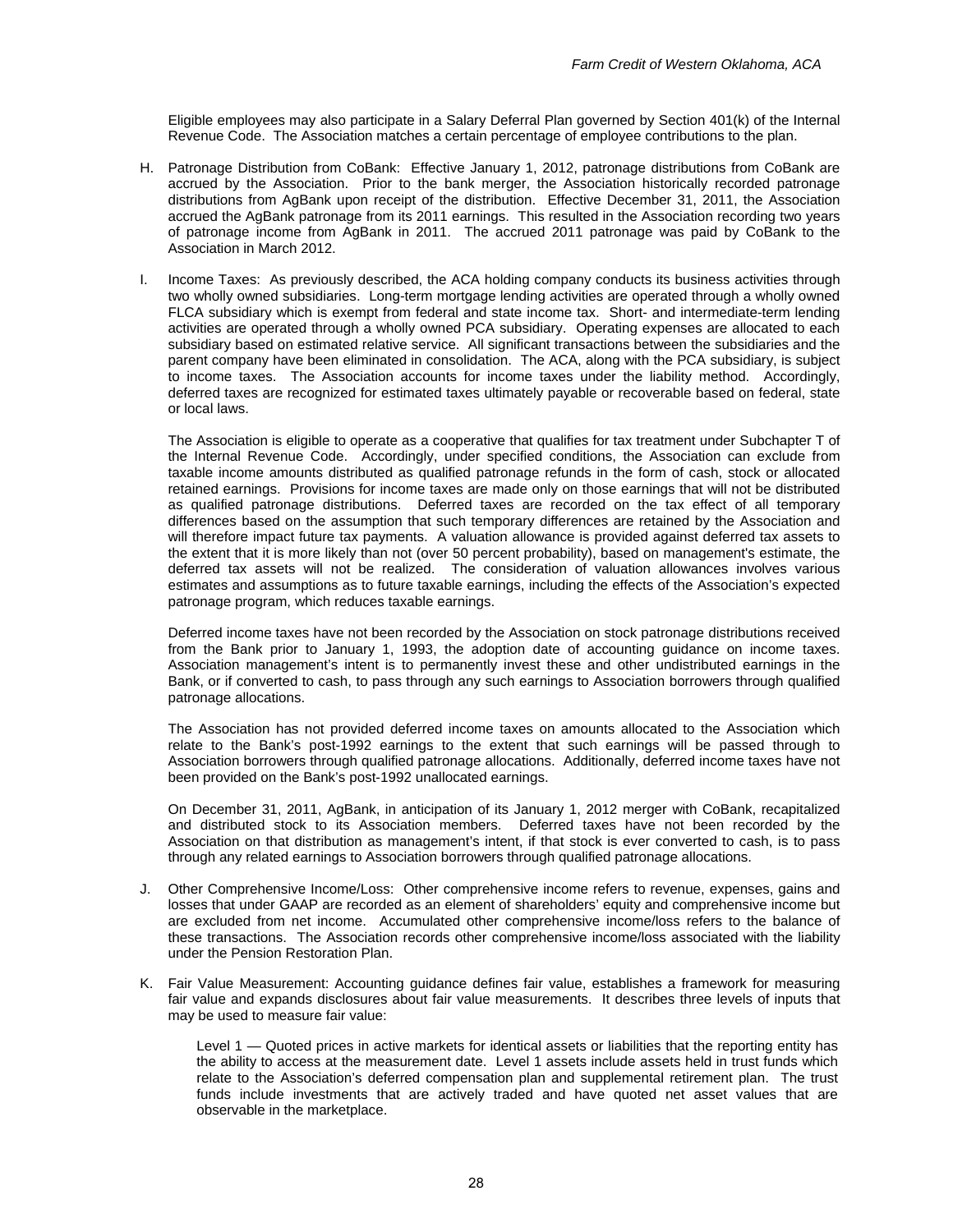Eligible employees may also participate in a Salary Deferral Plan governed by Section 401(k) of the Internal Revenue Code. The Association matches a certain percentage of employee contributions to the plan.

H. Patronage Distribution from CoBank: Effective January 1, 2012, patronage distributions from CoBank are accrued by the Association. Prior to the bank merger, the Association historically recorded patronage distributions from AgBank upon receipt of the distribution. Effective December 31, 2011, the Association accrued the AgBank patronage from its 2011 earnings. This resulted in the Association recording two years of patronage income from AgBank in 2011. The accrued 2011 patronage was paid by CoBank to the Association in March 2012.

I. Income Taxes: As previously described, the ACA holding company conducts its business activities through two wholly owned subsidiaries. Long-term mortgage lending activities are operated through a wholly owned FLCA subsidiary which is exempt from federal and state income tax. Short- and intermediate-term lending activities are operated through a wholly owned PCA subsidiary. Operating expenses are allocated to each subsidiary based on estimated relative service. All significant transactions between the subsidiaries and the parent company have been eliminated in consolidation. The ACA, along with the PCA subsidiary, is subject to income taxes. The Association accounts for income taxes under the liability method. Accordingly, deferred taxes are recognized for estimated taxes ultimately payable or recoverable based on federal, state or local laws.

   The Association is eligible to operate as a cooperative that qualifies for tax treatment under Subchapter T of the Internal Revenue Code. Accordingly, under specified conditions, the Association can exclude from taxable income amounts distributed as qualified patronage refunds in the form of cash, stock or allocated retained earnings. Provisions for income taxes are made only on those earnings that will not be distributed as qualified patronage distributions. Deferred taxes are recorded on the tax effect of all temporary differences based on the assumption that such temporary differences are retained by the Association and will therefore impact future tax payments. A valuation allowance is provided against deferred tax assets to the extent that it is more likely than not (over 50 percent probability), based on management's estimate, the deferred tax assets will not be realized. The consideration of valuation allowances involves various estimates and assumptions as to future taxable earnings, including the effects of the Association's expected patronage program, which reduces taxable earnings.

   Deferred income taxes have not been recorded by the Association on stock patronage distributions received from the Bank prior to January 1, 1993, the adoption date of accounting guidance on income taxes. Association management's intent is to permanently invest these and other undistributed earnings in the Bank, or if converted to cash, to pass through any such earnings to Association borrowers through qualified patronage allocations.

   The Association has not provided deferred income taxes on amounts allocated to the Association which relate to the Bank's post-1992 earnings to the extent that such earnings will be passed through to Association borrowers through qualified patronage allocations. Additionally, deferred income taxes have not been provided on the Bank's post-1992 unallocated earnings.

   On December 31, 2011, AgBank, in anticipation of its January 1, 2012 merger with CoBank, recapitalized and distributed stock to its Association members. Deferred taxes have not been recorded by the Association on that distribution as management's intent, if that stock is ever converted to cash, is to pass through any related earnings to Association borrowers through qualified patronage allocations.

J. Other Comprehensive Income/Loss: Other comprehensive income refers to revenue, expenses, gains and losses that under GAAP are recorded as an element of shareholders' equity and comprehensive income but are excluded from net income. Accumulated other comprehensive income/loss refers to the balance of these transactions. The Association records other comprehensive income/loss associated with the liability under the Pension Restoration Plan.

K. Fair Value Measurement: Accounting guidance defines fair value, establishes a framework for measuring fair value and expands disclosures about fair value measurements. It describes three levels of inputs that may be used to measure fair value:

   Level 1 — Quoted prices in active markets for identical assets or liabilities that the reporting entity has the ability to access at the measurement date. Level 1 assets include assets held in trust funds which relate to the Association's deferred compensation plan and supplemental retirement plan. The trust funds include investments that are actively traded and have quoted net asset values that are observable in the marketplace.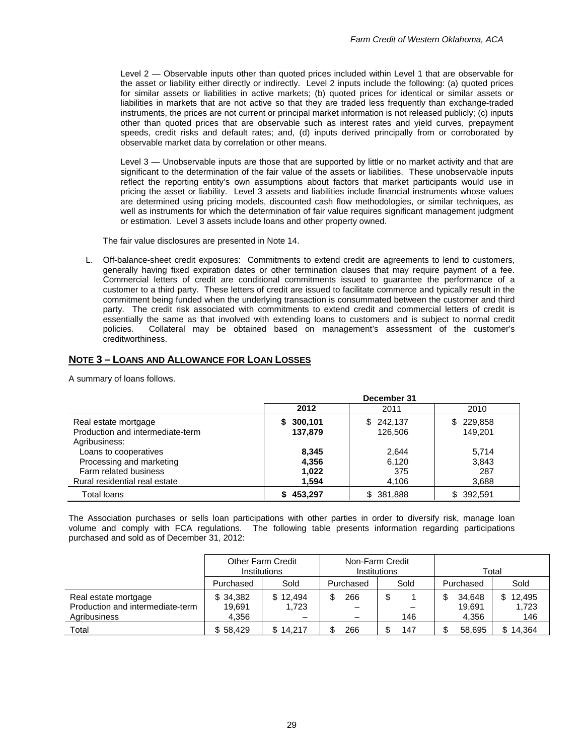Level 2 — Observable inputs other than quoted prices included within Level 1 that are observable for the asset or liability either directly or indirectly. Level 2 inputs include the following: (a) quoted prices for similar assets or liabilities in active markets; (b) quoted prices for identical or similar assets or liabilities in markets that are not active so that they are traded less frequently than exchange-traded instruments, the prices are not current or principal market information is not released publicly; (c) inputs other than quoted prices that are observable such as interest rates and yield curves, prepayment speeds, credit risks and default rates; and, (d) inputs derived principally from or corroborated by observable market data by correlation or other means.

Level 3 — Unobservable inputs are those that are supported by little or no market activity and that are significant to the determination of the fair value of the assets or liabilities. These unobservable inputs reflect the reporting entity's own assumptions about factors that market participants would use in pricing the asset or liability. Level 3 assets and liabilities include financial instruments whose values are determined using pricing models, discounted cash flow methodologies, or similar techniques, as well as instruments for which the determination of fair value requires significant management judgment or estimation. Level 3 assets include loans and other property owned.

The fair value disclosures are presented in Note 14.

L. Off-balance-sheet credit exposures: Commitments to extend credit are agreements to lend to customers, generally having fixed expiration dates or other termination clauses that may require payment of a fee. Commercial letters of credit are conditional commitments issued to guarantee the performance of a customer to a third party. These letters of credit are issued to facilitate commerce and typically result in the commitment being funded when the underlying transaction is consummated between the customer and third party. The credit risk associated with commitments to extend credit and commercial letters of credit is essentially the same as that involved with extending loans to customers and is subject to normal credit policies. Collateral may be obtained based on management's assessment of the customer's creditworthiness.

## NOTE 3 – LOANS AND ALLOWANCE FOR LOAN LOSSES

A summary of loans follows.

| | December 31 | | |
|---|---|---|---|
| | **2012** | 2011 | 2010 |
| Real estate mortgage | **$ 300,101** | $ 242,137 | $ 229,858 |
| Production and intermediate-term | **137,879** | 126,506 | 149,201 |
| Agribusiness: | | | |
| Loans to cooperatives | **8,345** | 2,644 | 5,714 |
| Processing and marketing | **4,356** | 6,120 | 3,843 |
| Farm related business | **1,022** | 375 | 287 |
| Rural residential real estate | **1,594** | 4,106 | 3,688 |
| Total loans | **$ 453,297** | $ 381,888 | $ 392,591 |

The Association purchases or sells loan participations with other parties in order to diversify risk, manage loan volume and comply with FCA regulations. The following table presents information regarding participations purchased and sold as of December 31, 2012:

| | Other Farm Credit Institutions | | Non-Farm Credit Institutions | | Total | |
|---|---|---|---|---|---|---|
| | Purchased | Sold | Purchased | Sold | Purchased | Sold |
| Real estate mortgage | $ 34,382 | $ 12,494 | $ 266 | $ 1 | $ 34,648 | $ 12,495 |
| Production and intermediate-term | 19,691 | 1,723 | – | – | 19,691 | 1,723 |
| Agribusiness | 4,356 | – | – | 146 | 4,356 | 146 |
| Total | $ 58,429 | $ 14,217 | $ 266 | $ 147 | $ 58,695 | $ 14,364 |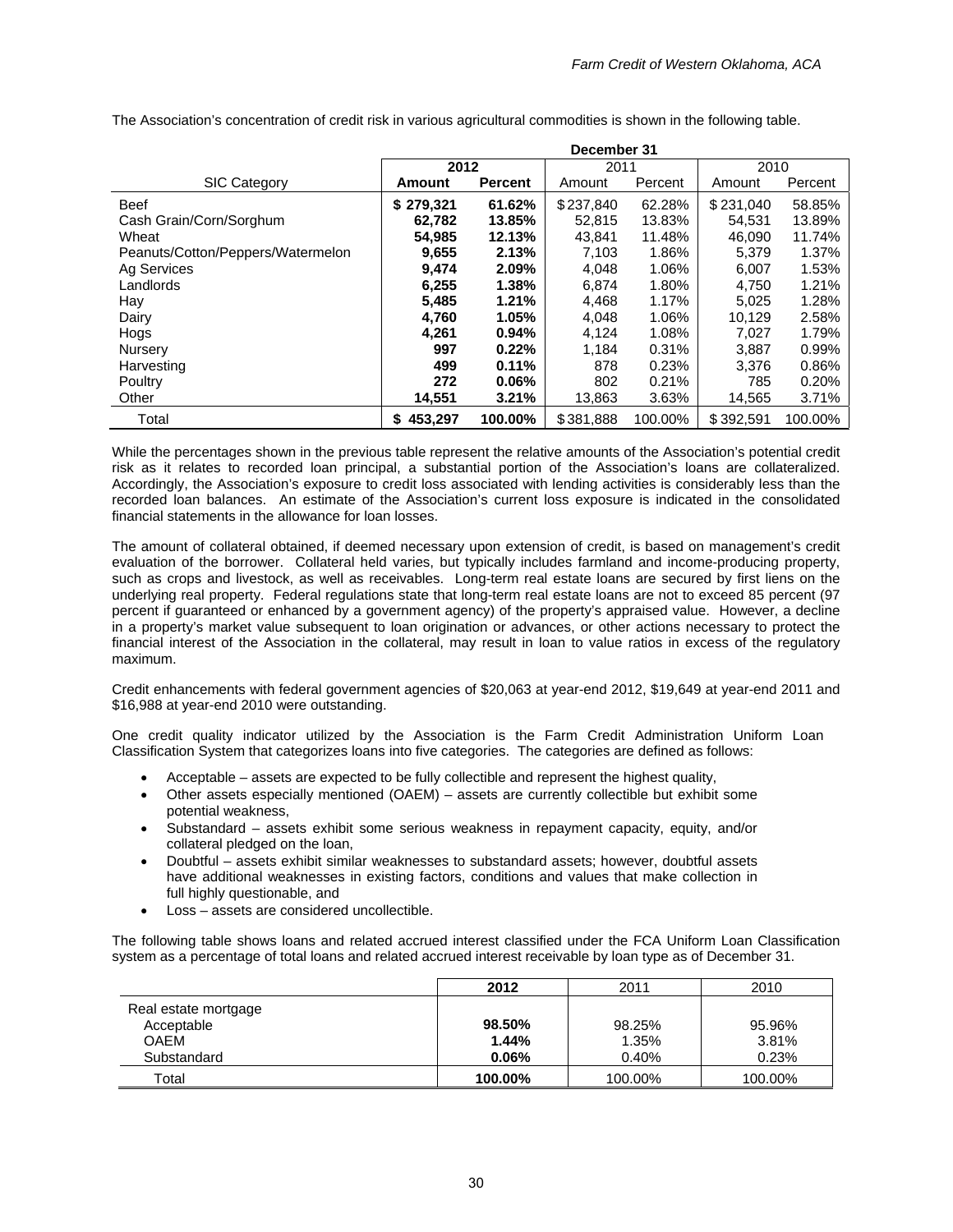The Association's concentration of credit risk in various agricultural commodities is shown in the following table.

| | December 31 | | | | | |
|---|---|---|---|---|---|---|
| | **2012** | | 2011 | | 2010 | |
| SIC Category | **Amount** | **Percent** | Amount | Percent | Amount | Percent |
| Beef | **$ 279,321** | **61.62%** | $ 237,840 | 62.28% | $ 231,040 | 58.85% |
| Cash Grain/Corn/Sorghum | **62,782** | **13.85%** | 52,815 | 13.83% | 54,531 | 13.89% |
| Wheat | **54,985** | **12.13%** | 43,841 | 11.48% | 46,090 | 11.74% |
| Peanuts/Cotton/Peppers/Watermelon | **9,655** | **2.13%** | 7,103 | 1.86% | 5,379 | 1.37% |
| Ag Services | **9,474** | **2.09%** | 4,048 | 1.06% | 6,007 | 1.53% |
| Landlords | **6,255** | **1.38%** | 6,874 | 1.80% | 4,750 | 1.21% |
| Hay | **5,485** | **1.21%** | 4,468 | 1.17% | 5,025 | 1.28% |
| Dairy | **4,760** | **1.05%** | 4,048 | 1.06% | 10,129 | 2.58% |
| Hogs | **4,261** | **0.94%** | 4,124 | 1.08% | 7,027 | 1.79% |
| Nursery | **997** | **0.22%** | 1,184 | 0.31% | 3,887 | 0.99% |
| Harvesting | **499** | **0.11%** | 878 | 0.23% | 3,376 | 0.86% |
| Poultry | **272** | **0.06%** | 802 | 0.21% | 785 | 0.20% |
| Other | **14,551** | **3.21%** | 13,863 | 3.63% | 14,565 | 3.71% |
| Total | **$ 453,297** | **100.00%** | $ 381,888 | 100.00% | $ 392,591 | 100.00% |

While the percentages shown in the previous table represent the relative amounts of the Association's potential credit risk as it relates to recorded loan principal, a substantial portion of the Association's loans are collateralized. Accordingly, the Association's exposure to credit loss associated with lending activities is considerably less than the recorded loan balances. An estimate of the Association's current loss exposure is indicated in the consolidated financial statements in the allowance for loan losses.

The amount of collateral obtained, if deemed necessary upon extension of credit, is based on management's credit evaluation of the borrower. Collateral held varies, but typically includes farmland and income-producing property, such as crops and livestock, as well as receivables. Long-term real estate loans are secured by first liens on the underlying real property. Federal regulations state that long-term real estate loans are not to exceed 85 percent (97 percent if guaranteed or enhanced by a government agency) of the property's appraised value. However, a decline in a property's market value subsequent to loan origination or advances, or other actions necessary to protect the financial interest of the Association in the collateral, may result in loan to value ratios in excess of the regulatory maximum.

Credit enhancements with federal government agencies of $20,063 at year-end 2012, $19,649 at year-end 2011 and $16,988 at year-end 2010 were outstanding.

One credit quality indicator utilized by the Association is the Farm Credit Administration Uniform Loan Classification System that categorizes loans into five categories. The categories are defined as follows:

- Acceptable – assets are expected to be fully collectible and represent the highest quality,
- Other assets especially mentioned (OAEM) – assets are currently collectible but exhibit some potential weakness,
- Substandard – assets exhibit some serious weakness in repayment capacity, equity, and/or collateral pledged on the loan,
- Doubtful – assets exhibit similar weaknesses to substandard assets; however, doubtful assets have additional weaknesses in existing factors, conditions and values that make collection in full highly questionable, and
- Loss – assets are considered uncollectible.

The following table shows loans and related accrued interest classified under the FCA Uniform Loan Classification system as a percentage of total loans and related accrued interest receivable by loan type as of December 31.

| | **2012** | 2011 | 2010 |
|---|---|---|---|
| Real estate mortgage | | | |
| Acceptable | **98.50%** | 98.25% | 95.96% |
| OAEM | **1.44%** | 1.35% | 3.81% |
| Substandard | **0.06%** | 0.40% | 0.23% |
| Total | **100.00%** | 100.00% | 100.00% |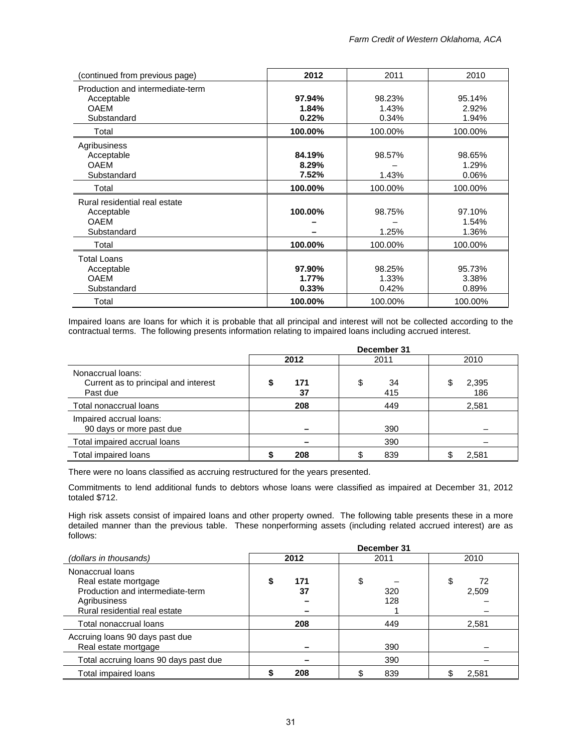| (continued from previous page) | 2012 | 2011 | 2010 |
|---|---|---|---|
| Production and intermediate-term | | | |
| Acceptable | **97.94%** | 98.23% | 95.14% |
| OAEM | **1.84%** | 1.43% | 2.92% |
| Substandard | **0.22%** | 0.34% | 1.94% |
| Total | **100.00%** | 100.00% | 100.00% |
| Agribusiness | | | |
| Acceptable | **84.19%** | 98.57% | 98.65% |
| OAEM | **8.29%** | – | 1.29% |
| Substandard | **7.52%** | 1.43% | 0.06% |
| Total | **100.00%** | 100.00% | 100.00% |
| Rural residential real estate | | | |
| Acceptable | **100.00%** | 98.75% | 97.10% |
| OAEM | **–** | – | 1.54% |
| Substandard | **–** | 1.25% | 1.36% |
| Total | **100.00%** | 100.00% | 100.00% |
| Total Loans | | | |
| Acceptable | **97.90%** | 98.25% | 95.73% |
| OAEM | **1.77%** | 1.33% | 3.38% |
| Substandard | **0.33%** | 0.42% | 0.89% |
| Total | **100.00%** | 100.00% | 100.00% |

Impaired loans are loans for which it is probable that all principal and interest will not be collected according to the contractual terms. The following presents information relating to impaired loans including accrued interest.

| | December 31 | | |
|---|---|---|---|
| | **2012** | 2011 | 2010 |
| Nonaccrual loans: | | | |
| Current as to principal and interest | **$ 171** | $ 34 | $ 2,395 |
| Past due | **37** | 415 | 186 |
| Total nonaccrual loans | **208** | 449 | 2,581 |
| Impaired accrual loans: | | | |
| 90 days or more past due | **–** | 390 | – |
| Total impaired accrual loans | **–** | 390 | – |
| Total impaired loans | **$ 208** | $ 839 | $ 2,581 |

There were no loans classified as accruing restructured for the years presented.

Commitments to lend additional funds to debtors whose loans were classified as impaired at December 31, 2012 totaled $712.

High risk assets consist of impaired loans and other property owned. The following table presents these in a more detailed manner than the previous table. These nonperforming assets (including related accrued interest) are as follows:

| | December 31 | | |
|---|---|---|---|
| *(dollars in thousands)* | **2012** | 2011 | 2010 |
| Nonaccrual loans | | | |
| Real estate mortgage | **$ 171** | $ – | $ 72 |
| Production and intermediate-term | **37** | 320 | 2,509 |
| Agribusiness | **–** | 128 | – |
| Rural residential real estate | **–** | 1 | – |
| Total nonaccrual loans | **208** | 449 | 2,581 |
| Accruing loans 90 days past due | | | |
| Real estate mortgage | **–** | 390 | – |
| Total accruing loans 90 days past due | **–** | 390 | – |
| Total impaired loans | **$ 208** | $ 839 | $ 2,581 |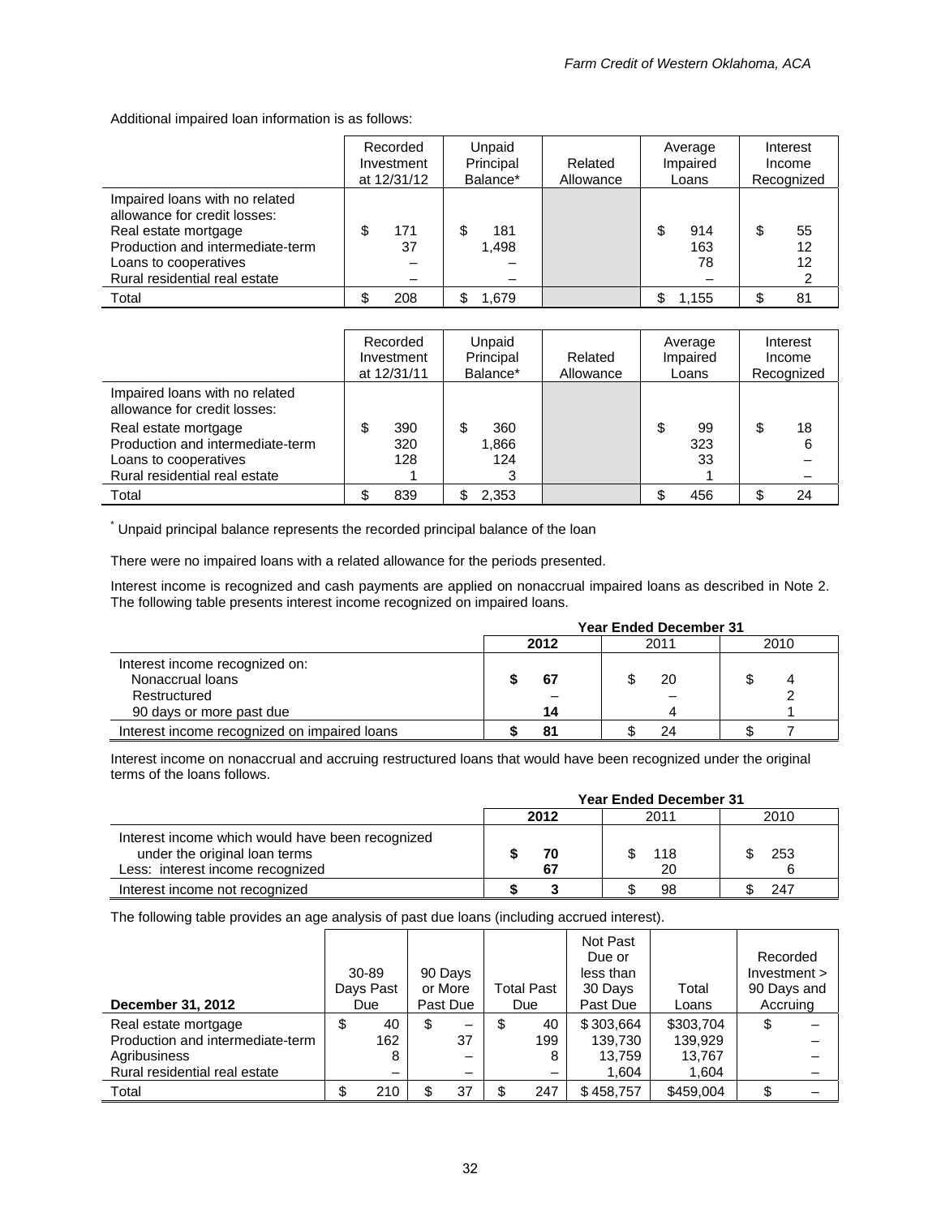Additional impaired loan information is as follows:

| | Recorded Investment at 12/31/12 | Unpaid Principal Balance* | Related Allowance | Average Impaired Loans | Interest Income Recognized |
|---|---|---|---|---|---|
| Impaired loans with no related allowance for credit losses: | | | | | |
| Real estate mortgage | $ 171 | $ 181 | | $ 914 | $ 55 |
| Production and intermediate-term | 37 | 1,498 | | 163 | 12 |
| Loans to cooperatives | – | – | | 78 | 12 |
| Rural residential real estate | – | – | | – | 2 |
| Total | $ 208 | $ 1,679 | | $ 1,155 | $ 81 |

| | Recorded Investment at 12/31/11 | Unpaid Principal Balance* | Related Allowance | Average Impaired Loans | Interest Income Recognized |
|---|---|---|---|---|---|
| Impaired loans with no related allowance for credit losses: | | | | | |
| Real estate mortgage | $ 390 | $ 360 | | $ 99 | $ 18 |
| Production and intermediate-term | 320 | 1,866 | | 323 | 6 |
| Loans to cooperatives | 128 | 124 | | 33 | – |
| Rural residential real estate | 1 | 3 | | 1 | – |
| Total | $ 839 | $ 2,353 | | $ 456 | $ 24 |

* Unpaid principal balance represents the recorded principal balance of the loan

There were no impaired loans with a related allowance for the periods presented.

Interest income is recognized and cash payments are applied on nonaccrual impaired loans as described in Note 2. The following table presents interest income recognized on impaired loans.

| | Year Ended December 31 | | |
|---|---|---|---|
| | **2012** | 2011 | 2010 |
| Interest income recognized on: | | | |
| Nonaccrual loans | **$ 67** | $ 20 | $ 4 |
| Restructured | **–** | – | 2 |
| 90 days or more past due | **14** | 4 | 1 |
| Interest income recognized on impaired loans | **$ 81** | $ 24 | $ 7 |

Interest income on nonaccrual and accruing restructured loans that would have been recognized under the original terms of the loans follows.

| | Year Ended December 31 | | |
|---|---|---|---|
| | **2012** | 2011 | 2010 |
| Interest income which would have been recognized under the original loan terms | **$ 70** | $ 118 | $ 253 |
| Less: interest income recognized | **67** | 20 | 6 |
| Interest income not recognized | **$ 3** | $ 98 | $ 247 |

The following table provides an age analysis of past due loans (including accrued interest).

| **December 31, 2012** | 30-89 Days Past Due | 90 Days or More Past Due | Total Past Due | Not Past Due or less than 30 Days Past Due | Total Loans | Recorded Investment > 90 Days and Accruing |
|---|---|---|---|---|---|---|
| Real estate mortgage | $ 40 | $ – | $ 40 | $ 303,664 | $303,704 | $ – |
| Production and intermediate-term | 162 | 37 | 199 | 139,730 | 139,929 | – |
| Agribusiness | 8 | – | 8 | 13,759 | 13,767 | – |
| Rural residential real estate | – | – | – | 1,604 | 1,604 | – |
| Total | $ 210 | $ 37 | $ 247 | $ 458,757 | $459,004 | $ – |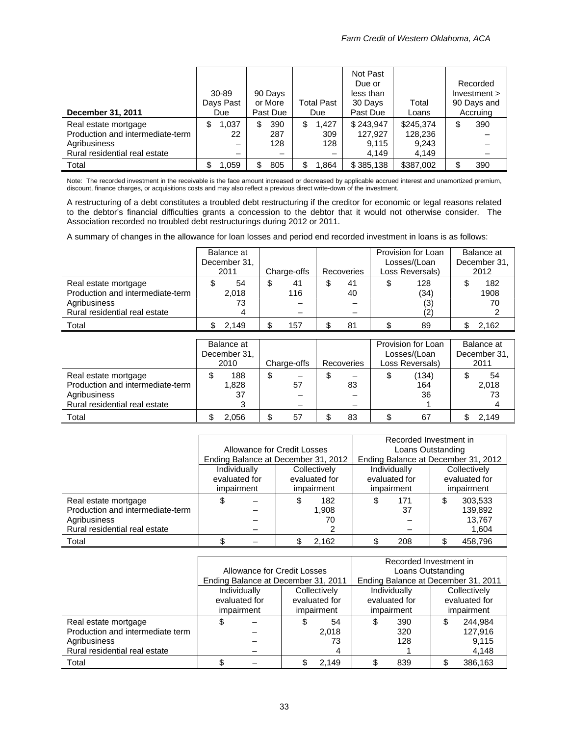| December 31, 2011 | 30-89 Days Past Due | 90 Days or More Past Due | Total Past Due | Not Past Due or less than 30 Days Past Due | Total Loans | Recorded Investment > 90 Days and Accruing |
|---|---|---|---|---|---|---|
| Real estate mortgage | $ 1,037 | $ 390 | $ 1,427 | $ 243,947 | $245,374 | $ 390 |
| Production and intermediate-term | 22 | 287 | 309 | 127,927 | 128,236 | – |
| Agribusiness | – | 128 | 128 | 9,115 | 9,243 | – |
| Rural residential real estate | – | – | – | 4,149 | 4,149 | – |
| Total | $ 1,059 | $ 805 | $ 1,864 | $ 385,138 | $387,002 | $ 390 |

Note: The recorded investment in the receivable is the face amount increased or decreased by applicable accrued interest and unamortized premium, discount, finance charges, or acquisitions costs and may also reflect a previous direct write-down of the investment.

A restructuring of a debt constitutes a troubled debt restructuring if the creditor for economic or legal reasons related to the debtor's financial difficulties grants a concession to the debtor that it would not otherwise consider. The Association recorded no troubled debt restructurings during 2012 or 2011.

A summary of changes in the allowance for loan losses and period end recorded investment in loans is as follows:

| | Balance at December 31, 2011 | Charge-offs | Recoveries | Provision for Loan Losses/(Loan Loss Reversals) | Balance at December 31, 2012 |
|---|---|---|---|---|---|
| Real estate mortgage | $ 54 | $ 41 | $ 41 | $ 128 | $ 182 |
| Production and intermediate-term | 2,018 | 116 | 40 | (34) | 1908 |
| Agribusiness | 73 | – | – | (3) | 70 |
| Rural residential real estate | 4 | – | – | (2) | 2 |
| Total | $ 2,149 | $ 157 | $ 81 | $ 89 | $ 2,162 |

| | Balance at December 31, 2010 | Charge-offs | Recoveries | Provision for Loan Losses/(Loan Loss Reversals) | Balance at December 31, 2011 |
|---|---|---|---|---|---|
| Real estate mortgage | $ 188 | $ – | $ – | $ (134) | $ 54 |
| Production and intermediate-term | 1,828 | 57 | 83 | 164 | 2,018 |
| Agribusiness | 37 | – | – | 36 | 73 |
| Rural residential real estate | 3 | – | – | 1 | 4 |
| Total | $ 2,056 | $ 57 | $ 83 | $ 67 | $ 2,149 |

| | Allowance for Credit Losses Ending Balance at December 31, 2012 | | Recorded Investment in Loans Outstanding Ending Balance at December 31, 2012 | |
|---|---|---|---|---|
| | Individually evaluated for impairment | Collectively evaluated for impairment | Individually evaluated for impairment | Collectively evaluated for impairment |
| Real estate mortgage | $ – | $ 182 | $ 171 | $ 303,533 |
| Production and intermediate-term | – | 1,908 | 37 | 139,892 |
| Agribusiness | – | 70 | – | 13,767 |
| Rural residential real estate | – | 2 | – | 1,604 |
| Total | $ – | $ 2,162 | $ 208 | $ 458,796 |

| | Allowance for Credit Losses Ending Balance at December 31, 2011 | | Recorded Investment in Loans Outstanding Ending Balance at December 31, 2011 | |
|---|---|---|---|---|
| | Individually evaluated for impairment | Collectively evaluated for impairment | Individually evaluated for impairment | Collectively evaluated for impairment |
| Real estate mortgage | $ – | $ 54 | $ 390 | $ 244,984 |
| Production and intermediate term | – | 2,018 | 320 | 127,916 |
| Agribusiness | – | 73 | 128 | 9,115 |
| Rural residential real estate | – | 4 | 1 | 4,148 |
| Total | $ – | $ 2,149 | $ 839 | $ 386,163 |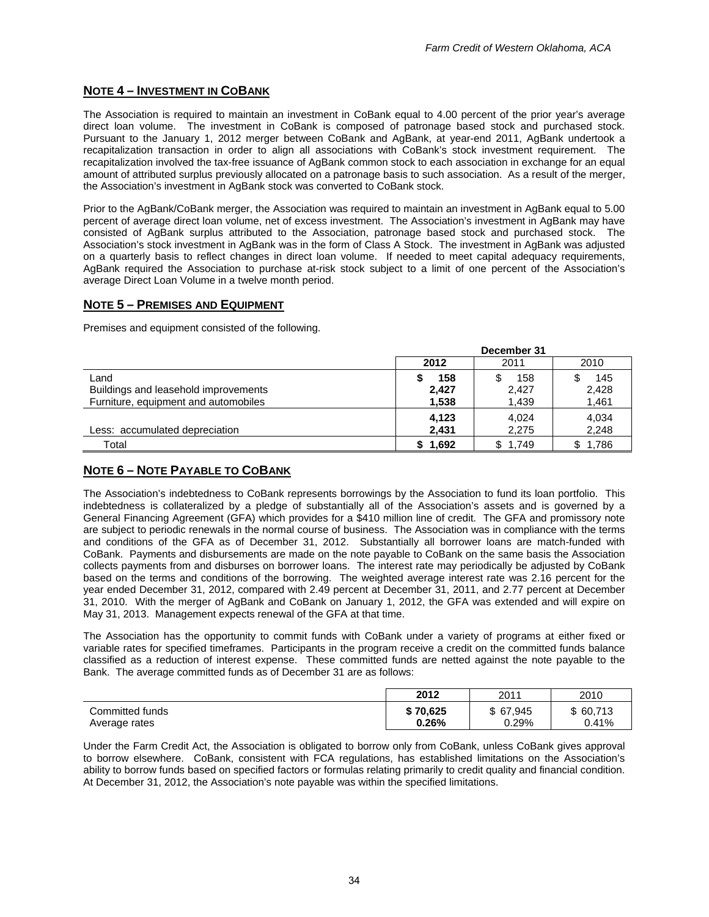## NOTE 4 – INVESTMENT IN COBANK

The Association is required to maintain an investment in CoBank equal to 4.00 percent of the prior year's average direct loan volume. The investment in CoBank is composed of patronage based stock and purchased stock. Pursuant to the January 1, 2012 merger between CoBank and AgBank, at year-end 2011, AgBank undertook a recapitalization transaction in order to align all associations with CoBank's stock investment requirement. The recapitalization involved the tax-free issuance of AgBank common stock to each association in exchange for an equal amount of attributed surplus previously allocated on a patronage basis to such association. As a result of the merger, the Association's investment in AgBank stock was converted to CoBank stock.

Prior to the AgBank/CoBank merger, the Association was required to maintain an investment in AgBank equal to 5.00 percent of average direct loan volume, net of excess investment. The Association's investment in AgBank may have consisted of AgBank surplus attributed to the Association, patronage based stock and purchased stock. The Association's stock investment in AgBank was in the form of Class A Stock. The investment in AgBank was adjusted on a quarterly basis to reflect changes in direct loan volume. If needed to meet capital adequacy requirements, AgBank required the Association to purchase at-risk stock subject to a limit of one percent of the Association's average Direct Loan Volume in a twelve month period.

## NOTE 5 – PREMISES AND EQUIPMENT

Premises and equipment consisted of the following.

| | December 31 | | |
|---|---|---|---|
| | **2012** | 2011 | 2010 |
| Land | **$ 158** | $ 158 | $ 145 |
| Buildings and leasehold improvements | **2,427** | 2,427 | 2,428 |
| Furniture, equipment and automobiles | **1,538** | 1,439 | 1,461 |
| | **4,123** | 4,024 | 4,034 |
| Less: accumulated depreciation | **2,431** | 2,275 | 2,248 |
| Total | **$ 1,692** | $ 1,749 | $ 1,786 |

## NOTE 6 – NOTE PAYABLE TO COBANK

The Association's indebtedness to CoBank represents borrowings by the Association to fund its loan portfolio. This indebtedness is collateralized by a pledge of substantially all of the Association's assets and is governed by a General Financing Agreement (GFA) which provides for a $410 million line of credit. The GFA and promissory note are subject to periodic renewals in the normal course of business. The Association was in compliance with the terms and conditions of the GFA as of December 31, 2012. Substantially all borrower loans are match-funded with CoBank. Payments and disbursements are made on the note payable to CoBank on the same basis the Association collects payments from and disburses on borrower loans. The interest rate may periodically be adjusted by CoBank based on the terms and conditions of the borrowing. The weighted average interest rate was 2.16 percent for the year ended December 31, 2012, compared with 2.49 percent at December 31, 2011, and 2.77 percent at December 31, 2010. With the merger of AgBank and CoBank on January 1, 2012, the GFA was extended and will expire on May 31, 2013. Management expects renewal of the GFA at that time.

The Association has the opportunity to commit funds with CoBank under a variety of programs at either fixed or variable rates for specified timeframes. Participants in the program receive a credit on the committed funds balance classified as a reduction of interest expense. These committed funds are netted against the note payable to the Bank. The average committed funds as of December 31 are as follows:

| | **2012** | 2011 | 2010 |
|---|---|---|---|
| Committed funds | **$ 70,625** | $ 67,945 | $ 60,713 |
| Average rates | **0.26%** | 0.29% | 0.41% |

Under the Farm Credit Act, the Association is obligated to borrow only from CoBank, unless CoBank gives approval to borrow elsewhere. CoBank, consistent with FCA regulations, has established limitations on the Association's ability to borrow funds based on specified factors or formulas relating primarily to credit quality and financial condition. At December 31, 2012, the Association's note payable was within the specified limitations.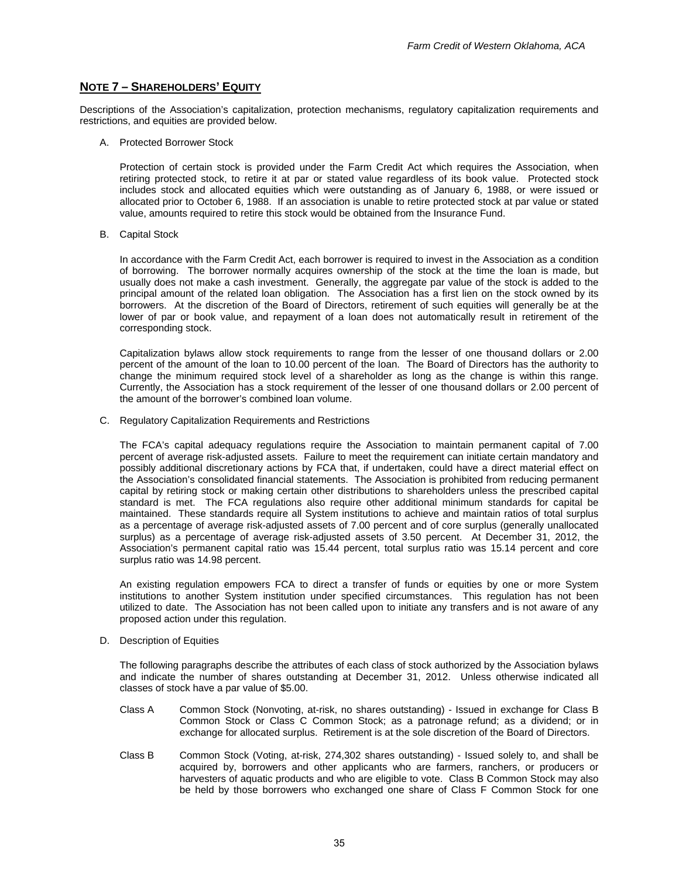## NOTE 7 – SHAREHOLDERS' EQUITY

Descriptions of the Association's capitalization, protection mechanisms, regulatory capitalization requirements and restrictions, and equities are provided below.

A. Protected Borrower Stock

Protection of certain stock is provided under the Farm Credit Act which requires the Association, when retiring protected stock, to retire it at par or stated value regardless of its book value. Protected stock includes stock and allocated equities which were outstanding as of January 6, 1988, or were issued or allocated prior to October 6, 1988. If an association is unable to retire protected stock at par value or stated value, amounts required to retire this stock would be obtained from the Insurance Fund.

B. Capital Stock

In accordance with the Farm Credit Act, each borrower is required to invest in the Association as a condition of borrowing. The borrower normally acquires ownership of the stock at the time the loan is made, but usually does not make a cash investment. Generally, the aggregate par value of the stock is added to the principal amount of the related loan obligation. The Association has a first lien on the stock owned by its borrowers. At the discretion of the Board of Directors, retirement of such equities will generally be at the lower of par or book value, and repayment of a loan does not automatically result in retirement of the corresponding stock.

Capitalization bylaws allow stock requirements to range from the lesser of one thousand dollars or 2.00 percent of the amount of the loan to 10.00 percent of the loan. The Board of Directors has the authority to change the minimum required stock level of a shareholder as long as the change is within this range. Currently, the Association has a stock requirement of the lesser of one thousand dollars or 2.00 percent of the amount of the borrower's combined loan volume.

C. Regulatory Capitalization Requirements and Restrictions

The FCA's capital adequacy regulations require the Association to maintain permanent capital of 7.00 percent of average risk-adjusted assets. Failure to meet the requirement can initiate certain mandatory and possibly additional discretionary actions by FCA that, if undertaken, could have a direct material effect on the Association's consolidated financial statements. The Association is prohibited from reducing permanent capital by retiring stock or making certain other distributions to shareholders unless the prescribed capital standard is met. The FCA regulations also require other additional minimum standards for capital be maintained. These standards require all System institutions to achieve and maintain ratios of total surplus as a percentage of average risk-adjusted assets of 7.00 percent and of core surplus (generally unallocated surplus) as a percentage of average risk-adjusted assets of 3.50 percent. At December 31, 2012, the Association's permanent capital ratio was 15.44 percent, total surplus ratio was 15.14 percent and core surplus ratio was 14.98 percent.

An existing regulation empowers FCA to direct a transfer of funds or equities by one or more System institutions to another System institution under specified circumstances. This regulation has not been utilized to date. The Association has not been called upon to initiate any transfers and is not aware of any proposed action under this regulation.

D. Description of Equities

The following paragraphs describe the attributes of each class of stock authorized by the Association bylaws and indicate the number of shares outstanding at December 31, 2012. Unless otherwise indicated all classes of stock have a par value of $5.00.

Class A — Common Stock (Nonvoting, at-risk, no shares outstanding) - Issued in exchange for Class B Common Stock or Class C Common Stock; as a patronage refund; as a dividend; or in exchange for allocated surplus. Retirement is at the sole discretion of the Board of Directors.

Class B — Common Stock (Voting, at-risk, 274,302 shares outstanding) - Issued solely to, and shall be acquired by, borrowers and other applicants who are farmers, ranchers, or producers or harvesters of aquatic products and who are eligible to vote. Class B Common Stock may also be held by those borrowers who exchanged one share of Class F Common Stock for one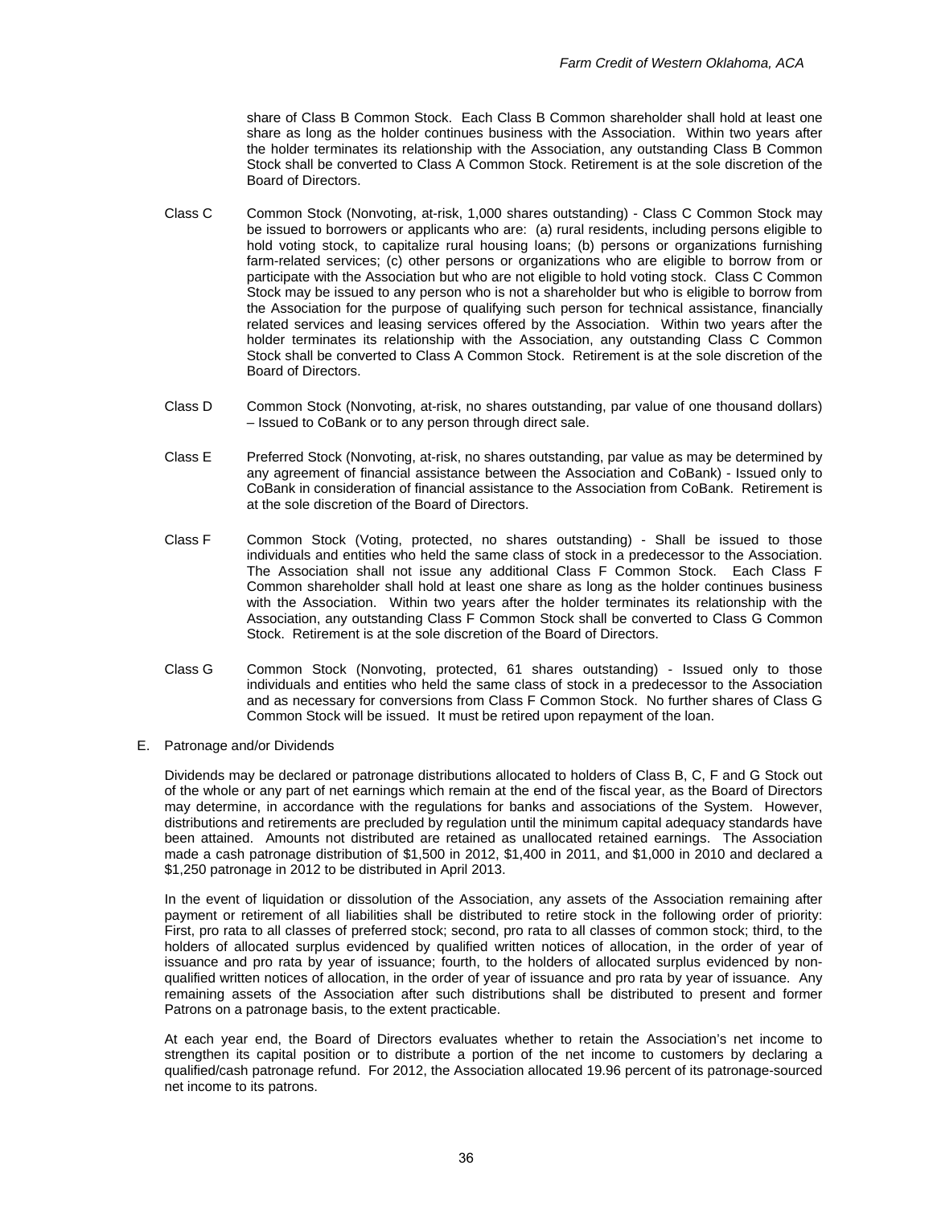share of Class B Common Stock. Each Class B Common shareholder shall hold at least one share as long as the holder continues business with the Association. Within two years after the holder terminates its relationship with the Association, any outstanding Class B Common Stock shall be converted to Class A Common Stock. Retirement is at the sole discretion of the Board of Directors.

Class C Common Stock (Nonvoting, at-risk, 1,000 shares outstanding) - Class C Common Stock may be issued to borrowers or applicants who are: (a) rural residents, including persons eligible to hold voting stock, to capitalize rural housing loans; (b) persons or organizations furnishing farm-related services; (c) other persons or organizations who are eligible to borrow from or participate with the Association but who are not eligible to hold voting stock. Class C Common Stock may be issued to any person who is not a shareholder but who is eligible to borrow from the Association for the purpose of qualifying such person for technical assistance, financially related services and leasing services offered by the Association. Within two years after the holder terminates its relationship with the Association, any outstanding Class C Common Stock shall be converted to Class A Common Stock. Retirement is at the sole discretion of the Board of Directors.

Class D Common Stock (Nonvoting, at-risk, no shares outstanding, par value of one thousand dollars) – Issued to CoBank or to any person through direct sale.

Class E Preferred Stock (Nonvoting, at-risk, no shares outstanding, par value as may be determined by any agreement of financial assistance between the Association and CoBank) - Issued only to CoBank in consideration of financial assistance to the Association from CoBank. Retirement is at the sole discretion of the Board of Directors.

Class F Common Stock (Voting, protected, no shares outstanding) - Shall be issued to those individuals and entities who held the same class of stock in a predecessor to the Association. The Association shall not issue any additional Class F Common Stock. Each Class F Common shareholder shall hold at least one share as long as the holder continues business with the Association. Within two years after the holder terminates its relationship with the Association, any outstanding Class F Common Stock shall be converted to Class G Common Stock. Retirement is at the sole discretion of the Board of Directors.

Class G Common Stock (Nonvoting, protected, 61 shares outstanding) - Issued only to those individuals and entities who held the same class of stock in a predecessor to the Association and as necessary for conversions from Class F Common Stock. No further shares of Class G Common Stock will be issued. It must be retired upon repayment of the loan.

E. Patronage and/or Dividends

Dividends may be declared or patronage distributions allocated to holders of Class B, C, F and G Stock out of the whole or any part of net earnings which remain at the end of the fiscal year, as the Board of Directors may determine, in accordance with the regulations for banks and associations of the System. However, distributions and retirements are precluded by regulation until the minimum capital adequacy standards have been attained. Amounts not distributed are retained as unallocated retained earnings. The Association made a cash patronage distribution of $1,500 in 2012, $1,400 in 2011, and $1,000 in 2010 and declared a $1,250 patronage in 2012 to be distributed in April 2013.

In the event of liquidation or dissolution of the Association, any assets of the Association remaining after payment or retirement of all liabilities shall be distributed to retire stock in the following order of priority: First, pro rata to all classes of preferred stock; second, pro rata to all classes of common stock; third, to the holders of allocated surplus evidenced by qualified written notices of allocation, in the order of year of issuance and pro rata by year of issuance; fourth, to the holders of allocated surplus evidenced by non-qualified written notices of allocation, in the order of year of issuance and pro rata by year of issuance. Any remaining assets of the Association after such distributions shall be distributed to present and former Patrons on a patronage basis, to the extent practicable.

At each year end, the Board of Directors evaluates whether to retain the Association's net income to strengthen its capital position or to distribute a portion of the net income to customers by declaring a qualified/cash patronage refund. For 2012, the Association allocated 19.96 percent of its patronage-sourced net income to its patrons.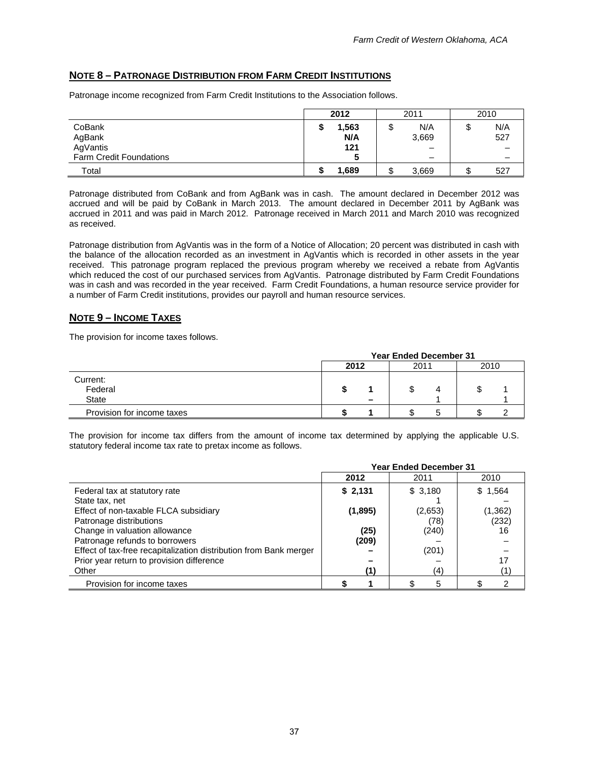## NOTE 8 – PATRONAGE DISTRIBUTION FROM FARM CREDIT INSTITUTIONS

Patronage income recognized from Farm Credit Institutions to the Association follows.

| | 2012 | 2011 | 2010 |
|---|---|---|---|
| CoBank | $ 1,563 | $ N/A | $ N/A |
| AgBank | N/A | 3,669 | 527 |
| AgVantis | 121 | – | – |
| Farm Credit Foundations | 5 | – | – |
| Total | $ 1,689 | $ 3,669 | $ 527 |

Patronage distributed from CoBank and from AgBank was in cash. The amount declared in December 2012 was accrued and will be paid by CoBank in March 2013. The amount declared in December 2011 by AgBank was accrued in 2011 and was paid in March 2012. Patronage received in March 2011 and March 2010 was recognized as received.

Patronage distribution from AgVantis was in the form of a Notice of Allocation; 20 percent was distributed in cash with the balance of the allocation recorded as an investment in AgVantis which is recorded in other assets in the year received. This patronage program replaced the previous program whereby we received a rebate from AgVantis which reduced the cost of our purchased services from AgVantis. Patronage distributed by Farm Credit Foundations was in cash and was recorded in the year received. Farm Credit Foundations, a human resource service provider for a number of Farm Credit institutions, provides our payroll and human resource services.

## NOTE 9 – INCOME TAXES

The provision for income taxes follows.

| | Year Ended December 31 | | |
|---|---|---|---|
| | 2012 | 2011 | 2010 |
| Current: | | | |
| Federal | $ 1 | $ 4 | $ 1 |
| State | – | 1 | 1 |
| Provision for income taxes | $ 1 | $ 5 | $ 2 |

The provision for income tax differs from the amount of income tax determined by applying the applicable U.S. statutory federal income tax rate to pretax income as follows.

| | Year Ended December 31 | | |
|---|---|---|---|
| | 2012 | 2011 | 2010 |
| Federal tax at statutory rate | $ 2,131 | $ 3,180 | $ 1,564 |
| State tax, net | | 1 | – |
| Effect of non-taxable FLCA subsidiary | (1,895) | (2,653) | (1,362) |
| Patronage distributions | | (78) | (232) |
| Change in valuation allowance | (25) | (240) | 16 |
| Patronage refunds to borrowers | (209) | – | – |
| Effect of tax-free recapitalization distribution from Bank merger | – | (201) | – |
| Prior year return to provision difference | – | – | 17 |
| Other | (1) | (4) | (1) |
| Provision for income taxes | $ 1 | $ 5 | $ 2 |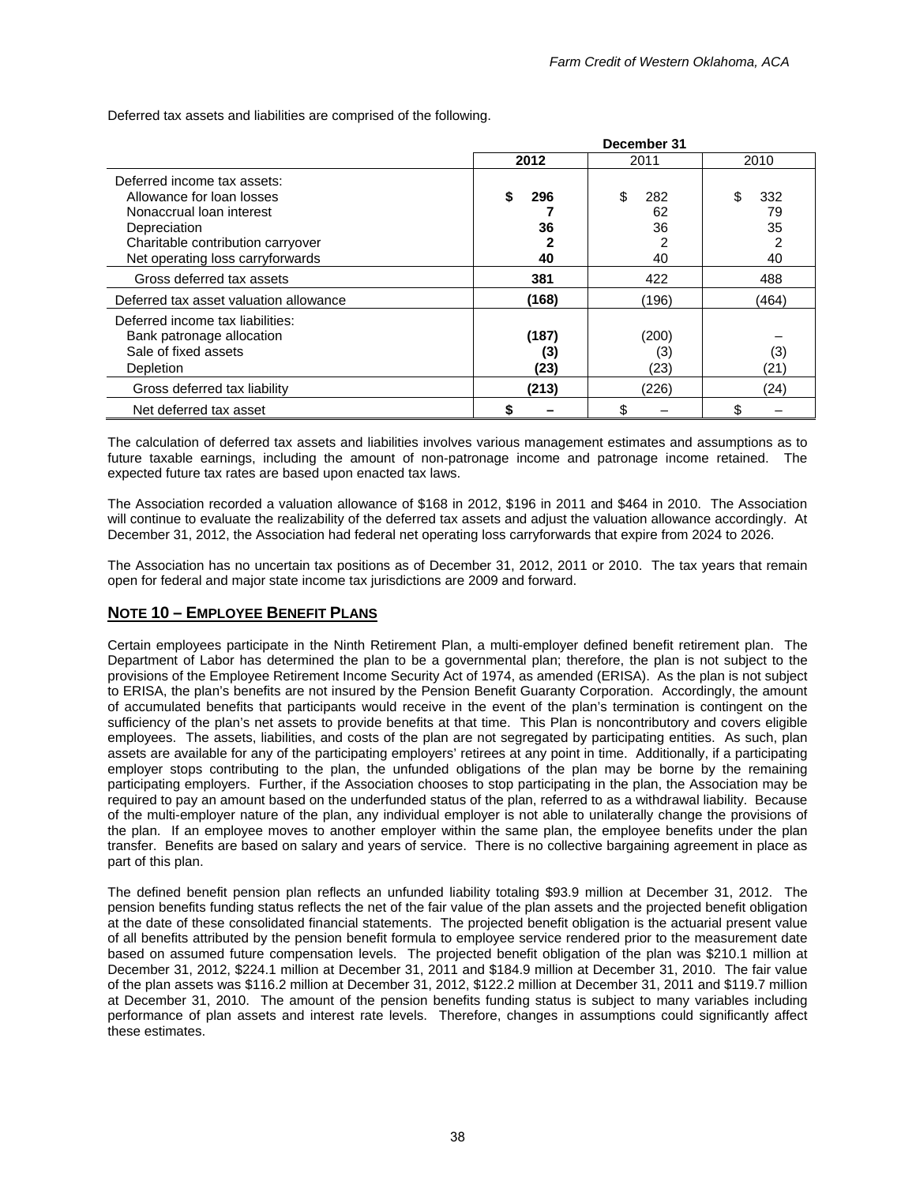Deferred tax assets and liabilities are comprised of the following.

| | December 31 | | |
|---|---|---|---|
| | **2012** | 2011 | 2010 |
| Deferred income tax assets: | | | |
| Allowance for loan losses | **$ 296** | $ 282 | $ 332 |
| Nonaccrual loan interest | **7** | 62 | 79 |
| Depreciation | **36** | 36 | 35 |
| Charitable contribution carryover | **2** | 2 | 2 |
| Net operating loss carryforwards | **40** | 40 | 40 |
| Gross deferred tax assets | **381** | 422 | 488 |
| Deferred tax asset valuation allowance | **(168)** | (196) | (464) |
| Deferred income tax liabilities: | | | |
| Bank patronage allocation | **(187)** | (200) | – |
| Sale of fixed assets | **(3)** | (3) | (3) |
| Depletion | **(23)** | (23) | (21) |
| Gross deferred tax liability | **(213)** | (226) | (24) |
| Net deferred tax asset | **$ –** | $ – | $ – |

The calculation of deferred tax assets and liabilities involves various management estimates and assumptions as to future taxable earnings, including the amount of non-patronage income and patronage income retained. The expected future tax rates are based upon enacted tax laws.

The Association recorded a valuation allowance of $168 in 2012, $196 in 2011 and $464 in 2010. The Association will continue to evaluate the realizability of the deferred tax assets and adjust the valuation allowance accordingly. At December 31, 2012, the Association had federal net operating loss carryforwards that expire from 2024 to 2026.

The Association has no uncertain tax positions as of December 31, 2012, 2011 or 2010. The tax years that remain open for federal and major state income tax jurisdictions are 2009 and forward.

## NOTE 10 – EMPLOYEE BENEFIT PLANS

Certain employees participate in the Ninth Retirement Plan, a multi-employer defined benefit retirement plan. The Department of Labor has determined the plan to be a governmental plan; therefore, the plan is not subject to the provisions of the Employee Retirement Income Security Act of 1974, as amended (ERISA). As the plan is not subject to ERISA, the plan's benefits are not insured by the Pension Benefit Guaranty Corporation. Accordingly, the amount of accumulated benefits that participants would receive in the event of the plan's termination is contingent on the sufficiency of the plan's net assets to provide benefits at that time. This Plan is noncontributory and covers eligible employees. The assets, liabilities, and costs of the plan are not segregated by participating entities. As such, plan assets are available for any of the participating employers' retirees at any point in time. Additionally, if a participating employer stops contributing to the plan, the unfunded obligations of the plan may be borne by the remaining participating employers. Further, if the Association chooses to stop participating in the plan, the Association may be required to pay an amount based on the underfunded status of the plan, referred to as a withdrawal liability. Because of the multi-employer nature of the plan, any individual employer is not able to unilaterally change the provisions of the plan. If an employee moves to another employer within the same plan, the employee benefits under the plan transfer. Benefits are based on salary and years of service. There is no collective bargaining agreement in place as part of this plan.

The defined benefit pension plan reflects an unfunded liability totaling $93.9 million at December 31, 2012. The pension benefits funding status reflects the net of the fair value of the plan assets and the projected benefit obligation at the date of these consolidated financial statements. The projected benefit obligation is the actuarial present value of all benefits attributed by the pension benefit formula to employee service rendered prior to the measurement date based on assumed future compensation levels. The projected benefit obligation of the plan was $210.1 million at December 31, 2012, $224.1 million at December 31, 2011 and $184.9 million at December 31, 2010. The fair value of the plan assets was $116.2 million at December 31, 2012, $122.2 million at December 31, 2011 and $119.7 million at December 31, 2010. The amount of the pension benefits funding status is subject to many variables including performance of plan assets and interest rate levels. Therefore, changes in assumptions could significantly affect these estimates.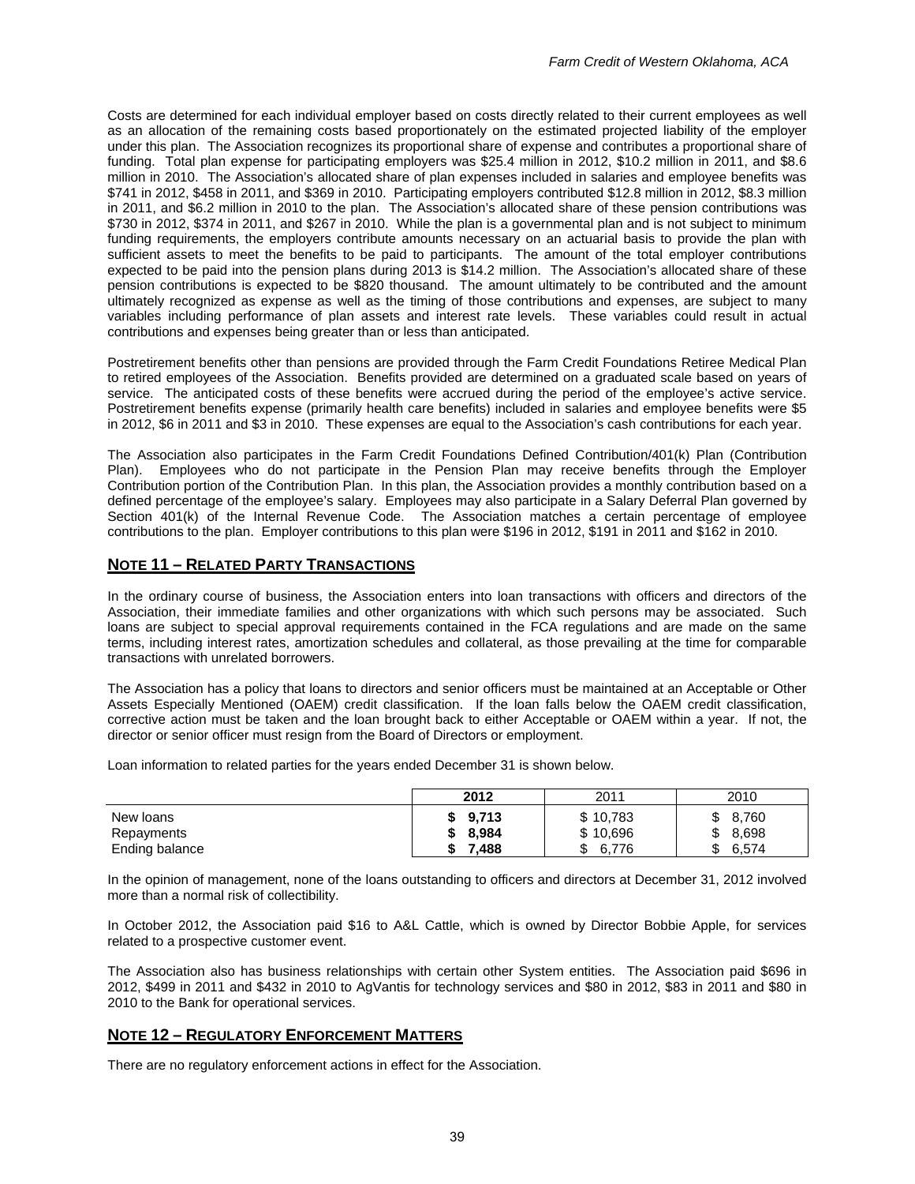Costs are determined for each individual employer based on costs directly related to their current employees as well as an allocation of the remaining costs based proportionately on the estimated projected liability of the employer under this plan. The Association recognizes its proportional share of expense and contributes a proportional share of funding. Total plan expense for participating employers was $25.4 million in 2012, $10.2 million in 2011, and $8.6 million in 2010. The Association's allocated share of plan expenses included in salaries and employee benefits was $741 in 2012, $458 in 2011, and $369 in 2010. Participating employers contributed $12.8 million in 2012, $8.3 million in 2011, and $6.2 million in 2010 to the plan. The Association's allocated share of these pension contributions was $730 in 2012, $374 in 2011, and $267 in 2010. While the plan is a governmental plan and is not subject to minimum funding requirements, the employers contribute amounts necessary on an actuarial basis to provide the plan with sufficient assets to meet the benefits to be paid to participants. The amount of the total employer contributions expected to be paid into the pension plans during 2013 is $14.2 million. The Association's allocated share of these pension contributions is expected to be $820 thousand. The amount ultimately to be contributed and the amount ultimately recognized as expense as well as the timing of those contributions and expenses, are subject to many variables including performance of plan assets and interest rate levels. These variables could result in actual contributions and expenses being greater than or less than anticipated.

Postretirement benefits other than pensions are provided through the Farm Credit Foundations Retiree Medical Plan to retired employees of the Association. Benefits provided are determined on a graduated scale based on years of service. The anticipated costs of these benefits were accrued during the period of the employee's active service. Postretirement benefits expense (primarily health care benefits) included in salaries and employee benefits were $5 in 2012, $6 in 2011 and $3 in 2010. These expenses are equal to the Association's cash contributions for each year.

The Association also participates in the Farm Credit Foundations Defined Contribution/401(k) Plan (Contribution Plan). Employees who do not participate in the Pension Plan may receive benefits through the Employer Contribution portion of the Contribution Plan. In this plan, the Association provides a monthly contribution based on a defined percentage of the employee's salary. Employees may also participate in a Salary Deferral Plan governed by Section 401(k) of the Internal Revenue Code. The Association matches a certain percentage of employee contributions to the plan. Employer contributions to this plan were $196 in 2012, $191 in 2011 and $162 in 2010.

## NOTE 11 – RELATED PARTY TRANSACTIONS

In the ordinary course of business, the Association enters into loan transactions with officers and directors of the Association, their immediate families and other organizations with which such persons may be associated. Such loans are subject to special approval requirements contained in the FCA regulations and are made on the same terms, including interest rates, amortization schedules and collateral, as those prevailing at the time for comparable transactions with unrelated borrowers.

The Association has a policy that loans to directors and senior officers must be maintained at an Acceptable or Other Assets Especially Mentioned (OAEM) credit classification. If the loan falls below the OAEM credit classification, corrective action must be taken and the loan brought back to either Acceptable or OAEM within a year. If not, the director or senior officer must resign from the Board of Directors or employment.

Loan information to related parties for the years ended December 31 is shown below.

| | **2012** | 2011 | 2010 |
|---|---|---|---|
| New loans | **$ 9,713** | $ 10,783 | $ 8,760 |
| Repayments | **$ 8,984** | $ 10,696 | $ 8,698 |
| Ending balance | **$ 7,488** | $ 6,776 | $ 6,574 |

In the opinion of management, none of the loans outstanding to officers and directors at December 31, 2012 involved more than a normal risk of collectibility.

In October 2012, the Association paid $16 to A&L Cattle, which is owned by Director Bobbie Apple, for services related to a prospective customer event.

The Association also has business relationships with certain other System entities. The Association paid $696 in 2012, $499 in 2011 and $432 in 2010 to AgVantis for technology services and $80 in 2012, $83 in 2011 and $80 in 2010 to the Bank for operational services.

## NOTE 12 – REGULATORY ENFORCEMENT MATTERS

There are no regulatory enforcement actions in effect for the Association.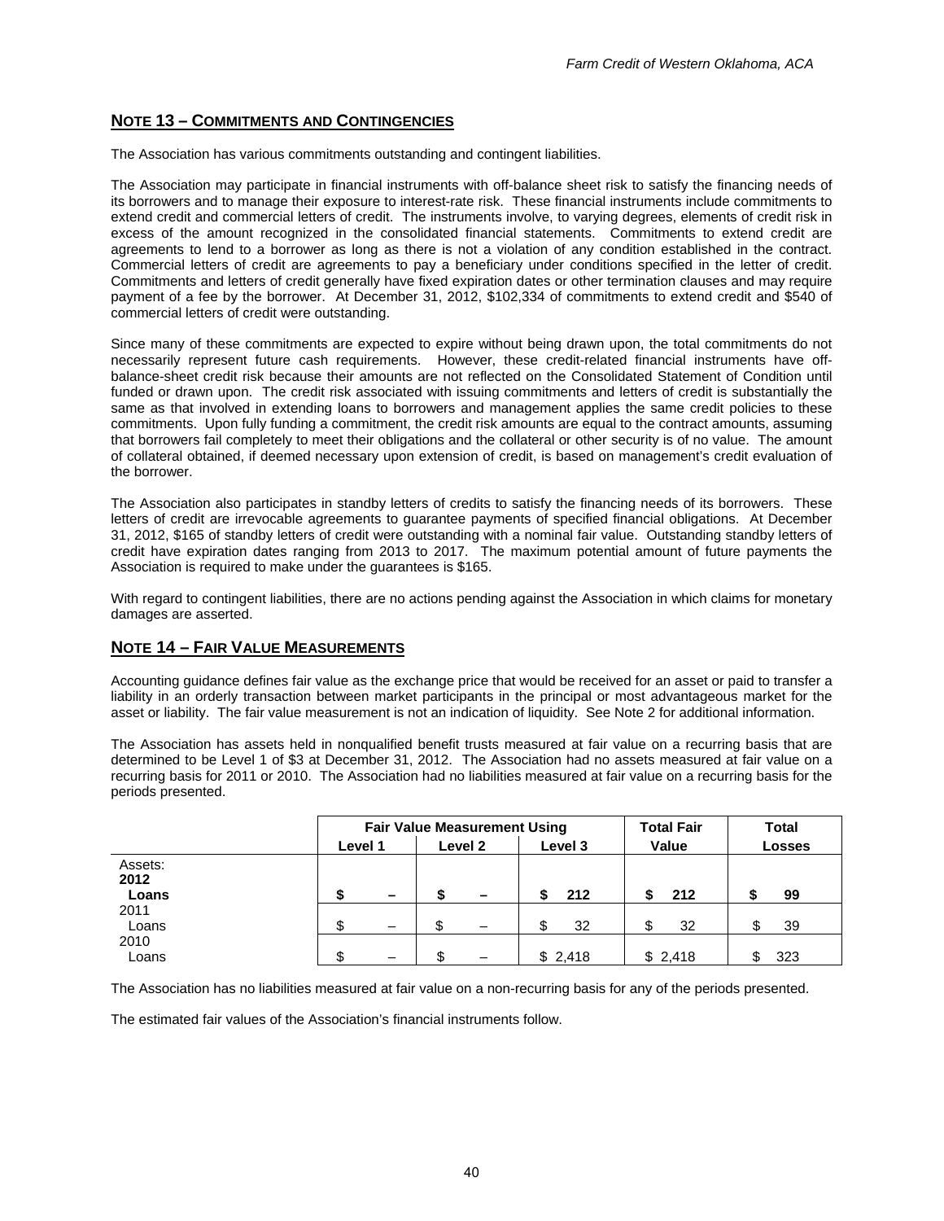## NOTE 13 – COMMITMENTS AND CONTINGENCIES

The Association has various commitments outstanding and contingent liabilities.

The Association may participate in financial instruments with off-balance sheet risk to satisfy the financing needs of its borrowers and to manage their exposure to interest-rate risk. These financial instruments include commitments to extend credit and commercial letters of credit. The instruments involve, to varying degrees, elements of credit risk in excess of the amount recognized in the consolidated financial statements. Commitments to extend credit are agreements to lend to a borrower as long as there is not a violation of any condition established in the contract. Commercial letters of credit are agreements to pay a beneficiary under conditions specified in the letter of credit. Commitments and letters of credit generally have fixed expiration dates or other termination clauses and may require payment of a fee by the borrower. At December 31, 2012, $102,334 of commitments to extend credit and $540 of commercial letters of credit were outstanding.

Since many of these commitments are expected to expire without being drawn upon, the total commitments do not necessarily represent future cash requirements. However, these credit-related financial instruments have off-balance-sheet credit risk because their amounts are not reflected on the Consolidated Statement of Condition until funded or drawn upon. The credit risk associated with issuing commitments and letters of credit is substantially the same as that involved in extending loans to borrowers and management applies the same credit policies to these commitments. Upon fully funding a commitment, the credit risk amounts are equal to the contract amounts, assuming that borrowers fail completely to meet their obligations and the collateral or other security is of no value. The amount of collateral obtained, if deemed necessary upon extension of credit, is based on management's credit evaluation of the borrower.

The Association also participates in standby letters of credits to satisfy the financing needs of its borrowers. These letters of credit are irrevocable agreements to guarantee payments of specified financial obligations. At December 31, 2012, $165 of standby letters of credit were outstanding with a nominal fair value. Outstanding standby letters of credit have expiration dates ranging from 2013 to 2017. The maximum potential amount of future payments the Association is required to make under the guarantees is $165.

With regard to contingent liabilities, there are no actions pending against the Association in which claims for monetary damages are asserted.

## NOTE 14 – FAIR VALUE MEASUREMENTS

Accounting guidance defines fair value as the exchange price that would be received for an asset or paid to transfer a liability in an orderly transaction between market participants in the principal or most advantageous market for the asset or liability. The fair value measurement is not an indication of liquidity. See Note 2 for additional information.

The Association has assets held in nonqualified benefit trusts measured at fair value on a recurring basis that are determined to be Level 1 of $3 at December 31, 2012. The Association had no assets measured at fair value on a recurring basis for 2011 or 2010. The Association had no liabilities measured at fair value on a recurring basis for the periods presented.

| | Fair Value Measurement Using | | | Total Fair | Total |
|---|---|---|---|---|---|
| | Level 1 | Level 2 | Level 3 | Value | Losses |
| Assets: | | | | | |
| **2012** | | | | | |
| **Loans** | **$ –** | **$ –** | **$ 212** | **$ 212** | **$ 99** |
| 2011 | | | | | |
| Loans | $ – | $ – | $ 32 | $ 32 | $ 39 |
| 2010 | | | | | |
| Loans | $ – | $ – | $ 2,418 | $ 2,418 | $ 323 |

The Association has no liabilities measured at fair value on a non-recurring basis for any of the periods presented.

The estimated fair values of the Association's financial instruments follow.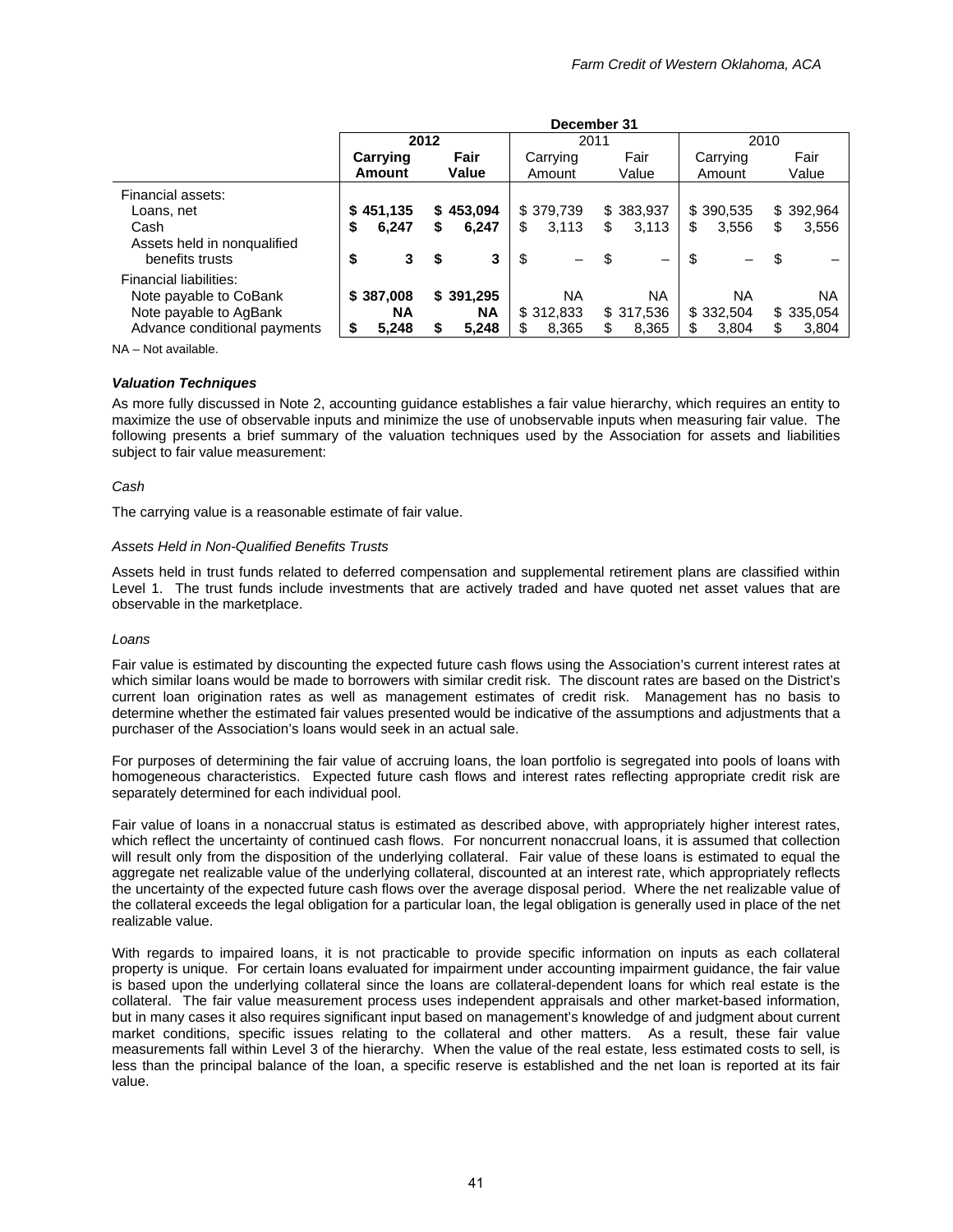| | December 31 | | | | | |
|---|---|---|---|---|---|---|
| | **2012** | | 2011 | | 2010 | |
| | **Carrying Amount** | **Fair Value** | Carrying Amount | Fair Value | Carrying Amount | Fair Value |
| Financial assets: | | | | | | |
| Loans, net | **$ 451,135** | **$ 453,094** | $ 379,739 | $ 383,937 | $ 390,535 | $ 392,964 |
| Cash | **$ 6,247** | **$ 6,247** | $ 3,113 | $ 3,113 | $ 3,556 | $ 3,556 |
| Assets held in nonqualified benefits trusts | **$ 3** | **$ 3** | $ – | $ – | $ – | $ – |
| Financial liabilities: | | | | | | |
| Note payable to CoBank | **$ 387,008** | **$ 391,295** | NA | NA | NA | NA |
| Note payable to AgBank | **NA** | **NA** | $ 312,833 | $ 317,536 | $ 332,504 | $ 335,054 |
| Advance conditional payments | **$ 5,248** | **$ 5,248** | $ 8,365 | $ 8,365 | $ 3,804 | $ 3,804 |

NA – Not available.

***Valuation Techniques***

As more fully discussed in Note 2, accounting guidance establishes a fair value hierarchy, which requires an entity to maximize the use of observable inputs and minimize the use of unobservable inputs when measuring fair value. The following presents a brief summary of the valuation techniques used by the Association for assets and liabilities subject to fair value measurement:

*Cash*

The carrying value is a reasonable estimate of fair value.

*Assets Held in Non-Qualified Benefits Trusts*

Assets held in trust funds related to deferred compensation and supplemental retirement plans are classified within Level 1. The trust funds include investments that are actively traded and have quoted net asset values that are observable in the marketplace.

*Loans*

Fair value is estimated by discounting the expected future cash flows using the Association's current interest rates at which similar loans would be made to borrowers with similar credit risk. The discount rates are based on the District's current loan origination rates as well as management estimates of credit risk. Management has no basis to determine whether the estimated fair values presented would be indicative of the assumptions and adjustments that a purchaser of the Association's loans would seek in an actual sale.

For purposes of determining the fair value of accruing loans, the loan portfolio is segregated into pools of loans with homogeneous characteristics. Expected future cash flows and interest rates reflecting appropriate credit risk are separately determined for each individual pool.

Fair value of loans in a nonaccrual status is estimated as described above, with appropriately higher interest rates, which reflect the uncertainty of continued cash flows. For noncurrent nonaccrual loans, it is assumed that collection will result only from the disposition of the underlying collateral. Fair value of these loans is estimated to equal the aggregate net realizable value of the underlying collateral, discounted at an interest rate, which appropriately reflects the uncertainty of the expected future cash flows over the average disposal period. Where the net realizable value of the collateral exceeds the legal obligation for a particular loan, the legal obligation is generally used in place of the net realizable value.

With regards to impaired loans, it is not practicable to provide specific information on inputs as each collateral property is unique. For certain loans evaluated for impairment under accounting impairment guidance, the fair value is based upon the underlying collateral since the loans are collateral-dependent loans for which real estate is the collateral. The fair value measurement process uses independent appraisals and other market-based information, but in many cases it also requires significant input based on management's knowledge of and judgment about current market conditions, specific issues relating to the collateral and other matters. As a result, these fair value measurements fall within Level 3 of the hierarchy. When the value of the real estate, less estimated costs to sell, is less than the principal balance of the loan, a specific reserve is established and the net loan is reported at its fair value.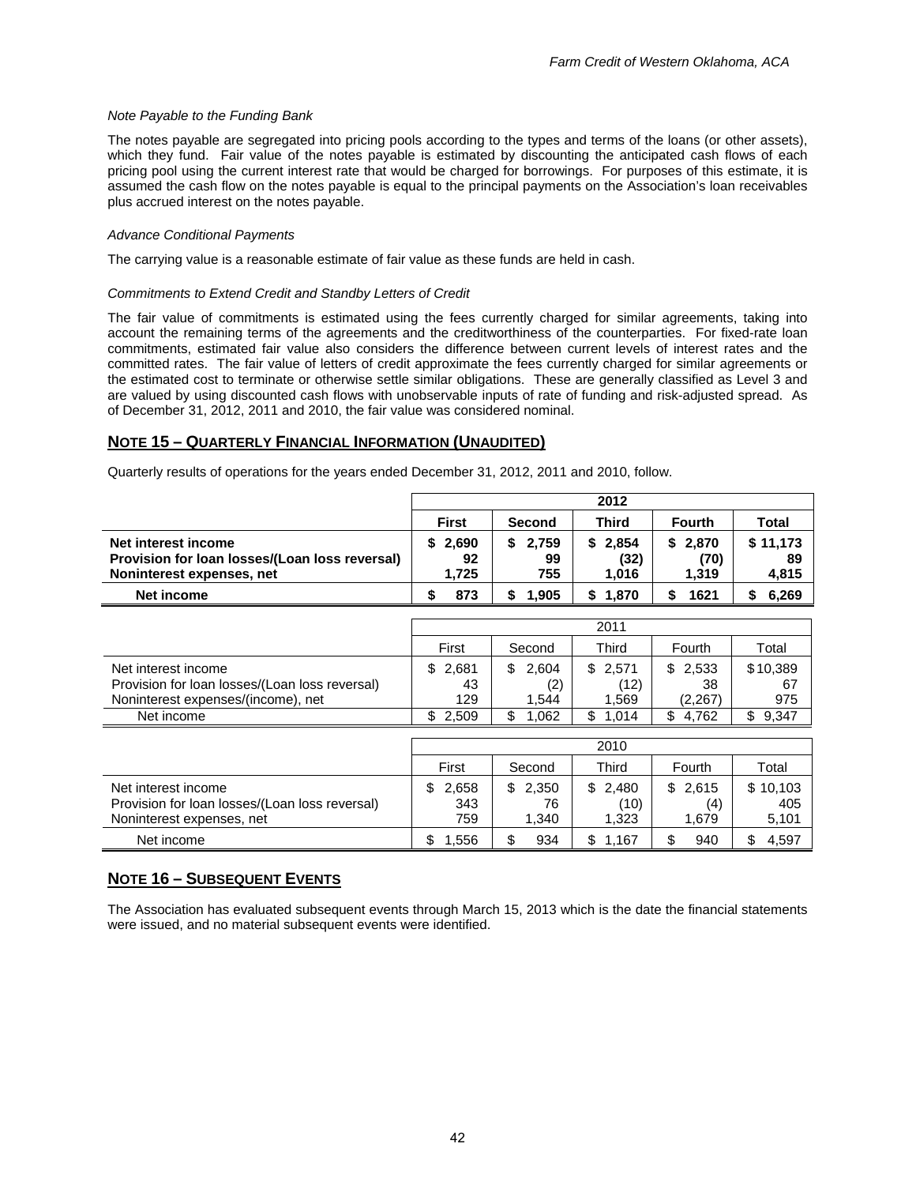*Note Payable to the Funding Bank*

The notes payable are segregated into pricing pools according to the types and terms of the loans (or other assets), which they fund. Fair value of the notes payable is estimated by discounting the anticipated cash flows of each pricing pool using the current interest rate that would be charged for borrowings. For purposes of this estimate, it is assumed the cash flow on the notes payable is equal to the principal payments on the Association's loan receivables plus accrued interest on the notes payable.

*Advance Conditional Payments*

The carrying value is a reasonable estimate of fair value as these funds are held in cash.

*Commitments to Extend Credit and Standby Letters of Credit*

The fair value of commitments is estimated using the fees currently charged for similar agreements, taking into account the remaining terms of the agreements and the creditworthiness of the counterparties. For fixed-rate loan commitments, estimated fair value also considers the difference between current levels of interest rates and the committed rates. The fair value of letters of credit approximate the fees currently charged for similar agreements or the estimated cost to terminate or otherwise settle similar obligations. These are generally classified as Level 3 and are valued by using discounted cash flows with unobservable inputs of rate of funding and risk-adjusted spread. As of December 31, 2012, 2011 and 2010, the fair value was considered nominal.

## NOTE 15 – QUARTERLY FINANCIAL INFORMATION (UNAUDITED)

Quarterly results of operations for the years ended December 31, 2012, 2011 and 2010, follow.

| | **2012** | | | | |
|---|---|---|---|---|---|
| | **First** | **Second** | **Third** | **Fourth** | **Total** |
| **Net interest income** | **$ 2,690** | **$ 2,759** | **$ 2,854** | **$ 2,870** | **$ 11,173** |
| **Provision for loan losses/(Loan loss reversal)** | **92** | **99** | **(32)** | **(70)** | **89** |
| **Noninterest expenses, net** | **1,725** | **755** | **1,016** | **1,319** | **4,815** |
| **Net income** | **$ 873** | **$ 1,905** | **$ 1,870** | **$ 1621** | **$ 6,269** |

| | 2011 | | | | |
|---|---|---|---|---|---|
| | First | Second | Third | Fourth | Total |
| Net interest income | $ 2,681 | $ 2,604 | $ 2,571 | $ 2,533 | $ 10,389 |
| Provision for loan losses/(Loan loss reversal) | 43 | (2) | (12) | 38 | 67 |
| Noninterest expenses/(income), net | 129 | 1,544 | 1,569 | (2,267) | 975 |
| Net income | $ 2,509 | $ 1,062 | $ 1,014 | $ 4,762 | $ 9,347 |

| | 2010 | | | | |
|---|---|---|---|---|---|
| | First | Second | Third | Fourth | Total |
| Net interest income | $ 2,658 | $ 2,350 | $ 2,480 | $ 2,615 | $ 10,103 |
| Provision for loan losses/(Loan loss reversal) | 343 | 76 | (10) | (4) | 405 |
| Noninterest expenses, net | 759 | 1,340 | 1,323 | 1,679 | 5,101 |
| Net income | $ 1,556 | $ 934 | $ 1,167 | $ 940 | $ 4,597 |

## NOTE 16 – SUBSEQUENT EVENTS

The Association has evaluated subsequent events through March 15, 2013 which is the date the financial statements were issued, and no material subsequent events were identified.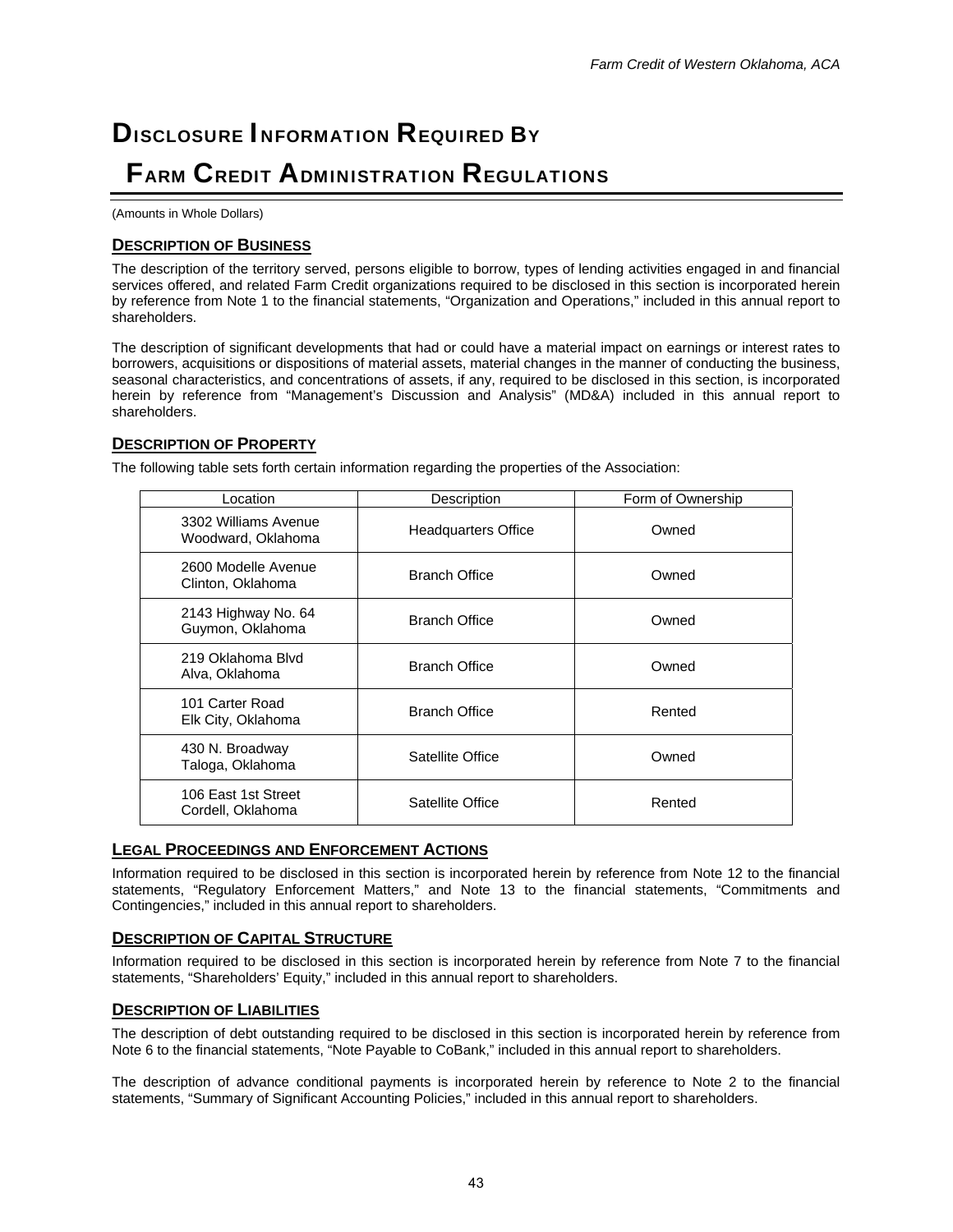# Disclosure Information Required By Farm Credit Administration Regulations

(Amounts in Whole Dollars)

## Description of Business

The description of the territory served, persons eligible to borrow, types of lending activities engaged in and financial services offered, and related Farm Credit organizations required to be disclosed in this section is incorporated herein by reference from Note 1 to the financial statements, "Organization and Operations," included in this annual report to shareholders.

The description of significant developments that had or could have a material impact on earnings or interest rates to borrowers, acquisitions or dispositions of material assets, material changes in the manner of conducting the business, seasonal characteristics, and concentrations of assets, if any, required to be disclosed in this section, is incorporated herein by reference from "Management's Discussion and Analysis" (MD&A) included in this annual report to shareholders.

## Description of Property

The following table sets forth certain information regarding the properties of the Association:

| Location | Description | Form of Ownership |
|---|---|---|
| 3302 Williams Avenue<br>Woodward, Oklahoma | Headquarters Office | Owned |
| 2600 Modelle Avenue<br>Clinton, Oklahoma | Branch Office | Owned |
| 2143 Highway No. 64<br>Guymon, Oklahoma | Branch Office | Owned |
| 219 Oklahoma Blvd<br>Alva, Oklahoma | Branch Office | Owned |
| 101 Carter Road<br>Elk City, Oklahoma | Branch Office | Rented |
| 430 N. Broadway<br>Taloga, Oklahoma | Satellite Office | Owned |
| 106 East 1st Street<br>Cordell, Oklahoma | Satellite Office | Rented |

## Legal Proceedings and Enforcement Actions

Information required to be disclosed in this section is incorporated herein by reference from Note 12 to the financial statements, "Regulatory Enforcement Matters," and Note 13 to the financial statements, "Commitments and Contingencies," included in this annual report to shareholders.

## Description of Capital Structure

Information required to be disclosed in this section is incorporated herein by reference from Note 7 to the financial statements, "Shareholders' Equity," included in this annual report to shareholders.

## Description of Liabilities

The description of debt outstanding required to be disclosed in this section is incorporated herein by reference from Note 6 to the financial statements, "Note Payable to CoBank," included in this annual report to shareholders.

The description of advance conditional payments is incorporated herein by reference to Note 2 to the financial statements, "Summary of Significant Accounting Policies," included in this annual report to shareholders.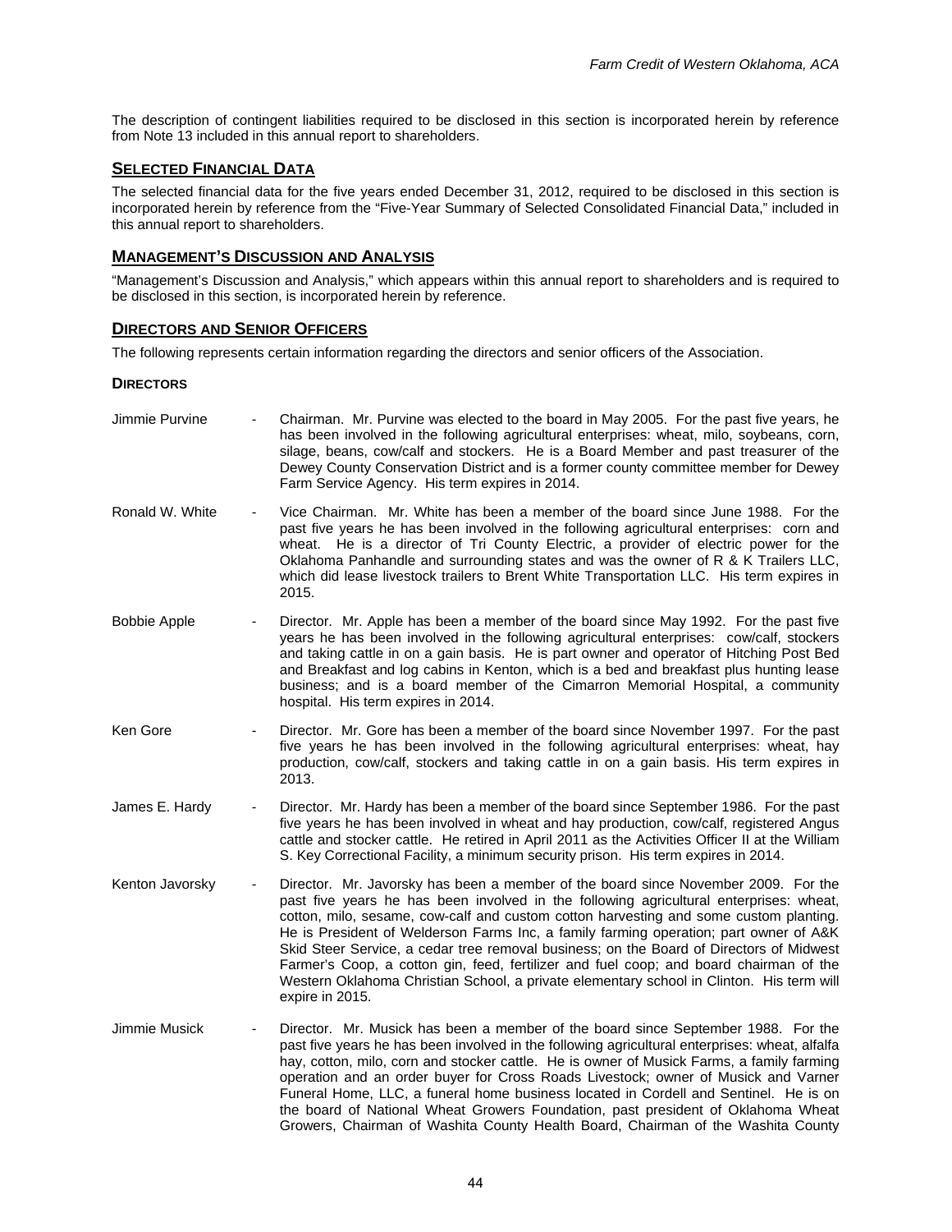The description of contingent liabilities required to be disclosed in this section is incorporated herein by reference from Note 13 included in this annual report to shareholders.

## SELECTED FINANCIAL DATA

The selected financial data for the five years ended December 31, 2012, required to be disclosed in this section is incorporated herein by reference from the "Five-Year Summary of Selected Consolidated Financial Data," included in this annual report to shareholders.

## MANAGEMENT'S DISCUSSION AND ANALYSIS

"Management's Discussion and Analysis," which appears within this annual report to shareholders and is required to be disclosed in this section, is incorporated herein by reference.

## DIRECTORS AND SENIOR OFFICERS

The following represents certain information regarding the directors and senior officers of the Association.

### DIRECTORS

Jimmie Purvine - Chairman. Mr. Purvine was elected to the board in May 2005. For the past five years, he has been involved in the following agricultural enterprises: wheat, milo, soybeans, corn, silage, beans, cow/calf and stockers. He is a Board Member and past treasurer of the Dewey County Conservation District and is a former county committee member for Dewey Farm Service Agency. His term expires in 2014.

Ronald W. White - Vice Chairman. Mr. White has been a member of the board since June 1988. For the past five years he has been involved in the following agricultural enterprises: corn and wheat. He is a director of Tri County Electric, a provider of electric power for the Oklahoma Panhandle and surrounding states and was the owner of R & K Trailers LLC, which did lease livestock trailers to Brent White Transportation LLC. His term expires in 2015.

Bobbie Apple - Director. Mr. Apple has been a member of the board since May 1992. For the past five years he has been involved in the following agricultural enterprises: cow/calf, stockers and taking cattle in on a gain basis. He is part owner and operator of Hitching Post Bed and Breakfast and log cabins in Kenton, which is a bed and breakfast plus hunting lease business; and is a board member of the Cimarron Memorial Hospital, a community hospital. His term expires in 2014.

Ken Gore - Director. Mr. Gore has been a member of the board since November 1997. For the past five years he has been involved in the following agricultural enterprises: wheat, hay production, cow/calf, stockers and taking cattle in on a gain basis. His term expires in 2013.

James E. Hardy - Director. Mr. Hardy has been a member of the board since September 1986. For the past five years he has been involved in wheat and hay production, cow/calf, registered Angus cattle and stocker cattle. He retired in April 2011 as the Activities Officer II at the William S. Key Correctional Facility, a minimum security prison. His term expires in 2014.

Kenton Javorsky - Director. Mr. Javorsky has been a member of the board since November 2009. For the past five years he has been involved in the following agricultural enterprises: wheat, cotton, milo, sesame, cow-calf and custom cotton harvesting and some custom planting. He is President of Welderson Farms Inc, a family farming operation; part owner of A&K Skid Steer Service, a cedar tree removal business; on the Board of Directors of Midwest Farmer's Coop, a cotton gin, feed, fertilizer and fuel coop; and board chairman of the Western Oklahoma Christian School, a private elementary school in Clinton. His term will expire in 2015.

Jimmie Musick - Director. Mr. Musick has been a member of the board since September 1988. For the past five years he has been involved in the following agricultural enterprises: wheat, alfalfa hay, cotton, milo, corn and stocker cattle. He is owner of Musick Farms, a family farming operation and an order buyer for Cross Roads Livestock; owner of Musick and Varner Funeral Home, LLC, a funeral home business located in Cordell and Sentinel. He is on the board of National Wheat Growers Foundation, past president of Oklahoma Wheat Growers, Chairman of Washita County Health Board, Chairman of the Washita County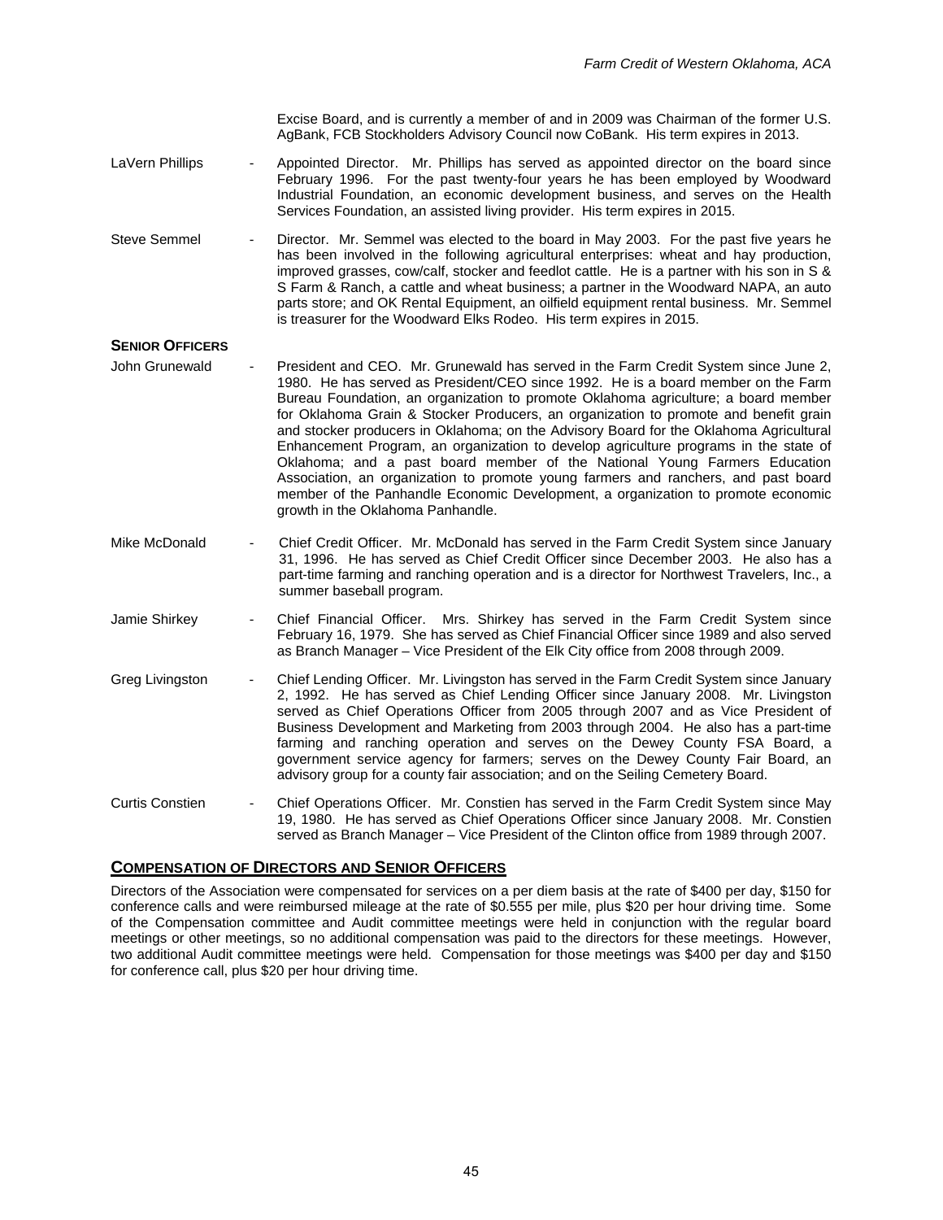Excise Board, and is currently a member of and in 2009 was Chairman of the former U.S. AgBank, FCB Stockholders Advisory Council now CoBank. His term expires in 2013.

LaVern Phillips - Appointed Director. Mr. Phillips has served as appointed director on the board since February 1996. For the past twenty-four years he has been employed by Woodward Industrial Foundation, an economic development business, and serves on the Health Services Foundation, an assisted living provider. His term expires in 2015.

Steve Semmel - Director. Mr. Semmel was elected to the board in May 2003. For the past five years he has been involved in the following agricultural enterprises: wheat and hay production, improved grasses, cow/calf, stocker and feedlot cattle. He is a partner with his son in S & S Farm & Ranch, a cattle and wheat business; a partner in the Woodward NAPA, an auto parts store; and OK Rental Equipment, an oilfield equipment rental business. Mr. Semmel is treasurer for the Woodward Elks Rodeo. His term expires in 2015.

**SENIOR OFFICERS**

John Grunewald - President and CEO. Mr. Grunewald has served in the Farm Credit System since June 2, 1980. He has served as President/CEO since 1992. He is a board member on the Farm Bureau Foundation, an organization to promote Oklahoma agriculture; a board member for Oklahoma Grain & Stocker Producers, an organization to promote and benefit grain and stocker producers in Oklahoma; on the Advisory Board for the Oklahoma Agricultural Enhancement Program, an organization to develop agriculture programs in the state of Oklahoma; and a past board member of the National Young Farmers Education Association, an organization to promote young farmers and ranchers, and past board member of the Panhandle Economic Development, a organization to promote economic growth in the Oklahoma Panhandle.

Mike McDonald - Chief Credit Officer. Mr. McDonald has served in the Farm Credit System since January 31, 1996. He has served as Chief Credit Officer since December 2003. He also has a part-time farming and ranching operation and is a director for Northwest Travelers, Inc., a summer baseball program.

Jamie Shirkey - Chief Financial Officer. Mrs. Shirkey has served in the Farm Credit System since February 16, 1979. She has served as Chief Financial Officer since 1989 and also served as Branch Manager – Vice President of the Elk City office from 2008 through 2009.

Greg Livingston - Chief Lending Officer. Mr. Livingston has served in the Farm Credit System since January 2, 1992. He has served as Chief Lending Officer since January 2008. Mr. Livingston served as Chief Operations Officer from 2005 through 2007 and as Vice President of Business Development and Marketing from 2003 through 2004. He also has a part-time farming and ranching operation and serves on the Dewey County FSA Board, a government service agency for farmers; serves on the Dewey County Fair Board, an advisory group for a county fair association; and on the Seiling Cemetery Board.

Curtis Constien - Chief Operations Officer. Mr. Constien has served in the Farm Credit System since May 19, 1980. He has served as Chief Operations Officer since January 2008. Mr. Constien served as Branch Manager – Vice President of the Clinton office from 1989 through 2007.

## COMPENSATION OF DIRECTORS AND SENIOR OFFICERS

Directors of the Association were compensated for services on a per diem basis at the rate of $400 per day, $150 for conference calls and were reimbursed mileage at the rate of $0.555 per mile, plus $20 per hour driving time. Some of the Compensation committee and Audit committee meetings were held in conjunction with the regular board meetings or other meetings, so no additional compensation was paid to the directors for these meetings. However, two additional Audit committee meetings were held. Compensation for those meetings was $400 per day and $150 for conference call, plus $20 per hour driving time.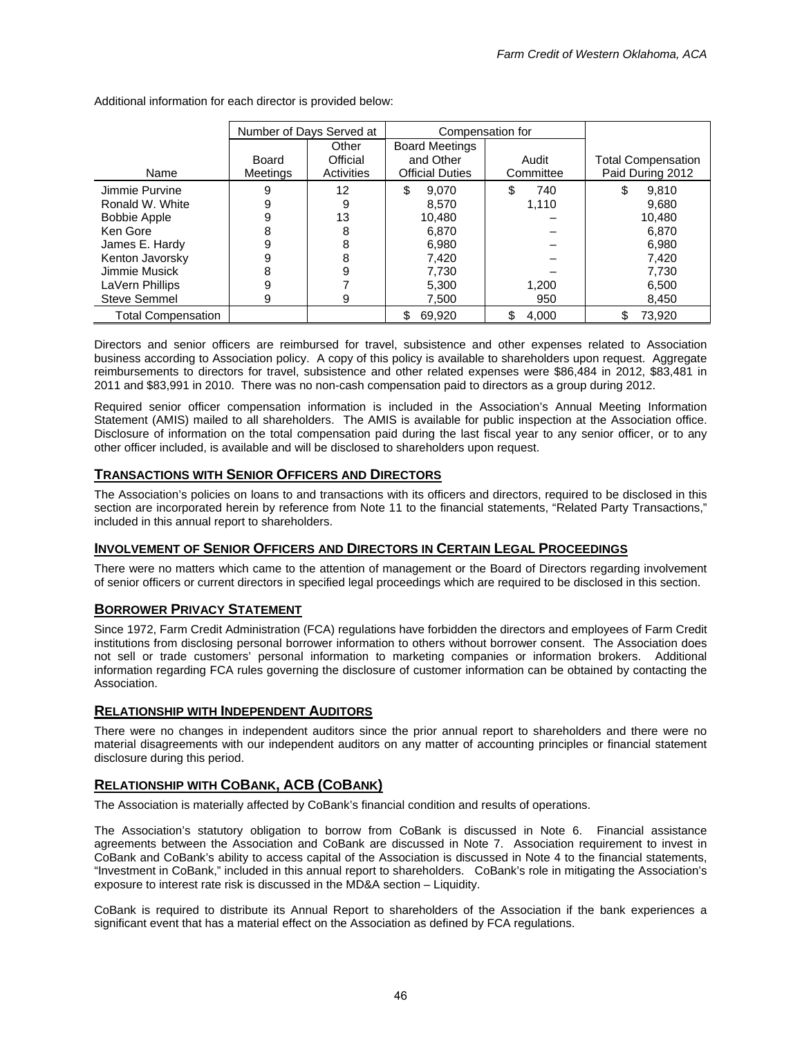Additional information for each director is provided below:

| | Number of Days Served at | | Compensation for | | |
|---|---|---|---|---|---|
| Name | Board Meetings | Other Official Activities | Board Meetings and Other Official Duties | Audit Committee | Total Compensation Paid During 2012 |
| Jimmie Purvine | 9 | 12 | $ 9,070 | $ 740 | $ 9,810 |
| Ronald W. White | 9 | 9 | 8,570 | 1,110 | 9,680 |
| Bobbie Apple | 9 | 13 | 10,480 | – | 10,480 |
| Ken Gore | 8 | 8 | 6,870 | – | 6,870 |
| James E. Hardy | 9 | 8 | 6,980 | – | 6,980 |
| Kenton Javorsky | 9 | 8 | 7,420 | – | 7,420 |
| Jimmie Musick | 8 | 9 | 7,730 | – | 7,730 |
| LaVern Phillips | 9 | 7 | 5,300 | 1,200 | 6,500 |
| Steve Semmel | 9 | 9 | 7,500 | 950 | 8,450 |
| Total Compensation | | | $ 69,920 | $ 4,000 | $ 73,920 |

Directors and senior officers are reimbursed for travel, subsistence and other expenses related to Association business according to Association policy. A copy of this policy is available to shareholders upon request. Aggregate reimbursements to directors for travel, subsistence and other related expenses were $86,484 in 2012, $83,481 in 2011 and $83,991 in 2010. There was no non-cash compensation paid to directors as a group during 2012.

Required senior officer compensation information is included in the Association's Annual Meeting Information Statement (AMIS) mailed to all shareholders. The AMIS is available for public inspection at the Association office. Disclosure of information on the total compensation paid during the last fiscal year to any senior officer, or to any other officer included, is available and will be disclosed to shareholders upon request.

## TRANSACTIONS WITH SENIOR OFFICERS AND DIRECTORS

The Association's policies on loans to and transactions with its officers and directors, required to be disclosed in this section are incorporated herein by reference from Note 11 to the financial statements, "Related Party Transactions," included in this annual report to shareholders.

## INVOLVEMENT OF SENIOR OFFICERS AND DIRECTORS IN CERTAIN LEGAL PROCEEDINGS

There were no matters which came to the attention of management or the Board of Directors regarding involvement of senior officers or current directors in specified legal proceedings which are required to be disclosed in this section.

## BORROWER PRIVACY STATEMENT

Since 1972, Farm Credit Administration (FCA) regulations have forbidden the directors and employees of Farm Credit institutions from disclosing personal borrower information to others without borrower consent. The Association does not sell or trade customers' personal information to marketing companies or information brokers. Additional information regarding FCA rules governing the disclosure of customer information can be obtained by contacting the Association.

## RELATIONSHIP WITH INDEPENDENT AUDITORS

There were no changes in independent auditors since the prior annual report to shareholders and there were no material disagreements with our independent auditors on any matter of accounting principles or financial statement disclosure during this period.

## RELATIONSHIP WITH COBANK, ACB (COBANK)

The Association is materially affected by CoBank's financial condition and results of operations.

The Association's statutory obligation to borrow from CoBank is discussed in Note 6. Financial assistance agreements between the Association and CoBank are discussed in Note 7. Association requirement to invest in CoBank and CoBank's ability to access capital of the Association is discussed in Note 4 to the financial statements, "Investment in CoBank," included in this annual report to shareholders. CoBank's role in mitigating the Association's exposure to interest rate risk is discussed in the MD&A section – Liquidity.

CoBank is required to distribute its Annual Report to shareholders of the Association if the bank experiences a significant event that has a material effect on the Association as defined by FCA regulations.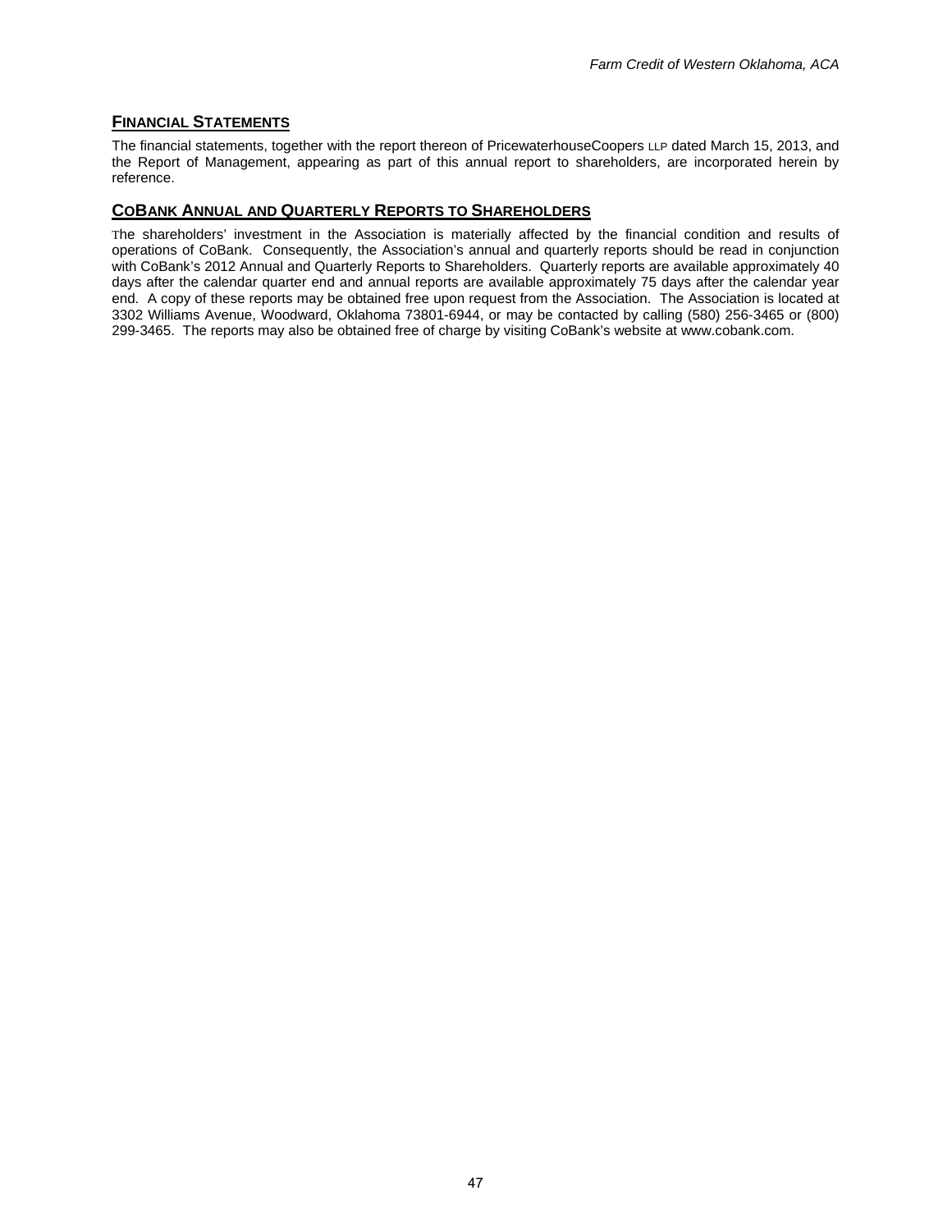## Financial Statements

The financial statements, together with the report thereon of PricewaterhouseCoopers LLP dated March 15, 2013, and the Report of Management, appearing as part of this annual report to shareholders, are incorporated herein by reference.

## CoBank Annual and Quarterly Reports to Shareholders

The shareholders' investment in the Association is materially affected by the financial condition and results of operations of CoBank. Consequently, the Association's annual and quarterly reports should be read in conjunction with CoBank's 2012 Annual and Quarterly Reports to Shareholders. Quarterly reports are available approximately 40 days after the calendar quarter end and annual reports are available approximately 75 days after the calendar year end. A copy of these reports may be obtained free upon request from the Association. The Association is located at 3302 Williams Avenue, Woodward, Oklahoma 73801-6944, or may be contacted by calling (580) 256-3465 or (800) 299-3465. The reports may also be obtained free of charge by visiting CoBank's website at www.cobank.com.